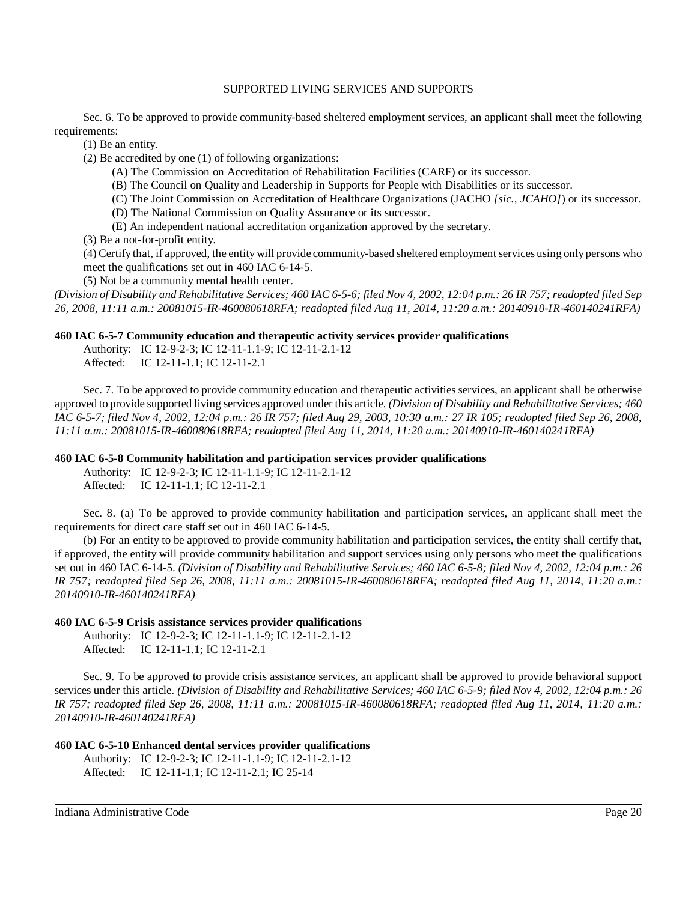Sec. 6. To be approved to provide community-based sheltered employment services, an applicant shall meet the following requirements:

(1) Be an entity.

(2) Be accredited by one (1) of following organizations:

(A) The Commission on Accreditation of Rehabilitation Facilities (CARF) or its successor.

(B) The Council on Quality and Leadership in Supports for People with Disabilities or its successor.

(C) The Joint Commission on Accreditation of Healthcare Organizations (JACHO *[sic., JCAHO]*) or its successor.

(D) The National Commission on Quality Assurance or its successor.

(E) An independent national accreditation organization approved by the secretary.

(3) Be a not-for-profit entity.

(4) Certify that, if approved, the entity will provide community-based sheltered employment services using only persons who meet the qualifications set out in 460 IAC 6-14-5.

(5) Not be a community mental health center.

*(Division of Disability and Rehabilitative Services; 460 IAC 6-5-6; filed Nov 4, 2002, 12:04 p.m.: 26 IR 757; readopted filed Sep 26, 2008, 11:11 a.m.: 20081015-IR-460080618RFA; readopted filed Aug 11, 2014, 11:20 a.m.: 20140910-IR-460140241RFA)*

**460 IAC 6-5-7 Community education and therapeutic activity services provider qualifications**

Authority: IC 12-9-2-3; IC 12-11-1.1-9; IC 12-11-2.1-12
Affected: IC 12-11-1.1; IC 12-11-2.1

Sec. 7. To be approved to provide community education and therapeutic activities services, an applicant shall be otherwise approved to provide supported living services approved under this article. *(Division of Disability and Rehabilitative Services; 460 IAC 6-5-7; filed Nov 4, 2002, 12:04 p.m.: 26 IR 757; filed Aug 29, 2003, 10:30 a.m.: 27 IR 105; readopted filed Sep 26, 2008, 11:11 a.m.: 20081015-IR-460080618RFA; readopted filed Aug 11, 2014, 11:20 a.m.: 20140910-IR-460140241RFA)*

**460 IAC 6-5-8 Community habilitation and participation services provider qualifications**

Authority: IC 12-9-2-3; IC 12-11-1.1-9; IC 12-11-2.1-12
Affected: IC 12-11-1.1; IC 12-11-2.1

Sec. 8. (a) To be approved to provide community habilitation and participation services, an applicant shall meet the requirements for direct care staff set out in 460 IAC 6-14-5.

(b) For an entity to be approved to provide community habilitation and participation services, the entity shall certify that, if approved, the entity will provide community habilitation and support services using only persons who meet the qualifications set out in 460 IAC 6-14-5. *(Division of Disability and Rehabilitative Services; 460 IAC 6-5-8; filed Nov 4, 2002, 12:04 p.m.: 26 IR 757; readopted filed Sep 26, 2008, 11:11 a.m.: 20081015-IR-460080618RFA; readopted filed Aug 11, 2014, 11:20 a.m.: 20140910-IR-460140241RFA)*

**460 IAC 6-5-9 Crisis assistance services provider qualifications**

Authority: IC 12-9-2-3; IC 12-11-1.1-9; IC 12-11-2.1-12
Affected: IC 12-11-1.1; IC 12-11-2.1

Sec. 9. To be approved to provide crisis assistance services, an applicant shall be approved to provide behavioral support services under this article. *(Division of Disability and Rehabilitative Services; 460 IAC 6-5-9; filed Nov 4, 2002, 12:04 p.m.: 26 IR 757; readopted filed Sep 26, 2008, 11:11 a.m.: 20081015-IR-460080618RFA; readopted filed Aug 11, 2014, 11:20 a.m.: 20140910-IR-460140241RFA)*

**460 IAC 6-5-10 Enhanced dental services provider qualifications**

Authority: IC 12-9-2-3; IC 12-11-1.1-9; IC 12-11-2.1-12
Affected: IC 12-11-1.1; IC 12-11-2.1; IC 25-14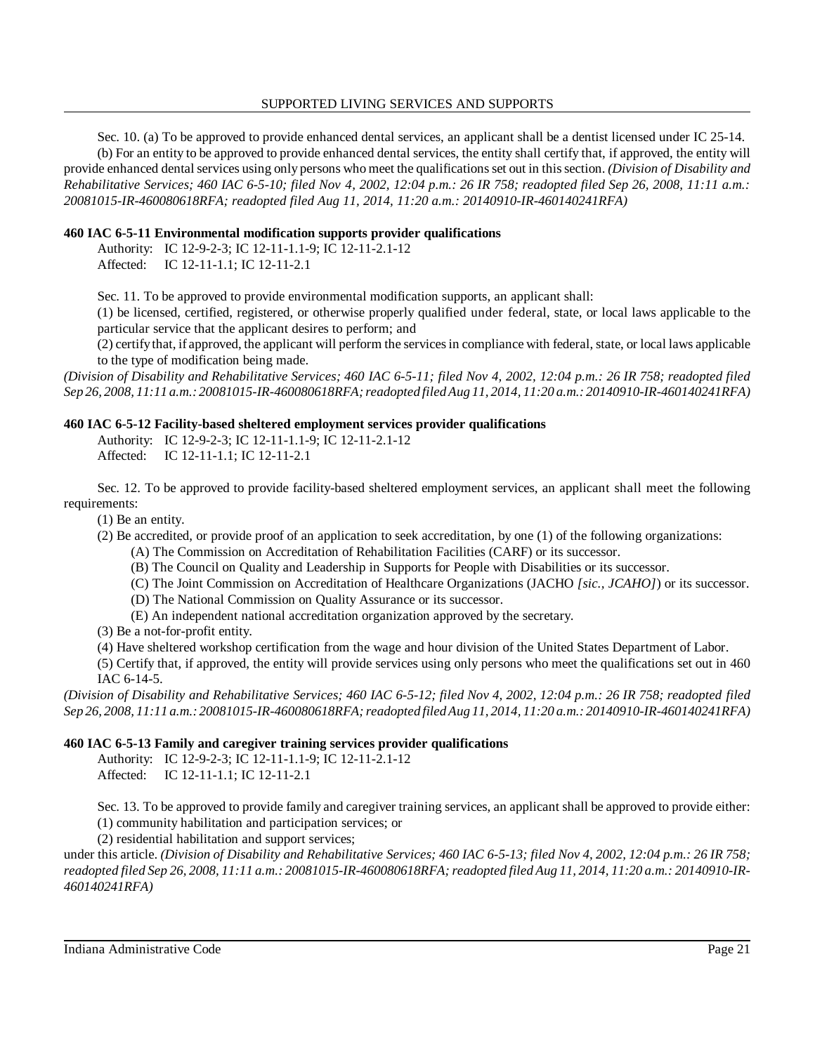Sec. 10. (a) To be approved to provide enhanced dental services, an applicant shall be a dentist licensed under IC 25-14.

(b) For an entity to be approved to provide enhanced dental services, the entity shall certify that, if approved, the entity will provide enhanced dental services using only persons who meet the qualifications set out in this section. *(Division of Disability and Rehabilitative Services; 460 IAC 6-5-10; filed Nov 4, 2002, 12:04 p.m.: 26 IR 758; readopted filed Sep 26, 2008, 11:11 a.m.: 20081015-IR-460080618RFA; readopted filed Aug 11, 2014, 11:20 a.m.: 20140910-IR-460140241RFA)*

**460 IAC 6-5-11 Environmental modification supports provider qualifications**

Authority: IC 12-9-2-3; IC 12-11-1.1-9; IC 12-11-2.1-12
Affected: IC 12-11-1.1; IC 12-11-2.1

Sec. 11. To be approved to provide environmental modification supports, an applicant shall:

(1) be licensed, certified, registered, or otherwise properly qualified under federal, state, or local laws applicable to the particular service that the applicant desires to perform; and

(2) certify that, if approved, the applicant will perform the services in compliance with federal, state, or local laws applicable to the type of modification being made.

*(Division of Disability and Rehabilitative Services; 460 IAC 6-5-11; filed Nov 4, 2002, 12:04 p.m.: 26 IR 758; readopted filed Sep 26, 2008, 11:11 a.m.: 20081015-IR-460080618RFA; readopted filed Aug 11, 2014, 11:20 a.m.: 20140910-IR-460140241RFA)*

**460 IAC 6-5-12 Facility-based sheltered employment services provider qualifications**

Authority: IC 12-9-2-3; IC 12-11-1.1-9; IC 12-11-2.1-12
Affected: IC 12-11-1.1; IC 12-11-2.1

Sec. 12. To be approved to provide facility-based sheltered employment services, an applicant shall meet the following requirements:

(1) Be an entity.

(2) Be accredited, or provide proof of an application to seek accreditation, by one (1) of the following organizations:

(A) The Commission on Accreditation of Rehabilitation Facilities (CARF) or its successor.

(B) The Council on Quality and Leadership in Supports for People with Disabilities or its successor.

(C) The Joint Commission on Accreditation of Healthcare Organizations (JACHO *[sic., JCAHO]*) or its successor.

(D) The National Commission on Quality Assurance or its successor.

(E) An independent national accreditation organization approved by the secretary.

(3) Be a not-for-profit entity.

(4) Have sheltered workshop certification from the wage and hour division of the United States Department of Labor.

(5) Certify that, if approved, the entity will provide services using only persons who meet the qualifications set out in 460 IAC 6-14-5.

*(Division of Disability and Rehabilitative Services; 460 IAC 6-5-12; filed Nov 4, 2002, 12:04 p.m.: 26 IR 758; readopted filed Sep 26, 2008, 11:11 a.m.: 20081015-IR-460080618RFA; readopted filed Aug 11, 2014, 11:20 a.m.: 20140910-IR-460140241RFA)*

**460 IAC 6-5-13 Family and caregiver training services provider qualifications**

Authority: IC 12-9-2-3; IC 12-11-1.1-9; IC 12-11-2.1-12
Affected: IC 12-11-1.1; IC 12-11-2.1

Sec. 13. To be approved to provide family and caregiver training services, an applicant shall be approved to provide either:

(1) community habilitation and participation services; or

(2) residential habilitation and support services;

under this article. *(Division of Disability and Rehabilitative Services; 460 IAC 6-5-13; filed Nov 4, 2002, 12:04 p.m.: 26 IR 758; readopted filed Sep 26, 2008, 11:11 a.m.: 20081015-IR-460080618RFA; readopted filed Aug 11, 2014, 11:20 a.m.: 20140910-IR-460140241RFA)*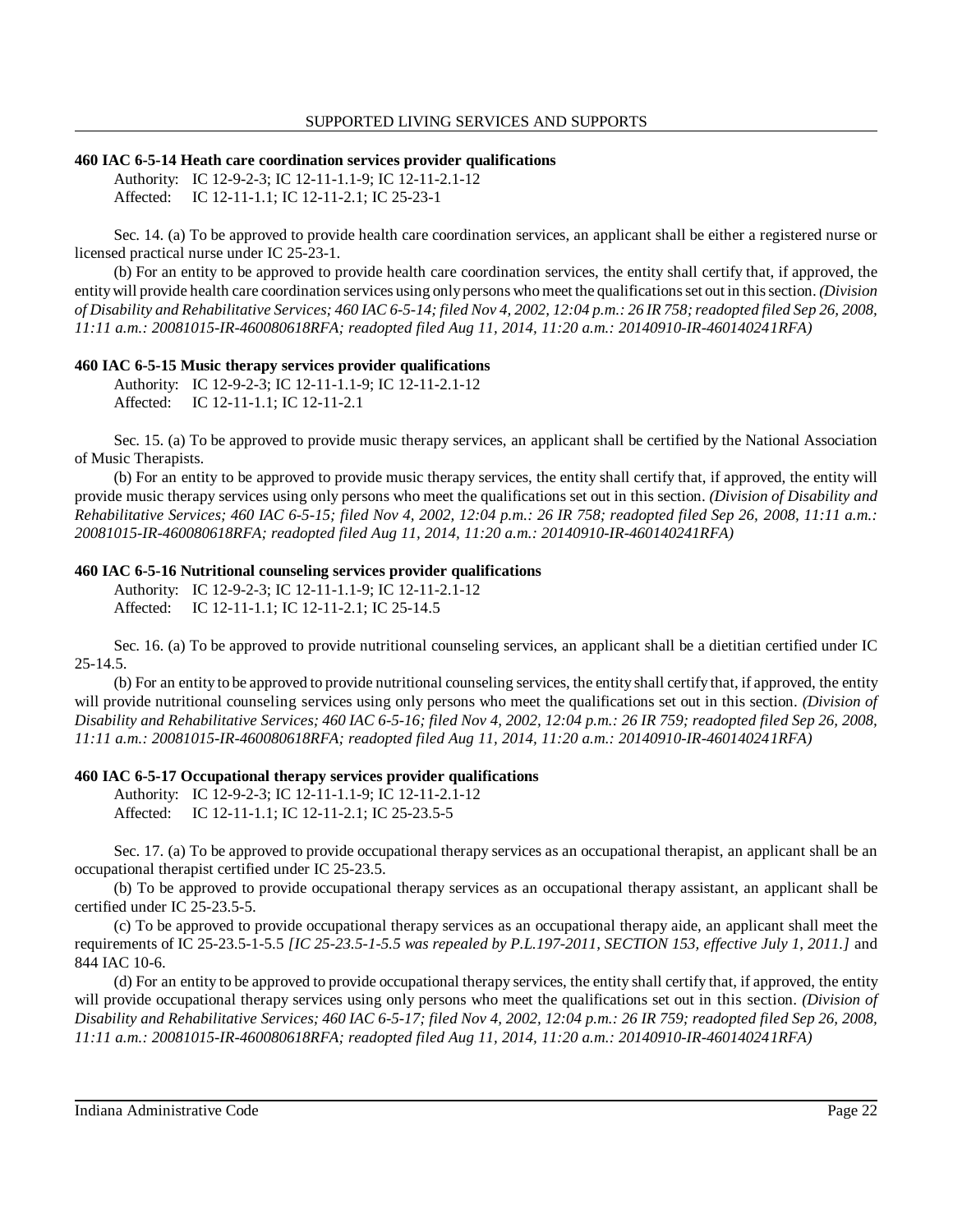**460 IAC 6-5-14 Heath care coordination services provider qualifications**

Authority: IC 12-9-2-3; IC 12-11-1.1-9; IC 12-11-2.1-12
Affected: IC 12-11-1.1; IC 12-11-2.1; IC 25-23-1

Sec. 14. (a) To be approved to provide health care coordination services, an applicant shall be either a registered nurse or licensed practical nurse under IC 25-23-1.

(b) For an entity to be approved to provide health care coordination services, the entity shall certify that, if approved, the entity will provide health care coordination services using only persons who meet the qualifications set out in this section. *(Division of Disability and Rehabilitative Services; 460 IAC 6-5-14; filed Nov 4, 2002, 12:04 p.m.: 26 IR 758; readopted filed Sep 26, 2008, 11:11 a.m.: 20081015-IR-460080618RFA; readopted filed Aug 11, 2014, 11:20 a.m.: 20140910-IR-460140241RFA)*

**460 IAC 6-5-15 Music therapy services provider qualifications**

Authority: IC 12-9-2-3; IC 12-11-1.1-9; IC 12-11-2.1-12
Affected: IC 12-11-1.1; IC 12-11-2.1

Sec. 15. (a) To be approved to provide music therapy services, an applicant shall be certified by the National Association of Music Therapists.

(b) For an entity to be approved to provide music therapy services, the entity shall certify that, if approved, the entity will provide music therapy services using only persons who meet the qualifications set out in this section. *(Division of Disability and Rehabilitative Services; 460 IAC 6-5-15; filed Nov 4, 2002, 12:04 p.m.: 26 IR 758; readopted filed Sep 26, 2008, 11:11 a.m.: 20081015-IR-460080618RFA; readopted filed Aug 11, 2014, 11:20 a.m.: 20140910-IR-460140241RFA)*

**460 IAC 6-5-16 Nutritional counseling services provider qualifications**

Authority: IC 12-9-2-3; IC 12-11-1.1-9; IC 12-11-2.1-12
Affected: IC 12-11-1.1; IC 12-11-2.1; IC 25-14.5

Sec. 16. (a) To be approved to provide nutritional counseling services, an applicant shall be a dietitian certified under IC 25-14.5.

(b) For an entity to be approved to provide nutritional counseling services, the entity shall certify that, if approved, the entity will provide nutritional counseling services using only persons who meet the qualifications set out in this section. *(Division of Disability and Rehabilitative Services; 460 IAC 6-5-16; filed Nov 4, 2002, 12:04 p.m.: 26 IR 759; readopted filed Sep 26, 2008, 11:11 a.m.: 20081015-IR-460080618RFA; readopted filed Aug 11, 2014, 11:20 a.m.: 20140910-IR-460140241RFA)*

**460 IAC 6-5-17 Occupational therapy services provider qualifications**

Authority: IC 12-9-2-3; IC 12-11-1.1-9; IC 12-11-2.1-12
Affected: IC 12-11-1.1; IC 12-11-2.1; IC 25-23.5-5

Sec. 17. (a) To be approved to provide occupational therapy services as an occupational therapist, an applicant shall be an occupational therapist certified under IC 25-23.5.

(b) To be approved to provide occupational therapy services as an occupational therapy assistant, an applicant shall be certified under IC 25-23.5-5.

(c) To be approved to provide occupational therapy services as an occupational therapy aide, an applicant shall meet the requirements of IC 25-23.5-1-5.5 *[IC 25-23.5-1-5.5 was repealed by P.L.197-2011, SECTION 153, effective July 1, 2011.]* and 844 IAC 10-6.

(d) For an entity to be approved to provide occupational therapy services, the entity shall certify that, if approved, the entity will provide occupational therapy services using only persons who meet the qualifications set out in this section. *(Division of Disability and Rehabilitative Services; 460 IAC 6-5-17; filed Nov 4, 2002, 12:04 p.m.: 26 IR 759; readopted filed Sep 26, 2008, 11:11 a.m.: 20081015-IR-460080618RFA; readopted filed Aug 11, 2014, 11:20 a.m.: 20140910-IR-460140241RFA)*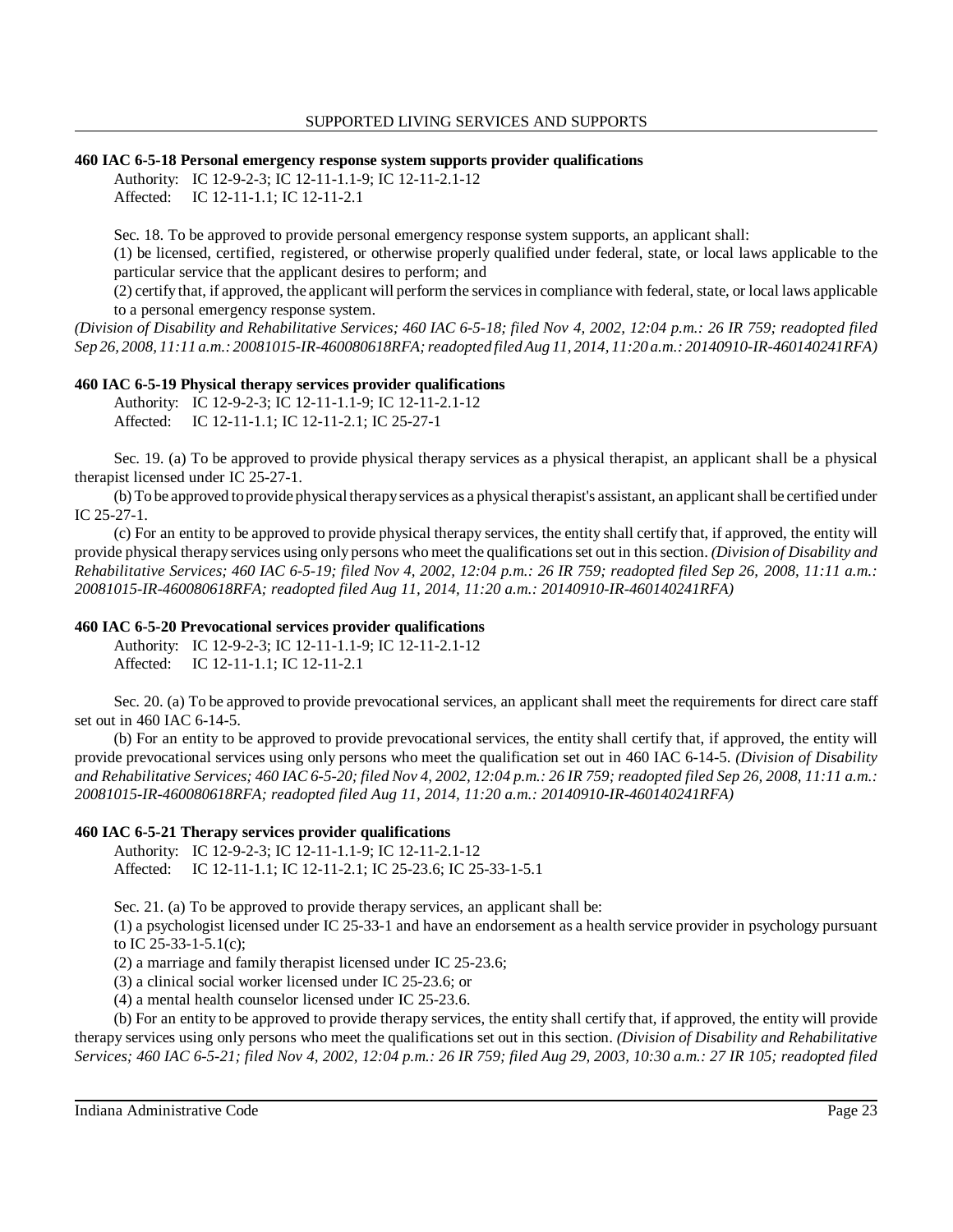### 460 IAC 6-5-18 Personal emergency response system supports provider qualifications

Authority: IC 12-9-2-3; IC 12-11-1.1-9; IC 12-11-2.1-12
Affected: IC 12-11-1.1; IC 12-11-2.1

Sec. 18. To be approved to provide personal emergency response system supports, an applicant shall:

(1) be licensed, certified, registered, or otherwise properly qualified under federal, state, or local laws applicable to the particular service that the applicant desires to perform; and

(2) certify that, if approved, the applicant will perform the services in compliance with federal, state, or local laws applicable to a personal emergency response system.

*(Division of Disability and Rehabilitative Services; 460 IAC 6-5-18; filed Nov 4, 2002, 12:04 p.m.: 26 IR 759; readopted filed Sep 26, 2008, 11:11 a.m.: 20081015-IR-460080618RFA; readopted filed Aug 11, 2014, 11:20 a.m.: 20140910-IR-460140241RFA)*

### 460 IAC 6-5-19 Physical therapy services provider qualifications

Authority: IC 12-9-2-3; IC 12-11-1.1-9; IC 12-11-2.1-12
Affected: IC 12-11-1.1; IC 12-11-2.1; IC 25-27-1

Sec. 19. (a) To be approved to provide physical therapy services as a physical therapist, an applicant shall be a physical therapist licensed under IC 25-27-1.

(b) To be approved to provide physical therapy services as a physical therapist's assistant, an applicant shall be certified under IC 25-27-1.

(c) For an entity to be approved to provide physical therapy services, the entity shall certify that, if approved, the entity will provide physical therapy services using only persons who meet the qualifications set out in this section. *(Division of Disability and Rehabilitative Services; 460 IAC 6-5-19; filed Nov 4, 2002, 12:04 p.m.: 26 IR 759; readopted filed Sep 26, 2008, 11:11 a.m.: 20081015-IR-460080618RFA; readopted filed Aug 11, 2014, 11:20 a.m.: 20140910-IR-460140241RFA)*

### 460 IAC 6-5-20 Prevocational services provider qualifications

Authority: IC 12-9-2-3; IC 12-11-1.1-9; IC 12-11-2.1-12
Affected: IC 12-11-1.1; IC 12-11-2.1

Sec. 20. (a) To be approved to provide prevocational services, an applicant shall meet the requirements for direct care staff set out in 460 IAC 6-14-5.

(b) For an entity to be approved to provide prevocational services, the entity shall certify that, if approved, the entity will provide prevocational services using only persons who meet the qualification set out in 460 IAC 6-14-5. *(Division of Disability and Rehabilitative Services; 460 IAC 6-5-20; filed Nov 4, 2002, 12:04 p.m.: 26 IR 759; readopted filed Sep 26, 2008, 11:11 a.m.: 20081015-IR-460080618RFA; readopted filed Aug 11, 2014, 11:20 a.m.: 20140910-IR-460140241RFA)*

### 460 IAC 6-5-21 Therapy services provider qualifications

Authority: IC 12-9-2-3; IC 12-11-1.1-9; IC 12-11-2.1-12
Affected: IC 12-11-1.1; IC 12-11-2.1; IC 25-23.6; IC 25-33-1-5.1

Sec. 21. (a) To be approved to provide therapy services, an applicant shall be:

(1) a psychologist licensed under IC 25-33-1 and have an endorsement as a health service provider in psychology pursuant to IC 25-33-1-5.1(c);

(2) a marriage and family therapist licensed under IC 25-23.6;

(3) a clinical social worker licensed under IC 25-23.6; or

(4) a mental health counselor licensed under IC 25-23.6.

(b) For an entity to be approved to provide therapy services, the entity shall certify that, if approved, the entity will provide therapy services using only persons who meet the qualifications set out in this section. *(Division of Disability and Rehabilitative Services; 460 IAC 6-5-21; filed Nov 4, 2002, 12:04 p.m.: 26 IR 759; filed Aug 29, 2003, 10:30 a.m.: 27 IR 105; readopted filed*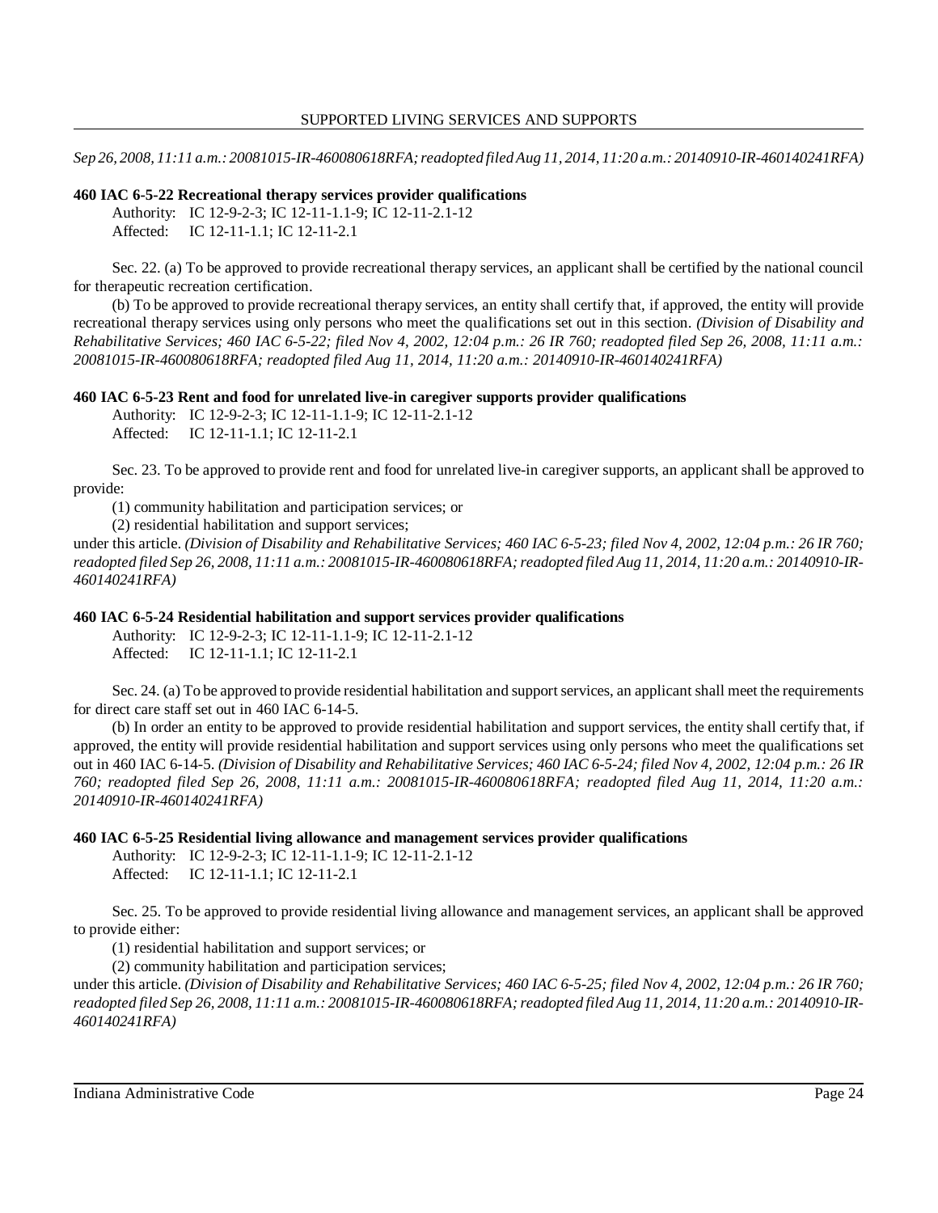*Sep 26, 2008, 11:11 a.m.: 20081015-IR-460080618RFA; readopted filed Aug 11, 2014, 11:20 a.m.: 20140910-IR-460140241RFA)*

**460 IAC 6-5-22 Recreational therapy services provider qualifications**

Authority: IC 12-9-2-3; IC 12-11-1.1-9; IC 12-11-2.1-12
Affected: IC 12-11-1.1; IC 12-11-2.1

Sec. 22. (a) To be approved to provide recreational therapy services, an applicant shall be certified by the national council for therapeutic recreation certification.

(b) To be approved to provide recreational therapy services, an entity shall certify that, if approved, the entity will provide recreational therapy services using only persons who meet the qualifications set out in this section. *(Division of Disability and Rehabilitative Services; 460 IAC 6-5-22; filed Nov 4, 2002, 12:04 p.m.: 26 IR 760; readopted filed Sep 26, 2008, 11:11 a.m.: 20081015-IR-460080618RFA; readopted filed Aug 11, 2014, 11:20 a.m.: 20140910-IR-460140241RFA)*

**460 IAC 6-5-23 Rent and food for unrelated live-in caregiver supports provider qualifications**

Authority: IC 12-9-2-3; IC 12-11-1.1-9; IC 12-11-2.1-12
Affected: IC 12-11-1.1; IC 12-11-2.1

Sec. 23. To be approved to provide rent and food for unrelated live-in caregiver supports, an applicant shall be approved to provide:

(1) community habilitation and participation services; or

(2) residential habilitation and support services;

under this article. *(Division of Disability and Rehabilitative Services; 460 IAC 6-5-23; filed Nov 4, 2002, 12:04 p.m.: 26 IR 760; readopted filed Sep 26, 2008, 11:11 a.m.: 20081015-IR-460080618RFA; readopted filed Aug 11, 2014, 11:20 a.m.: 20140910-IR-460140241RFA)*

**460 IAC 6-5-24 Residential habilitation and support services provider qualifications**

Authority: IC 12-9-2-3; IC 12-11-1.1-9; IC 12-11-2.1-12
Affected: IC 12-11-1.1; IC 12-11-2.1

Sec. 24. (a) To be approved to provide residential habilitation and support services, an applicant shall meet the requirements for direct care staff set out in 460 IAC 6-14-5.

(b) In order an entity to be approved to provide residential habilitation and support services, the entity shall certify that, if approved, the entity will provide residential habilitation and support services using only persons who meet the qualifications set out in 460 IAC 6-14-5. *(Division of Disability and Rehabilitative Services; 460 IAC 6-5-24; filed Nov 4, 2002, 12:04 p.m.: 26 IR 760; readopted filed Sep 26, 2008, 11:11 a.m.: 20081015-IR-460080618RFA; readopted filed Aug 11, 2014, 11:20 a.m.: 20140910-IR-460140241RFA)*

**460 IAC 6-5-25 Residential living allowance and management services provider qualifications**

Authority: IC 12-9-2-3; IC 12-11-1.1-9; IC 12-11-2.1-12
Affected: IC 12-11-1.1; IC 12-11-2.1

Sec. 25. To be approved to provide residential living allowance and management services, an applicant shall be approved to provide either:

(1) residential habilitation and support services; or

(2) community habilitation and participation services;

under this article. *(Division of Disability and Rehabilitative Services; 460 IAC 6-5-25; filed Nov 4, 2002, 12:04 p.m.: 26 IR 760; readopted filed Sep 26, 2008, 11:11 a.m.: 20081015-IR-460080618RFA; readopted filed Aug 11, 2014, 11:20 a.m.: 20140910-IR-460140241RFA)*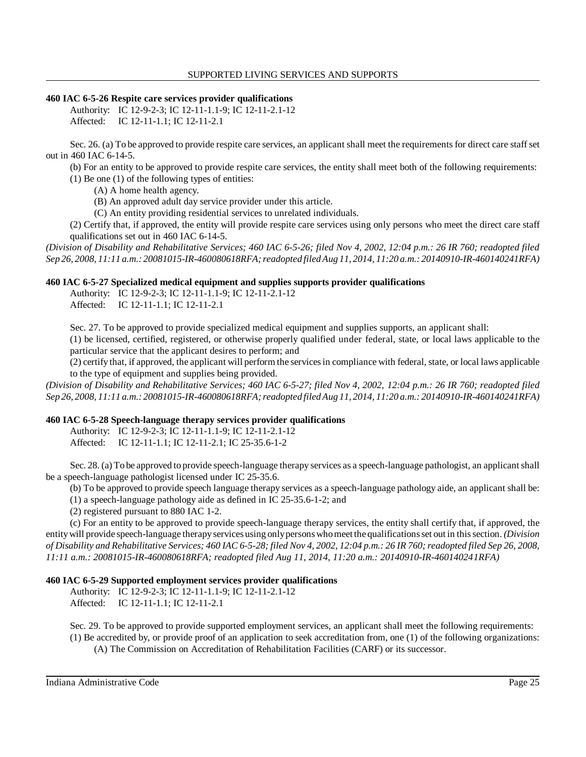**460 IAC 6-5-26 Respite care services provider qualifications**

Authority: IC 12-9-2-3; IC 12-11-1.1-9; IC 12-11-2.1-12
Affected: IC 12-11-1.1; IC 12-11-2.1

Sec. 26. (a) To be approved to provide respite care services, an applicant shall meet the requirements for direct care staff set out in 460 IAC 6-14-5.

(b) For an entity to be approved to provide respite care services, the entity shall meet both of the following requirements:

(1) Be one (1) of the following types of entities:

(A) A home health agency.

(B) An approved adult day service provider under this article.

(C) An entity providing residential services to unrelated individuals.

(2) Certify that, if approved, the entity will provide respite care services using only persons who meet the direct care staff qualifications set out in 460 IAC 6-14-5.

*(Division of Disability and Rehabilitative Services; 460 IAC 6-5-26; filed Nov 4, 2002, 12:04 p.m.: 26 IR 760; readopted filed Sep 26, 2008, 11:11 a.m.: 20081015-IR-460080618RFA; readopted filed Aug 11, 2014, 11:20 a.m.: 20140910-IR-460140241RFA)*

**460 IAC 6-5-27 Specialized medical equipment and supplies supports provider qualifications**

Authority: IC 12-9-2-3; IC 12-11-1.1-9; IC 12-11-2.1-12
Affected: IC 12-11-1.1; IC 12-11-2.1

Sec. 27. To be approved to provide specialized medical equipment and supplies supports, an applicant shall:

(1) be licensed, certified, registered, or otherwise properly qualified under federal, state, or local laws applicable to the particular service that the applicant desires to perform; and

(2) certify that, if approved, the applicant will perform the services in compliance with federal, state, or local laws applicable to the type of equipment and supplies being provided.

*(Division of Disability and Rehabilitative Services; 460 IAC 6-5-27; filed Nov 4, 2002, 12:04 p.m.: 26 IR 760; readopted filed Sep 26, 2008, 11:11 a.m.: 20081015-IR-460080618RFA; readopted filed Aug 11, 2014, 11:20 a.m.: 20140910-IR-460140241RFA)*

**460 IAC 6-5-28 Speech-language therapy services provider qualifications**

Authority: IC 12-9-2-3; IC 12-11-1.1-9; IC 12-11-2.1-12
Affected: IC 12-11-1.1; IC 12-11-2.1; IC 25-35.6-1-2

Sec. 28. (a) To be approved to provide speech-language therapy services as a speech-language pathologist, an applicant shall be a speech-language pathologist licensed under IC 25-35.6.

(b) To be approved to provide speech language therapy services as a speech-language pathology aide, an applicant shall be:

(1) a speech-language pathology aide as defined in IC 25-35.6-1-2; and

(2) registered pursuant to 880 IAC 1-2.

(c) For an entity to be approved to provide speech-language therapy services, the entity shall certify that, if approved, the entity will provide speech-language therapy services using only persons who meet the qualifications set out in this section. *(Division of Disability and Rehabilitative Services; 460 IAC 6-5-28; filed Nov 4, 2002, 12:04 p.m.: 26 IR 760; readopted filed Sep 26, 2008, 11:11 a.m.: 20081015-IR-460080618RFA; readopted filed Aug 11, 2014, 11:20 a.m.: 20140910-IR-460140241RFA)*

**460 IAC 6-5-29 Supported employment services provider qualifications**

Authority: IC 12-9-2-3; IC 12-11-1.1-9; IC 12-11-2.1-12
Affected: IC 12-11-1.1; IC 12-11-2.1

Sec. 29. To be approved to provide supported employment services, an applicant shall meet the following requirements:

(1) Be accredited by, or provide proof of an application to seek accreditation from, one (1) of the following organizations:

(A) The Commission on Accreditation of Rehabilitation Facilities (CARF) or its successor.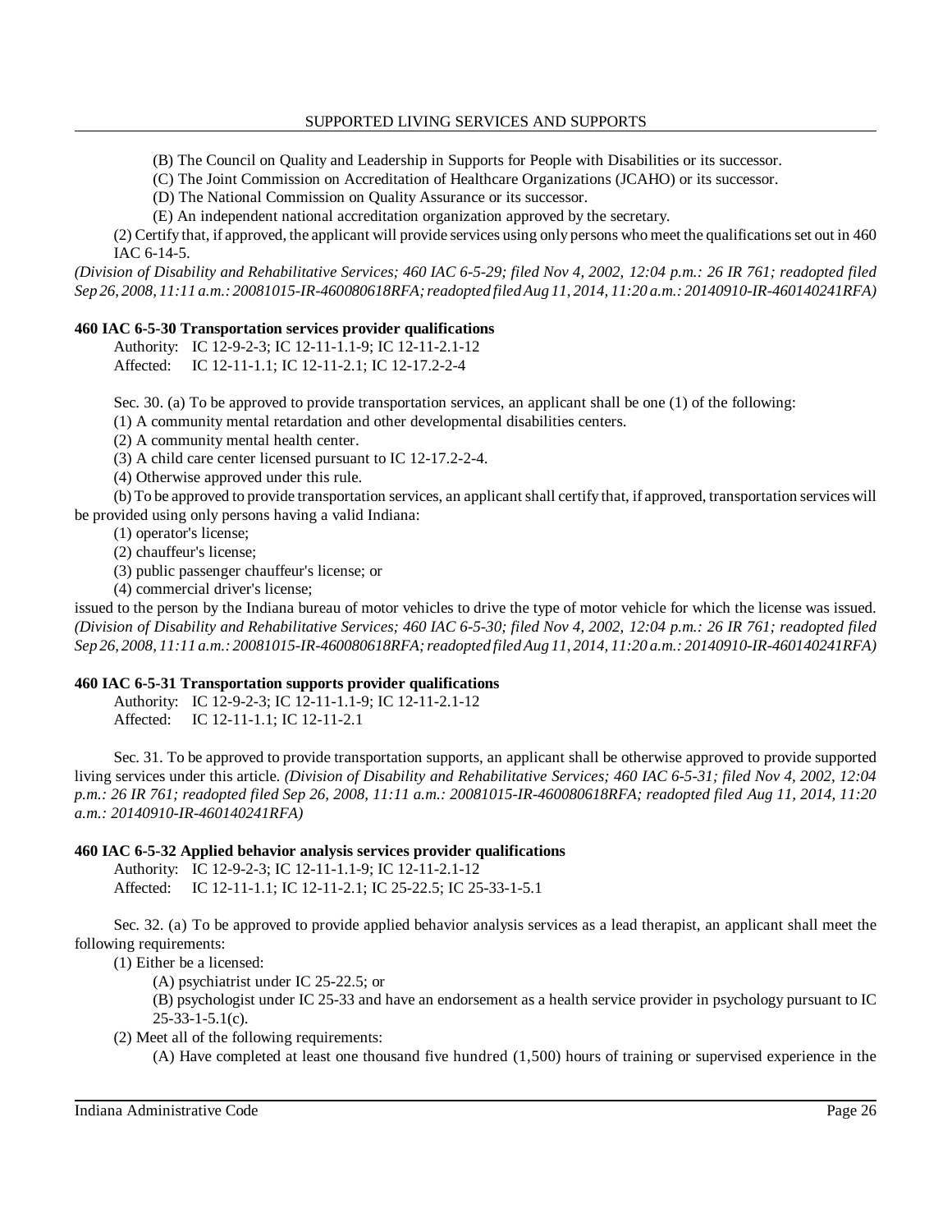(B) The Council on Quality and Leadership in Supports for People with Disabilities or its successor.

(C) The Joint Commission on Accreditation of Healthcare Organizations (JCAHO) or its successor.

(D) The National Commission on Quality Assurance or its successor.

(E) An independent national accreditation organization approved by the secretary.

(2) Certify that, if approved, the applicant will provide services using only persons who meet the qualifications set out in 460 IAC 6-14-5.

*(Division of Disability and Rehabilitative Services; 460 IAC 6-5-29; filed Nov 4, 2002, 12:04 p.m.: 26 IR 761; readopted filed Sep 26, 2008, 11:11 a.m.: 20081015-IR-460080618RFA; readopted filed Aug 11, 2014, 11:20 a.m.: 20140910-IR-460140241RFA)*

**460 IAC 6-5-30 Transportation services provider qualifications**

Authority: IC 12-9-2-3; IC 12-11-1.1-9; IC 12-11-2.1-12

Affected: IC 12-11-1.1; IC 12-11-2.1; IC 12-17.2-2-4

Sec. 30. (a) To be approved to provide transportation services, an applicant shall be one (1) of the following:

(1) A community mental retardation and other developmental disabilities centers.

(2) A community mental health center.

(3) A child care center licensed pursuant to IC 12-17.2-2-4.

(4) Otherwise approved under this rule.

(b) To be approved to provide transportation services, an applicant shall certify that, if approved, transportation services will be provided using only persons having a valid Indiana:

(1) operator's license;

(2) chauffeur's license;

(3) public passenger chauffeur's license; or

(4) commercial driver's license;

issued to the person by the Indiana bureau of motor vehicles to drive the type of motor vehicle for which the license was issued. *(Division of Disability and Rehabilitative Services; 460 IAC 6-5-30; filed Nov 4, 2002, 12:04 p.m.: 26 IR 761; readopted filed Sep 26, 2008, 11:11 a.m.: 20081015-IR-460080618RFA; readopted filed Aug 11, 2014, 11:20 a.m.: 20140910-IR-460140241RFA)*

**460 IAC 6-5-31 Transportation supports provider qualifications**

Authority: IC 12-9-2-3; IC 12-11-1.1-9; IC 12-11-2.1-12

Affected: IC 12-11-1.1; IC 12-11-2.1

Sec. 31. To be approved to provide transportation supports, an applicant shall be otherwise approved to provide supported living services under this article. *(Division of Disability and Rehabilitative Services; 460 IAC 6-5-31; filed Nov 4, 2002, 12:04 p.m.: 26 IR 761; readopted filed Sep 26, 2008, 11:11 a.m.: 20081015-IR-460080618RFA; readopted filed Aug 11, 2014, 11:20 a.m.: 20140910-IR-460140241RFA)*

**460 IAC 6-5-32 Applied behavior analysis services provider qualifications**

Authority: IC 12-9-2-3; IC 12-11-1.1-9; IC 12-11-2.1-12

Affected: IC 12-11-1.1; IC 12-11-2.1; IC 25-22.5; IC 25-33-1-5.1

Sec. 32. (a) To be approved to provide applied behavior analysis services as a lead therapist, an applicant shall meet the following requirements:

(1) Either be a licensed:

(A) psychiatrist under IC 25-22.5; or

(B) psychologist under IC 25-33 and have an endorsement as a health service provider in psychology pursuant to IC 25-33-1-5.1(c).

(2) Meet all of the following requirements:

(A) Have completed at least one thousand five hundred (1,500) hours of training or supervised experience in the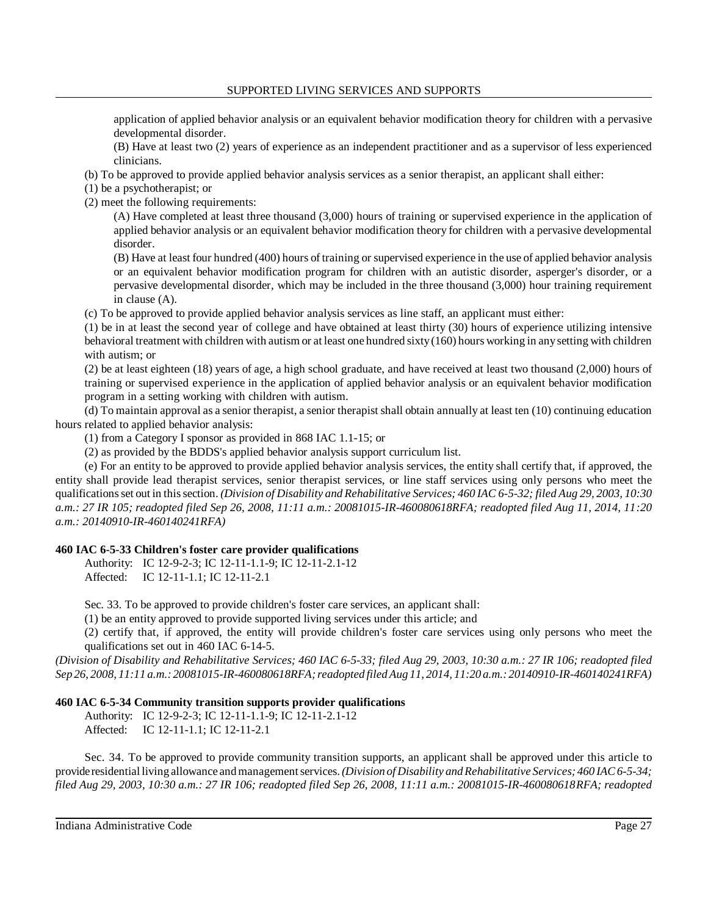application of applied behavior analysis or an equivalent behavior modification theory for children with a pervasive developmental disorder.

(B) Have at least two (2) years of experience as an independent practitioner and as a supervisor of less experienced clinicians.

(b) To be approved to provide applied behavior analysis services as a senior therapist, an applicant shall either:

(1) be a psychotherapist; or

(2) meet the following requirements:

(A) Have completed at least three thousand (3,000) hours of training or supervised experience in the application of applied behavior analysis or an equivalent behavior modification theory for children with a pervasive developmental disorder.

(B) Have at least four hundred (400) hours of training or supervised experience in the use of applied behavior analysis or an equivalent behavior modification program for children with an autistic disorder, asperger's disorder, or a pervasive developmental disorder, which may be included in the three thousand (3,000) hour training requirement in clause (A).

(c) To be approved to provide applied behavior analysis services as line staff, an applicant must either:

(1) be in at least the second year of college and have obtained at least thirty (30) hours of experience utilizing intensive behavioral treatment with children with autism or at least one hundred sixty (160) hours working in any setting with children with autism; or

(2) be at least eighteen (18) years of age, a high school graduate, and have received at least two thousand (2,000) hours of training or supervised experience in the application of applied behavior analysis or an equivalent behavior modification program in a setting working with children with autism.

(d) To maintain approval as a senior therapist, a senior therapist shall obtain annually at least ten (10) continuing education hours related to applied behavior analysis:

(1) from a Category I sponsor as provided in 868 IAC 1.1-15; or

(2) as provided by the BDDS's applied behavior analysis support curriculum list.

(e) For an entity to be approved to provide applied behavior analysis services, the entity shall certify that, if approved, the entity shall provide lead therapist services, senior therapist services, or line staff services using only persons who meet the qualifications set out in this section. *(Division of Disability and Rehabilitative Services; 460 IAC 6-5-32; filed Aug 29, 2003, 10:30 a.m.: 27 IR 105; readopted filed Sep 26, 2008, 11:11 a.m.: 20081015-IR-460080618RFA; readopted filed Aug 11, 2014, 11:20 a.m.: 20140910-IR-460140241RFA)*

**460 IAC 6-5-33 Children's foster care provider qualifications**

Authority: IC 12-9-2-3; IC 12-11-1.1-9; IC 12-11-2.1-12
Affected: IC 12-11-1.1; IC 12-11-2.1

Sec. 33. To be approved to provide children's foster care services, an applicant shall:

(1) be an entity approved to provide supported living services under this article; and

(2) certify that, if approved, the entity will provide children's foster care services using only persons who meet the qualifications set out in 460 IAC 6-14-5.

*(Division of Disability and Rehabilitative Services; 460 IAC 6-5-33; filed Aug 29, 2003, 10:30 a.m.: 27 IR 106; readopted filed Sep 26, 2008, 11:11 a.m.: 20081015-IR-460080618RFA; readopted filed Aug 11, 2014, 11:20 a.m.: 20140910-IR-460140241RFA)*

**460 IAC 6-5-34 Community transition supports provider qualifications**

Authority: IC 12-9-2-3; IC 12-11-1.1-9; IC 12-11-2.1-12
Affected: IC 12-11-1.1; IC 12-11-2.1

Sec. 34. To be approved to provide community transition supports, an applicant shall be approved under this article to provide residential living allowance and management services. *(Division of Disability and Rehabilitative Services; 460 IAC 6-5-34; filed Aug 29, 2003, 10:30 a.m.: 27 IR 106; readopted filed Sep 26, 2008, 11:11 a.m.: 20081015-IR-460080618RFA; readopted*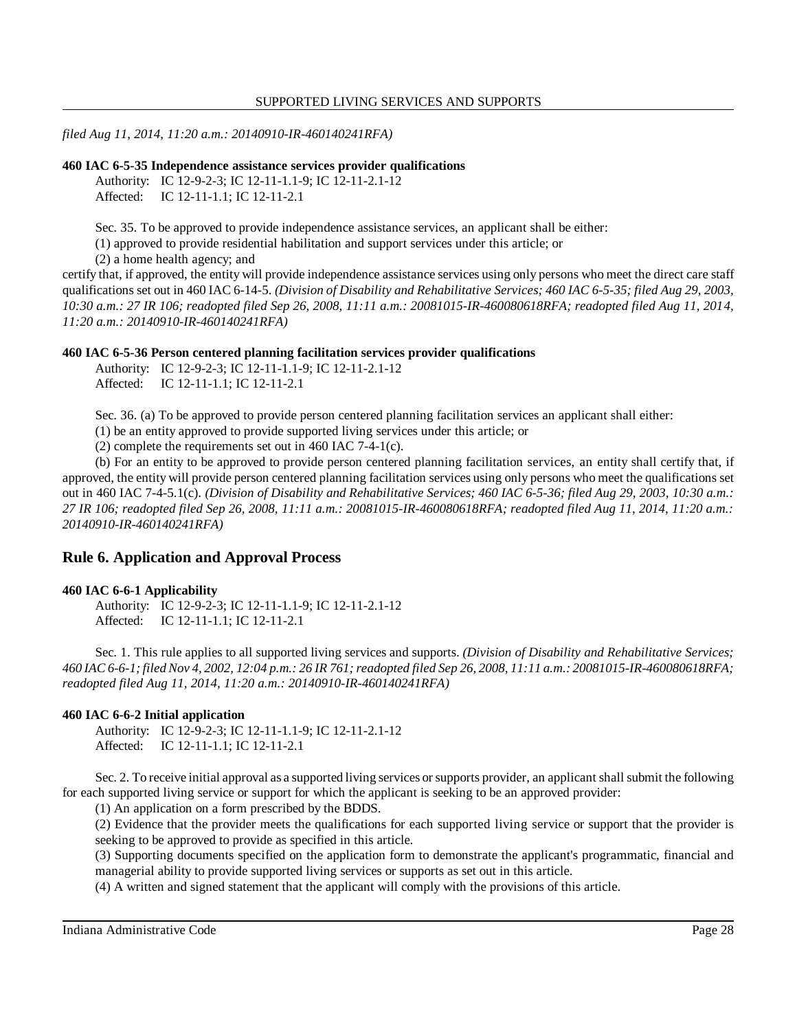*filed Aug 11, 2014, 11:20 a.m.: 20140910-IR-460140241RFA)*

**460 IAC 6-5-35 Independence assistance services provider qualifications**

Authority: IC 12-9-2-3; IC 12-11-1.1-9; IC 12-11-2.1-12
Affected: IC 12-11-1.1; IC 12-11-2.1

Sec. 35. To be approved to provide independence assistance services, an applicant shall be either:

(1) approved to provide residential habilitation and support services under this article; or

(2) a home health agency; and

certify that, if approved, the entity will provide independence assistance services using only persons who meet the direct care staff qualifications set out in 460 IAC 6-14-5. *(Division of Disability and Rehabilitative Services; 460 IAC 6-5-35; filed Aug 29, 2003, 10:30 a.m.: 27 IR 106; readopted filed Sep 26, 2008, 11:11 a.m.: 20081015-IR-460080618RFA; readopted filed Aug 11, 2014, 11:20 a.m.: 20140910-IR-460140241RFA)*

**460 IAC 6-5-36 Person centered planning facilitation services provider qualifications**

Authority: IC 12-9-2-3; IC 12-11-1.1-9; IC 12-11-2.1-12
Affected: IC 12-11-1.1; IC 12-11-2.1

Sec. 36. (a) To be approved to provide person centered planning facilitation services an applicant shall either:

(1) be an entity approved to provide supported living services under this article; or

(2) complete the requirements set out in 460 IAC 7-4-1(c).

(b) For an entity to be approved to provide person centered planning facilitation services, an entity shall certify that, if approved, the entity will provide person centered planning facilitation services using only persons who meet the qualifications set out in 460 IAC 7-4-5.1(c). *(Division of Disability and Rehabilitative Services; 460 IAC 6-5-36; filed Aug 29, 2003, 10:30 a.m.: 27 IR 106; readopted filed Sep 26, 2008, 11:11 a.m.: 20081015-IR-460080618RFA; readopted filed Aug 11, 2014, 11:20 a.m.: 20140910-IR-460140241RFA)*

## Rule 6. Application and Approval Process

**460 IAC 6-6-1 Applicability**

Authority: IC 12-9-2-3; IC 12-11-1.1-9; IC 12-11-2.1-12
Affected: IC 12-11-1.1; IC 12-11-2.1

Sec. 1. This rule applies to all supported living services and supports. *(Division of Disability and Rehabilitative Services; 460 IAC 6-6-1; filed Nov 4, 2002, 12:04 p.m.: 26 IR 761; readopted filed Sep 26, 2008, 11:11 a.m.: 20081015-IR-460080618RFA; readopted filed Aug 11, 2014, 11:20 a.m.: 20140910-IR-460140241RFA)*

**460 IAC 6-6-2 Initial application**

Authority: IC 12-9-2-3; IC 12-11-1.1-9; IC 12-11-2.1-12
Affected: IC 12-11-1.1; IC 12-11-2.1

Sec. 2. To receive initial approval as a supported living services or supports provider, an applicant shall submit the following for each supported living service or support for which the applicant is seeking to be an approved provider:

(1) An application on a form prescribed by the BDDS.

(2) Evidence that the provider meets the qualifications for each supported living service or support that the provider is seeking to be approved to provide as specified in this article.

(3) Supporting documents specified on the application form to demonstrate the applicant's programmatic, financial and managerial ability to provide supported living services or supports as set out in this article.

(4) A written and signed statement that the applicant will comply with the provisions of this article.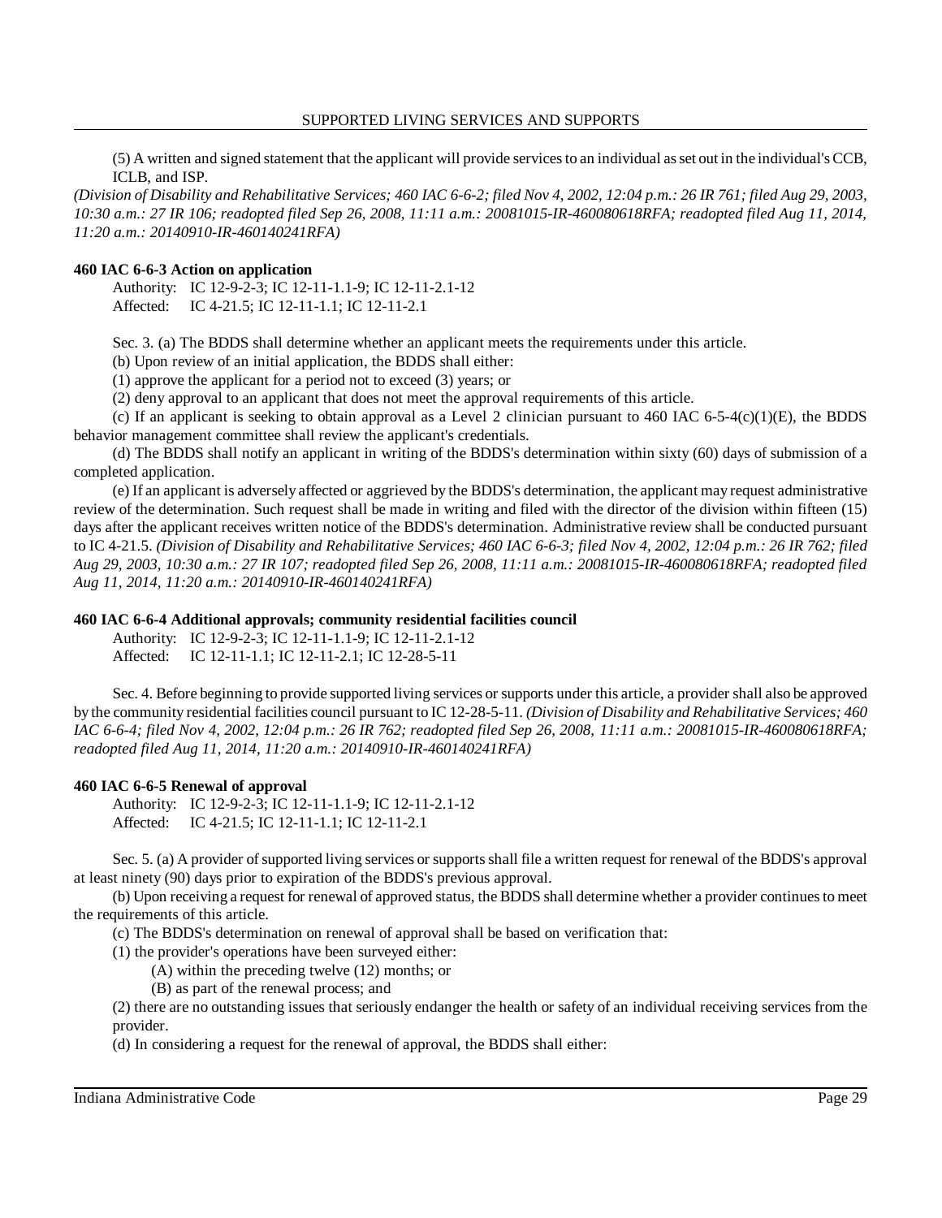(5) A written and signed statement that the applicant will provide services to an individual as set out in the individual's CCB, ICLB, and ISP.

*(Division of Disability and Rehabilitative Services; 460 IAC 6-6-2; filed Nov 4, 2002, 12:04 p.m.: 26 IR 761; filed Aug 29, 2003, 10:30 a.m.: 27 IR 106; readopted filed Sep 26, 2008, 11:11 a.m.: 20081015-IR-460080618RFA; readopted filed Aug 11, 2014, 11:20 a.m.: 20140910-IR-460140241RFA)*

**460 IAC 6-6-3 Action on application**

Authority: IC 12-9-2-3; IC 12-11-1.1-9; IC 12-11-2.1-12
Affected: IC 4-21.5; IC 12-11-1.1; IC 12-11-2.1

Sec. 3. (a) The BDDS shall determine whether an applicant meets the requirements under this article.

(b) Upon review of an initial application, the BDDS shall either:

(1) approve the applicant for a period not to exceed (3) years; or

(2) deny approval to an applicant that does not meet the approval requirements of this article.

(c) If an applicant is seeking to obtain approval as a Level 2 clinician pursuant to 460 IAC 6-5-4(c)(1)(E), the BDDS behavior management committee shall review the applicant's credentials.

(d) The BDDS shall notify an applicant in writing of the BDDS's determination within sixty (60) days of submission of a completed application.

(e) If an applicant is adversely affected or aggrieved by the BDDS's determination, the applicant may request administrative review of the determination. Such request shall be made in writing and filed with the director of the division within fifteen (15) days after the applicant receives written notice of the BDDS's determination. Administrative review shall be conducted pursuant to IC 4-21.5. *(Division of Disability and Rehabilitative Services; 460 IAC 6-6-3; filed Nov 4, 2002, 12:04 p.m.: 26 IR 762; filed Aug 29, 2003, 10:30 a.m.: 27 IR 107; readopted filed Sep 26, 2008, 11:11 a.m.: 20081015-IR-460080618RFA; readopted filed Aug 11, 2014, 11:20 a.m.: 20140910-IR-460140241RFA)*

**460 IAC 6-6-4 Additional approvals; community residential facilities council**

Authority: IC 12-9-2-3; IC 12-11-1.1-9; IC 12-11-2.1-12
Affected: IC 12-11-1.1; IC 12-11-2.1; IC 12-28-5-11

Sec. 4. Before beginning to provide supported living services or supports under this article, a provider shall also be approved by the community residential facilities council pursuant to IC 12-28-5-11. *(Division of Disability and Rehabilitative Services; 460 IAC 6-6-4; filed Nov 4, 2002, 12:04 p.m.: 26 IR 762; readopted filed Sep 26, 2008, 11:11 a.m.: 20081015-IR-460080618RFA; readopted filed Aug 11, 2014, 11:20 a.m.: 20140910-IR-460140241RFA)*

**460 IAC 6-6-5 Renewal of approval**

Authority: IC 12-9-2-3; IC 12-11-1.1-9; IC 12-11-2.1-12
Affected: IC 4-21.5; IC 12-11-1.1; IC 12-11-2.1

Sec. 5. (a) A provider of supported living services or supports shall file a written request for renewal of the BDDS's approval at least ninety (90) days prior to expiration of the BDDS's previous approval.

(b) Upon receiving a request for renewal of approved status, the BDDS shall determine whether a provider continues to meet the requirements of this article.

(c) The BDDS's determination on renewal of approval shall be based on verification that:

(1) the provider's operations have been surveyed either:

(A) within the preceding twelve (12) months; or

(B) as part of the renewal process; and

(2) there are no outstanding issues that seriously endanger the health or safety of an individual receiving services from the provider.

(d) In considering a request for the renewal of approval, the BDDS shall either: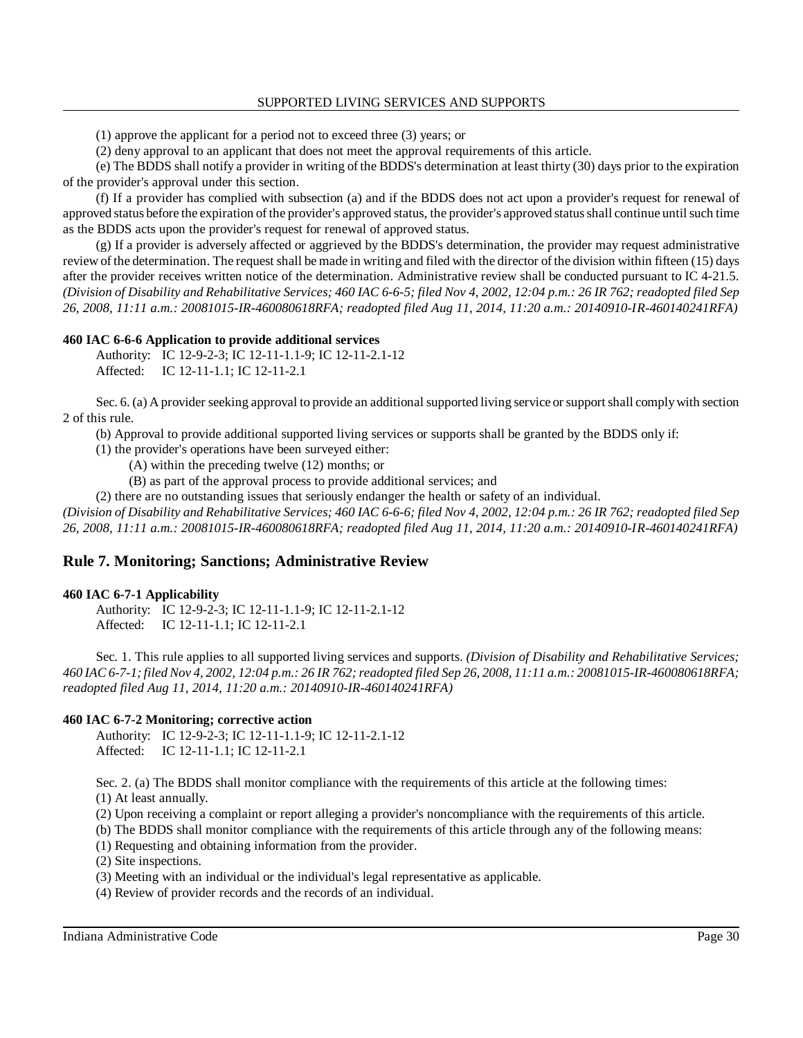(1) approve the applicant for a period not to exceed three (3) years; or

(2) deny approval to an applicant that does not meet the approval requirements of this article.

(e) The BDDS shall notify a provider in writing of the BDDS's determination at least thirty (30) days prior to the expiration of the provider's approval under this section.

(f) If a provider has complied with subsection (a) and if the BDDS does not act upon a provider's request for renewal of approved status before the expiration of the provider's approved status, the provider's approved status shall continue until such time as the BDDS acts upon the provider's request for renewal of approved status.

(g) If a provider is adversely affected or aggrieved by the BDDS's determination, the provider may request administrative review of the determination. The request shall be made in writing and filed with the director of the division within fifteen (15) days after the provider receives written notice of the determination. Administrative review shall be conducted pursuant to IC 4-21.5. *(Division of Disability and Rehabilitative Services; 460 IAC 6-6-5; filed Nov 4, 2002, 12:04 p.m.: 26 IR 762; readopted filed Sep 26, 2008, 11:11 a.m.: 20081015-IR-460080618RFA; readopted filed Aug 11, 2014, 11:20 a.m.: 20140910-IR-460140241RFA)*

**460 IAC 6-6-6 Application to provide additional services**

Authority: IC 12-9-2-3; IC 12-11-1.1-9; IC 12-11-2.1-12
Affected: IC 12-11-1.1; IC 12-11-2.1

Sec. 6. (a) A provider seeking approval to provide an additional supported living service or support shall comply with section 2 of this rule.

(b) Approval to provide additional supported living services or supports shall be granted by the BDDS only if:

(1) the provider's operations have been surveyed either:

(A) within the preceding twelve (12) months; or

(B) as part of the approval process to provide additional services; and

(2) there are no outstanding issues that seriously endanger the health or safety of an individual.

*(Division of Disability and Rehabilitative Services; 460 IAC 6-6-6; filed Nov 4, 2002, 12:04 p.m.: 26 IR 762; readopted filed Sep 26, 2008, 11:11 a.m.: 20081015-IR-460080618RFA; readopted filed Aug 11, 2014, 11:20 a.m.: 20140910-IR-460140241RFA)*

## Rule 7. Monitoring; Sanctions; Administrative Review

**460 IAC 6-7-1 Applicability**

Authority: IC 12-9-2-3; IC 12-11-1.1-9; IC 12-11-2.1-12
Affected: IC 12-11-1.1; IC 12-11-2.1

Sec. 1. This rule applies to all supported living services and supports. *(Division of Disability and Rehabilitative Services; 460 IAC 6-7-1; filed Nov 4, 2002, 12:04 p.m.: 26 IR 762; readopted filed Sep 26, 2008, 11:11 a.m.: 20081015-IR-460080618RFA; readopted filed Aug 11, 2014, 11:20 a.m.: 20140910-IR-460140241RFA)*

**460 IAC 6-7-2 Monitoring; corrective action**

Authority: IC 12-9-2-3; IC 12-11-1.1-9; IC 12-11-2.1-12
Affected: IC 12-11-1.1; IC 12-11-2.1

Sec. 2. (a) The BDDS shall monitor compliance with the requirements of this article at the following times:

(1) At least annually.

(2) Upon receiving a complaint or report alleging a provider's noncompliance with the requirements of this article.

(b) The BDDS shall monitor compliance with the requirements of this article through any of the following means:

(1) Requesting and obtaining information from the provider.

(2) Site inspections.

(3) Meeting with an individual or the individual's legal representative as applicable.

(4) Review of provider records and the records of an individual.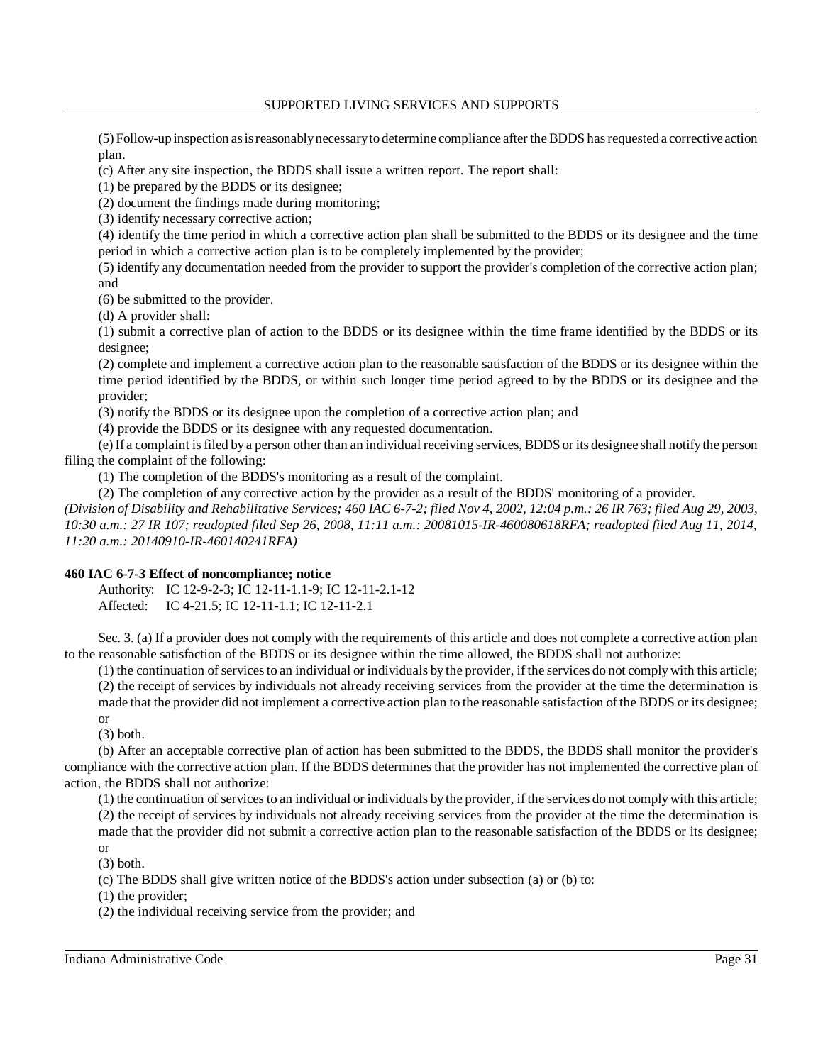(5) Follow-up inspection as is reasonably necessary to determine compliance after the BDDS has requested a corrective action plan.

(c) After any site inspection, the BDDS shall issue a written report. The report shall:

(1) be prepared by the BDDS or its designee;

(2) document the findings made during monitoring;

(3) identify necessary corrective action;

(4) identify the time period in which a corrective action plan shall be submitted to the BDDS or its designee and the time period in which a corrective action plan is to be completely implemented by the provider;

(5) identify any documentation needed from the provider to support the provider's completion of the corrective action plan; and

(6) be submitted to the provider.

(d) A provider shall:

(1) submit a corrective plan of action to the BDDS or its designee within the time frame identified by the BDDS or its designee;

(2) complete and implement a corrective action plan to the reasonable satisfaction of the BDDS or its designee within the time period identified by the BDDS, or within such longer time period agreed to by the BDDS or its designee and the provider;

(3) notify the BDDS or its designee upon the completion of a corrective action plan; and

(4) provide the BDDS or its designee with any requested documentation.

(e) If a complaint is filed by a person other than an individual receiving services, BDDS or its designee shall notify the person filing the complaint of the following:

(1) The completion of the BDDS's monitoring as a result of the complaint.

(2) The completion of any corrective action by the provider as a result of the BDDS' monitoring of a provider.

*(Division of Disability and Rehabilitative Services; 460 IAC 6-7-2; filed Nov 4, 2002, 12:04 p.m.: 26 IR 763; filed Aug 29, 2003, 10:30 a.m.: 27 IR 107; readopted filed Sep 26, 2008, 11:11 a.m.: 20081015-IR-460080618RFA; readopted filed Aug 11, 2014, 11:20 a.m.: 20140910-IR-460140241RFA)*

**460 IAC 6-7-3 Effect of noncompliance; notice**

Authority: IC 12-9-2-3; IC 12-11-1.1-9; IC 12-11-2.1-12
Affected: IC 4-21.5; IC 12-11-1.1; IC 12-11-2.1

Sec. 3. (a) If a provider does not comply with the requirements of this article and does not complete a corrective action plan to the reasonable satisfaction of the BDDS or its designee within the time allowed, the BDDS shall not authorize:

(1) the continuation of services to an individual or individuals by the provider, if the services do not comply with this article;

(2) the receipt of services by individuals not already receiving services from the provider at the time the determination is made that the provider did not implement a corrective action plan to the reasonable satisfaction of the BDDS or its designee; or

(3) both.

(b) After an acceptable corrective plan of action has been submitted to the BDDS, the BDDS shall monitor the provider's compliance with the corrective action plan. If the BDDS determines that the provider has not implemented the corrective plan of action, the BDDS shall not authorize:

(1) the continuation of services to an individual or individuals by the provider, if the services do not comply with this article;

(2) the receipt of services by individuals not already receiving services from the provider at the time the determination is made that the provider did not submit a corrective action plan to the reasonable satisfaction of the BDDS or its designee; or

(3) both.

(c) The BDDS shall give written notice of the BDDS's action under subsection (a) or (b) to:

(1) the provider;

(2) the individual receiving service from the provider; and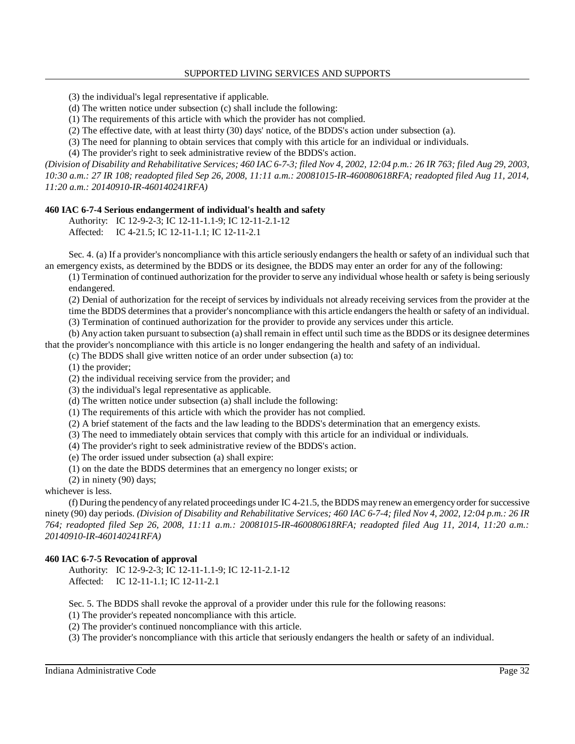(3) the individual's legal representative if applicable.

(d) The written notice under subsection (c) shall include the following:

(1) The requirements of this article with which the provider has not complied.

(2) The effective date, with at least thirty (30) days' notice, of the BDDS's action under subsection (a).

(3) The need for planning to obtain services that comply with this article for an individual or individuals.

(4) The provider's right to seek administrative review of the BDDS's action.

*(Division of Disability and Rehabilitative Services; 460 IAC 6-7-3; filed Nov 4, 2002, 12:04 p.m.: 26 IR 763; filed Aug 29, 2003, 10:30 a.m.: 27 IR 108; readopted filed Sep 26, 2008, 11:11 a.m.: 20081015-IR-460080618RFA; readopted filed Aug 11, 2014, 11:20 a.m.: 20140910-IR-460140241RFA)*

**460 IAC 6-7-4 Serious endangerment of individual's health and safety**

Authority: IC 12-9-2-3; IC 12-11-1.1-9; IC 12-11-2.1-12
Affected: IC 4-21.5; IC 12-11-1.1; IC 12-11-2.1

Sec. 4. (a) If a provider's noncompliance with this article seriously endangers the health or safety of an individual such that an emergency exists, as determined by the BDDS or its designee, the BDDS may enter an order for any of the following:

(1) Termination of continued authorization for the provider to serve any individual whose health or safety is being seriously endangered.

(2) Denial of authorization for the receipt of services by individuals not already receiving services from the provider at the time the BDDS determines that a provider's noncompliance with this article endangers the health or safety of an individual.

(3) Termination of continued authorization for the provider to provide any services under this article.

(b) Any action taken pursuant to subsection (a) shall remain in effect until such time as the BDDS or its designee determines that the provider's noncompliance with this article is no longer endangering the health and safety of an individual.

(c) The BDDS shall give written notice of an order under subsection (a) to:

(1) the provider;

(2) the individual receiving service from the provider; and

(3) the individual's legal representative as applicable.

(d) The written notice under subsection (a) shall include the following:

(1) The requirements of this article with which the provider has not complied.

(2) A brief statement of the facts and the law leading to the BDDS's determination that an emergency exists.

(3) The need to immediately obtain services that comply with this article for an individual or individuals.

(4) The provider's right to seek administrative review of the BDDS's action.

(e) The order issued under subsection (a) shall expire:

(1) on the date the BDDS determines that an emergency no longer exists; or

(2) in ninety (90) days;

whichever is less.

(f) During the pendency of any related proceedings under IC 4-21.5, the BDDS may renew an emergency order for successive ninety (90) day periods. *(Division of Disability and Rehabilitative Services; 460 IAC 6-7-4; filed Nov 4, 2002, 12:04 p.m.: 26 IR 764; readopted filed Sep 26, 2008, 11:11 a.m.: 20081015-IR-460080618RFA; readopted filed Aug 11, 2014, 11:20 a.m.: 20140910-IR-460140241RFA)*

**460 IAC 6-7-5 Revocation of approval**

Authority: IC 12-9-2-3; IC 12-11-1.1-9; IC 12-11-2.1-12
Affected: IC 12-11-1.1; IC 12-11-2.1

Sec. 5. The BDDS shall revoke the approval of a provider under this rule for the following reasons:

(1) The provider's repeated noncompliance with this article.

(2) The provider's continued noncompliance with this article.

(3) The provider's noncompliance with this article that seriously endangers the health or safety of an individual.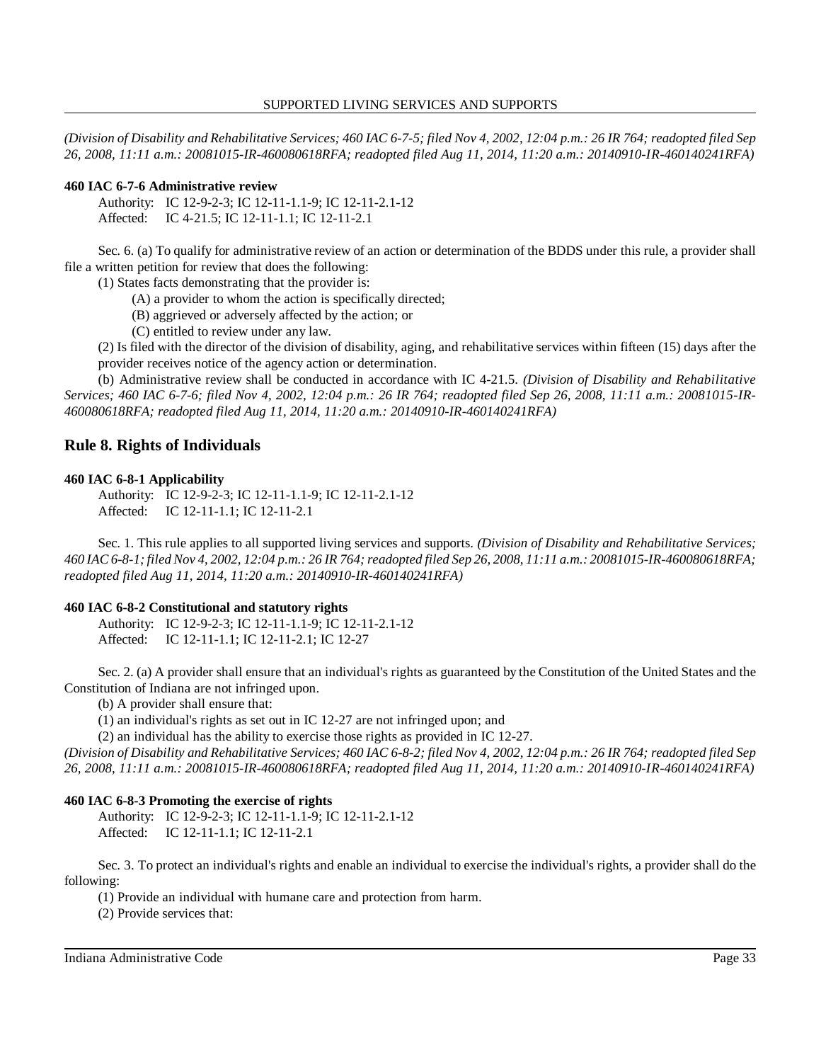*(Division of Disability and Rehabilitative Services; 460 IAC 6-7-5; filed Nov 4, 2002, 12:04 p.m.: 26 IR 764; readopted filed Sep 26, 2008, 11:11 a.m.: 20081015-IR-460080618RFA; readopted filed Aug 11, 2014, 11:20 a.m.: 20140910-IR-460140241RFA)*

**460 IAC 6-7-6 Administrative review**

Authority: IC 12-9-2-3; IC 12-11-1.1-9; IC 12-11-2.1-12
Affected: IC 4-21.5; IC 12-11-1.1; IC 12-11-2.1

Sec. 6. (a) To qualify for administrative review of an action or determination of the BDDS under this rule, a provider shall file a written petition for review that does the following:

(1) States facts demonstrating that the provider is:

(A) a provider to whom the action is specifically directed;

(B) aggrieved or adversely affected by the action; or

(C) entitled to review under any law.

(2) Is filed with the director of the division of disability, aging, and rehabilitative services within fifteen (15) days after the provider receives notice of the agency action or determination.

(b) Administrative review shall be conducted in accordance with IC 4-21.5. *(Division of Disability and Rehabilitative Services; 460 IAC 6-7-6; filed Nov 4, 2002, 12:04 p.m.: 26 IR 764; readopted filed Sep 26, 2008, 11:11 a.m.: 20081015-IR-460080618RFA; readopted filed Aug 11, 2014, 11:20 a.m.: 20140910-IR-460140241RFA)*

## Rule 8. Rights of Individuals

**460 IAC 6-8-1 Applicability**

Authority: IC 12-9-2-3; IC 12-11-1.1-9; IC 12-11-2.1-12
Affected: IC 12-11-1.1; IC 12-11-2.1

Sec. 1. This rule applies to all supported living services and supports. *(Division of Disability and Rehabilitative Services; 460 IAC 6-8-1; filed Nov 4, 2002, 12:04 p.m.: 26 IR 764; readopted filed Sep 26, 2008, 11:11 a.m.: 20081015-IR-460080618RFA; readopted filed Aug 11, 2014, 11:20 a.m.: 20140910-IR-460140241RFA)*

**460 IAC 6-8-2 Constitutional and statutory rights**

Authority: IC 12-9-2-3; IC 12-11-1.1-9; IC 12-11-2.1-12
Affected: IC 12-11-1.1; IC 12-11-2.1; IC 12-27

Sec. 2. (a) A provider shall ensure that an individual's rights as guaranteed by the Constitution of the United States and the Constitution of Indiana are not infringed upon.

(b) A provider shall ensure that:

(1) an individual's rights as set out in IC 12-27 are not infringed upon; and

(2) an individual has the ability to exercise those rights as provided in IC 12-27.

*(Division of Disability and Rehabilitative Services; 460 IAC 6-8-2; filed Nov 4, 2002, 12:04 p.m.: 26 IR 764; readopted filed Sep 26, 2008, 11:11 a.m.: 20081015-IR-460080618RFA; readopted filed Aug 11, 2014, 11:20 a.m.: 20140910-IR-460140241RFA)*

**460 IAC 6-8-3 Promoting the exercise of rights**

Authority: IC 12-9-2-3; IC 12-11-1.1-9; IC 12-11-2.1-12
Affected: IC 12-11-1.1; IC 12-11-2.1

Sec. 3. To protect an individual's rights and enable an individual to exercise the individual's rights, a provider shall do the following:

(1) Provide an individual with humane care and protection from harm.

(2) Provide services that: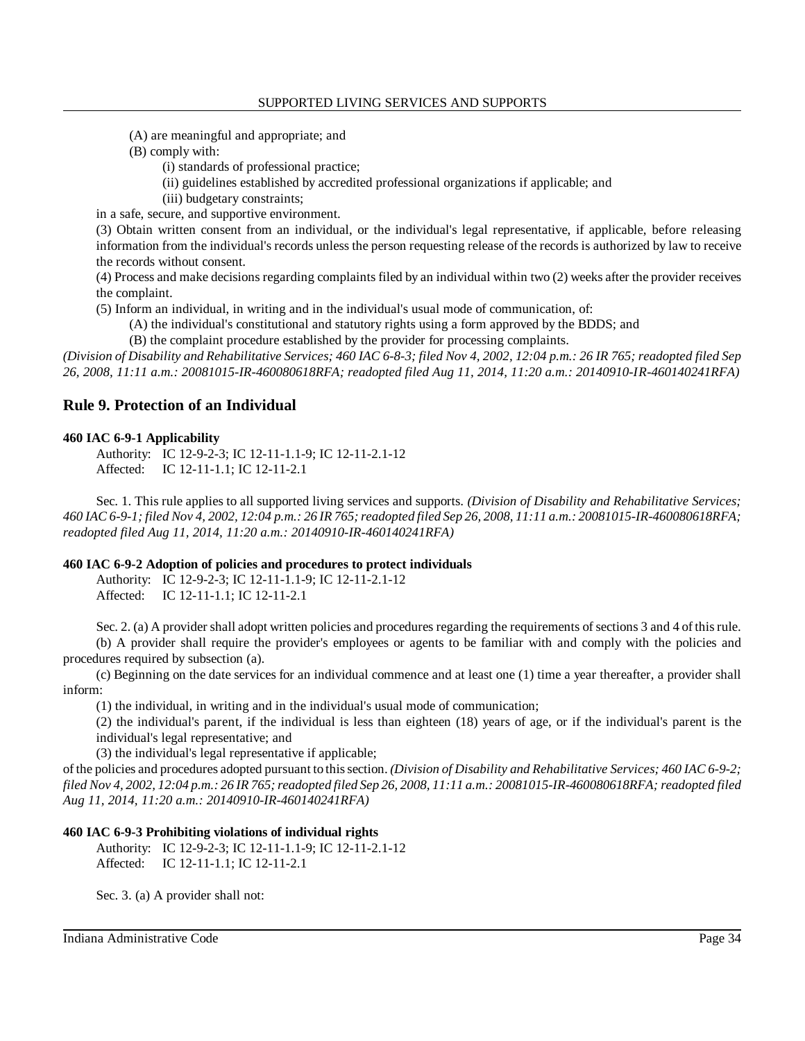(A) are meaningful and appropriate; and

(B) comply with:

(i) standards of professional practice;

(ii) guidelines established by accredited professional organizations if applicable; and

(iii) budgetary constraints;

in a safe, secure, and supportive environment.

(3) Obtain written consent from an individual, or the individual's legal representative, if applicable, before releasing information from the individual's records unless the person requesting release of the records is authorized by law to receive the records without consent.

(4) Process and make decisions regarding complaints filed by an individual within two (2) weeks after the provider receives the complaint.

(5) Inform an individual, in writing and in the individual's usual mode of communication, of:

(A) the individual's constitutional and statutory rights using a form approved by the BDDS; and

(B) the complaint procedure established by the provider for processing complaints.

*(Division of Disability and Rehabilitative Services; 460 IAC 6-8-3; filed Nov 4, 2002, 12:04 p.m.: 26 IR 765; readopted filed Sep 26, 2008, 11:11 a.m.: 20081015-IR-460080618RFA; readopted filed Aug 11, 2014, 11:20 a.m.: 20140910-IR-460140241RFA)*

## Rule 9. Protection of an Individual

**460 IAC 6-9-1 Applicability**

Authority: IC 12-9-2-3; IC 12-11-1.1-9; IC 12-11-2.1-12
Affected: IC 12-11-1.1; IC 12-11-2.1

Sec. 1. This rule applies to all supported living services and supports. *(Division of Disability and Rehabilitative Services; 460 IAC 6-9-1; filed Nov 4, 2002, 12:04 p.m.: 26 IR 765; readopted filed Sep 26, 2008, 11:11 a.m.: 20081015-IR-460080618RFA; readopted filed Aug 11, 2014, 11:20 a.m.: 20140910-IR-460140241RFA)*

**460 IAC 6-9-2 Adoption of policies and procedures to protect individuals**

Authority: IC 12-9-2-3; IC 12-11-1.1-9; IC 12-11-2.1-12
Affected: IC 12-11-1.1; IC 12-11-2.1

Sec. 2. (a) A provider shall adopt written policies and procedures regarding the requirements of sections 3 and 4 of this rule.

(b) A provider shall require the provider's employees or agents to be familiar with and comply with the policies and procedures required by subsection (a).

(c) Beginning on the date services for an individual commence and at least one (1) time a year thereafter, a provider shall inform:

(1) the individual, in writing and in the individual's usual mode of communication;

(2) the individual's parent, if the individual is less than eighteen (18) years of age, or if the individual's parent is the individual's legal representative; and

(3) the individual's legal representative if applicable;

of the policies and procedures adopted pursuant to this section. *(Division of Disability and Rehabilitative Services; 460 IAC 6-9-2; filed Nov 4, 2002, 12:04 p.m.: 26 IR 765; readopted filed Sep 26, 2008, 11:11 a.m.: 20081015-IR-460080618RFA; readopted filed Aug 11, 2014, 11:20 a.m.: 20140910-IR-460140241RFA)*

**460 IAC 6-9-3 Prohibiting violations of individual rights**

Authority: IC 12-9-2-3; IC 12-11-1.1-9; IC 12-11-2.1-12
Affected: IC 12-11-1.1; IC 12-11-2.1

Sec. 3. (a) A provider shall not: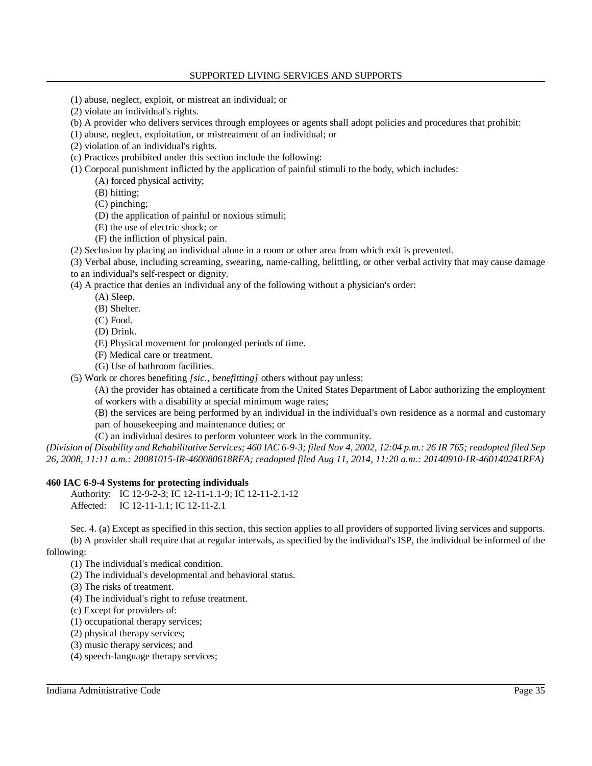(1) abuse, neglect, exploit, or mistreat an individual; or

(2) violate an individual's rights.

(b) A provider who delivers services through employees or agents shall adopt policies and procedures that prohibit:

(1) abuse, neglect, exploitation, or mistreatment of an individual; or

(2) violation of an individual's rights.

(c) Practices prohibited under this section include the following:

(1) Corporal punishment inflicted by the application of painful stimuli to the body, which includes:

(A) forced physical activity;

(B) hitting;

(C) pinching;

(D) the application of painful or noxious stimuli;

(E) the use of electric shock; or

(F) the infliction of physical pain.

(2) Seclusion by placing an individual alone in a room or other area from which exit is prevented.

(3) Verbal abuse, including screaming, swearing, name-calling, belittling, or other verbal activity that may cause damage to an individual's self-respect or dignity.

(4) A practice that denies an individual any of the following without a physician's order:

(A) Sleep.

(B) Shelter.

(C) Food.

(D) Drink.

(E) Physical movement for prolonged periods of time.

(F) Medical care or treatment.

(G) Use of bathroom facilities.

(5) Work or chores benefiting *[sic., benefitting]* others without pay unless:

(A) the provider has obtained a certificate from the United States Department of Labor authorizing the employment of workers with a disability at special minimum wage rates;

(B) the services are being performed by an individual in the individual's own residence as a normal and customary part of housekeeping and maintenance duties; or

(C) an individual desires to perform volunteer work in the community.

*(Division of Disability and Rehabilitative Services; 460 IAC 6-9-3; filed Nov 4, 2002, 12:04 p.m.: 26 IR 765; readopted filed Sep 26, 2008, 11:11 a.m.: 20081015-IR-460080618RFA; readopted filed Aug 11, 2014, 11:20 a.m.: 20140910-IR-460140241RFA)*

**460 IAC 6-9-4 Systems for protecting individuals**

Authority: IC 12-9-2-3; IC 12-11-1.1-9; IC 12-11-2.1-12
Affected: IC 12-11-1.1; IC 12-11-2.1

Sec. 4. (a) Except as specified in this section, this section applies to all providers of supported living services and supports.

(b) A provider shall require that at regular intervals, as specified by the individual's ISP, the individual be informed of the following:

(1) The individual's medical condition.

(2) The individual's developmental and behavioral status.

(3) The risks of treatment.

(4) The individual's right to refuse treatment.

(c) Except for providers of:

(1) occupational therapy services;

(2) physical therapy services;

(3) music therapy services; and

(4) speech-language therapy services;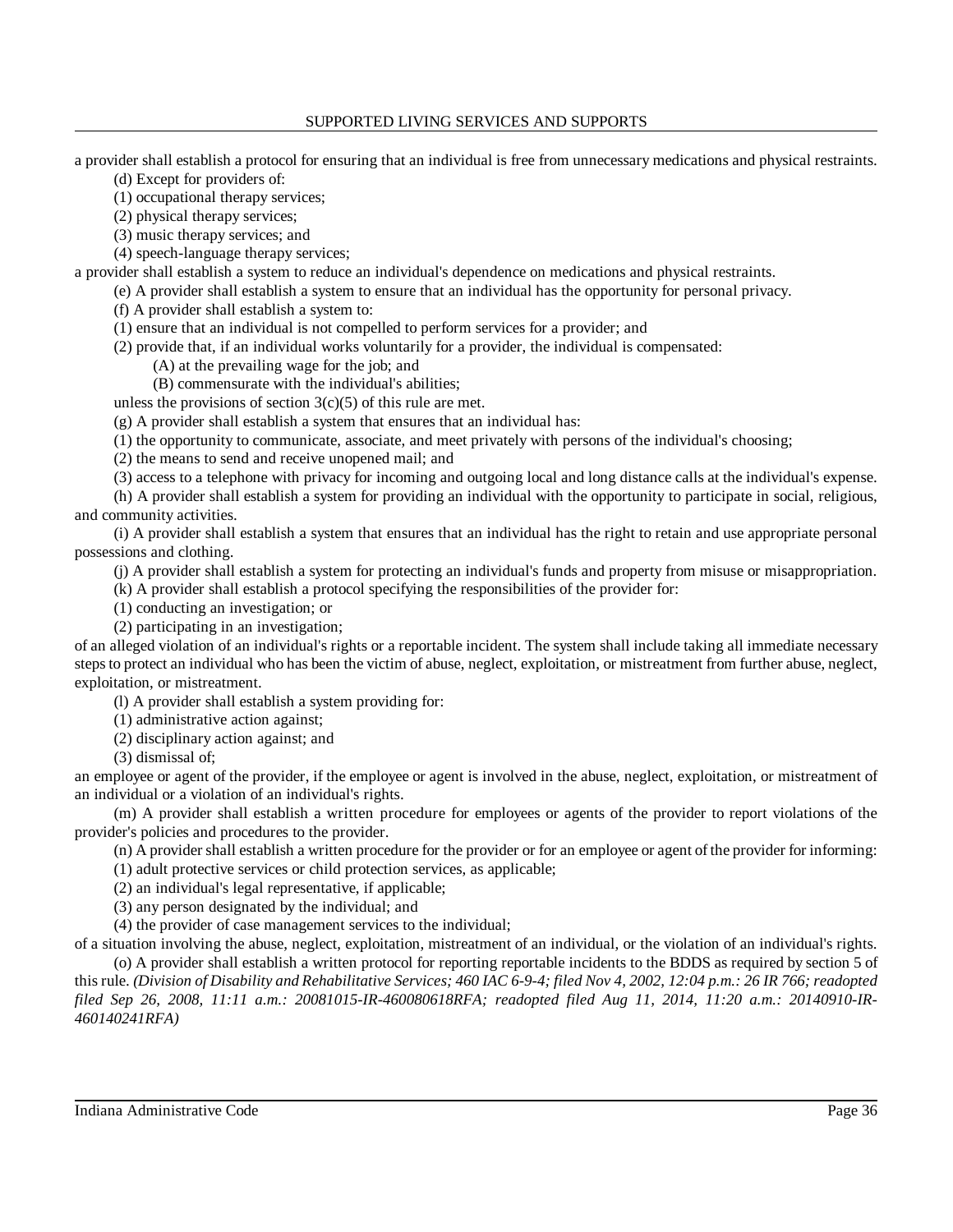a provider shall establish a protocol for ensuring that an individual is free from unnecessary medications and physical restraints.

(d) Except for providers of:

(1) occupational therapy services;

(2) physical therapy services;

(3) music therapy services; and

(4) speech-language therapy services;

a provider shall establish a system to reduce an individual's dependence on medications and physical restraints.

(e) A provider shall establish a system to ensure that an individual has the opportunity for personal privacy.

(f) A provider shall establish a system to:

(1) ensure that an individual is not compelled to perform services for a provider; and

(2) provide that, if an individual works voluntarily for a provider, the individual is compensated:

(A) at the prevailing wage for the job; and

(B) commensurate with the individual's abilities;

unless the provisions of section 3(c)(5) of this rule are met.

(g) A provider shall establish a system that ensures that an individual has:

(1) the opportunity to communicate, associate, and meet privately with persons of the individual's choosing;

(2) the means to send and receive unopened mail; and

(3) access to a telephone with privacy for incoming and outgoing local and long distance calls at the individual's expense.

(h) A provider shall establish a system for providing an individual with the opportunity to participate in social, religious, and community activities.

(i) A provider shall establish a system that ensures that an individual has the right to retain and use appropriate personal possessions and clothing.

(j) A provider shall establish a system for protecting an individual's funds and property from misuse or misappropriation.

(k) A provider shall establish a protocol specifying the responsibilities of the provider for:

(1) conducting an investigation; or

(2) participating in an investigation;

of an alleged violation of an individual's rights or a reportable incident. The system shall include taking all immediate necessary steps to protect an individual who has been the victim of abuse, neglect, exploitation, or mistreatment from further abuse, neglect, exploitation, or mistreatment.

(l) A provider shall establish a system providing for:

(1) administrative action against;

(2) disciplinary action against; and

(3) dismissal of;

an employee or agent of the provider, if the employee or agent is involved in the abuse, neglect, exploitation, or mistreatment of an individual or a violation of an individual's rights.

(m) A provider shall establish a written procedure for employees or agents of the provider to report violations of the provider's policies and procedures to the provider.

(n) A provider shall establish a written procedure for the provider or for an employee or agent of the provider for informing:

(1) adult protective services or child protection services, as applicable;

(2) an individual's legal representative, if applicable;

(3) any person designated by the individual; and

(4) the provider of case management services to the individual;

of a situation involving the abuse, neglect, exploitation, mistreatment of an individual, or the violation of an individual's rights.

(o) A provider shall establish a written protocol for reporting reportable incidents to the BDDS as required by section 5 of this rule. *(Division of Disability and Rehabilitative Services; 460 IAC 6-9-4; filed Nov 4, 2002, 12:04 p.m.: 26 IR 766; readopted filed Sep 26, 2008, 11:11 a.m.: 20081015-IR-460080618RFA; readopted filed Aug 11, 2014, 11:20 a.m.: 20140910-IR-460140241RFA)*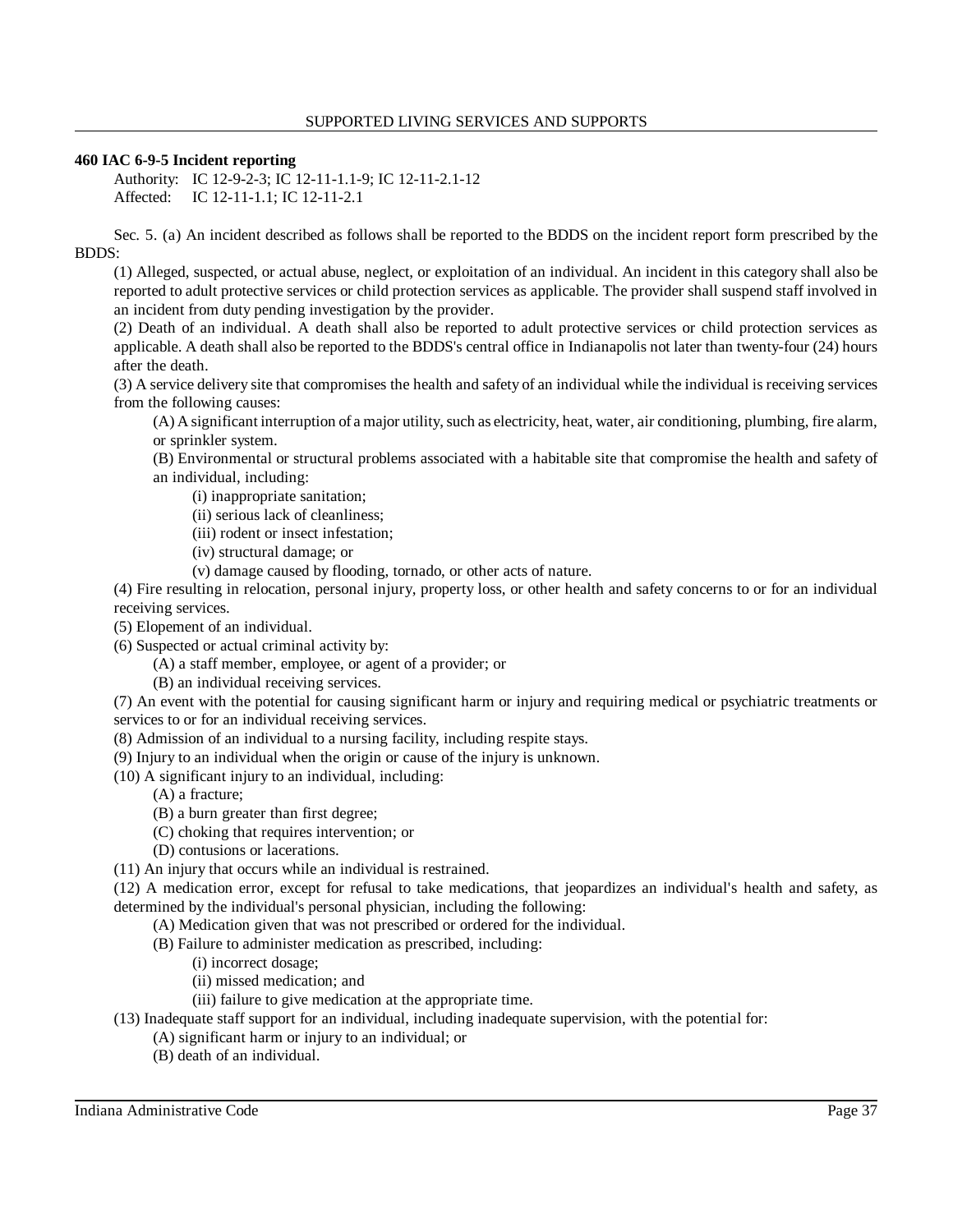**460 IAC 6-9-5 Incident reporting**

Authority: IC 12-9-2-3; IC 12-11-1.1-9; IC 12-11-2.1-12
Affected: IC 12-11-1.1; IC 12-11-2.1

Sec. 5. (a) An incident described as follows shall be reported to the BDDS on the incident report form prescribed by the BDDS:

(1) Alleged, suspected, or actual abuse, neglect, or exploitation of an individual. An incident in this category shall also be reported to adult protective services or child protection services as applicable. The provider shall suspend staff involved in an incident from duty pending investigation by the provider.

(2) Death of an individual. A death shall also be reported to adult protective services or child protection services as applicable. A death shall also be reported to the BDDS's central office in Indianapolis not later than twenty-four (24) hours after the death.

(3) A service delivery site that compromises the health and safety of an individual while the individual is receiving services from the following causes:

(A) A significant interruption of a major utility, such as electricity, heat, water, air conditioning, plumbing, fire alarm, or sprinkler system.

(B) Environmental or structural problems associated with a habitable site that compromise the health and safety of an individual, including:

(i) inappropriate sanitation;
(ii) serious lack of cleanliness;
(iii) rodent or insect infestation;
(iv) structural damage; or
(v) damage caused by flooding, tornado, or other acts of nature.

(4) Fire resulting in relocation, personal injury, property loss, or other health and safety concerns to or for an individual receiving services.

(5) Elopement of an individual.

(6) Suspected or actual criminal activity by:

(A) a staff member, employee, or agent of a provider; or
(B) an individual receiving services.

(7) An event with the potential for causing significant harm or injury and requiring medical or psychiatric treatments or services to or for an individual receiving services.

(8) Admission of an individual to a nursing facility, including respite stays.

(9) Injury to an individual when the origin or cause of the injury is unknown.

(10) A significant injury to an individual, including:

(A) a fracture;
(B) a burn greater than first degree;
(C) choking that requires intervention; or
(D) contusions or lacerations.

(11) An injury that occurs while an individual is restrained.

(12) A medication error, except for refusal to take medications, that jeopardizes an individual's health and safety, as determined by the individual's personal physician, including the following:

(A) Medication given that was not prescribed or ordered for the individual.
(B) Failure to administer medication as prescribed, including:

(i) incorrect dosage;
(ii) missed medication; and
(iii) failure to give medication at the appropriate time.

(13) Inadequate staff support for an individual, including inadequate supervision, with the potential for:

(A) significant harm or injury to an individual; or
(B) death of an individual.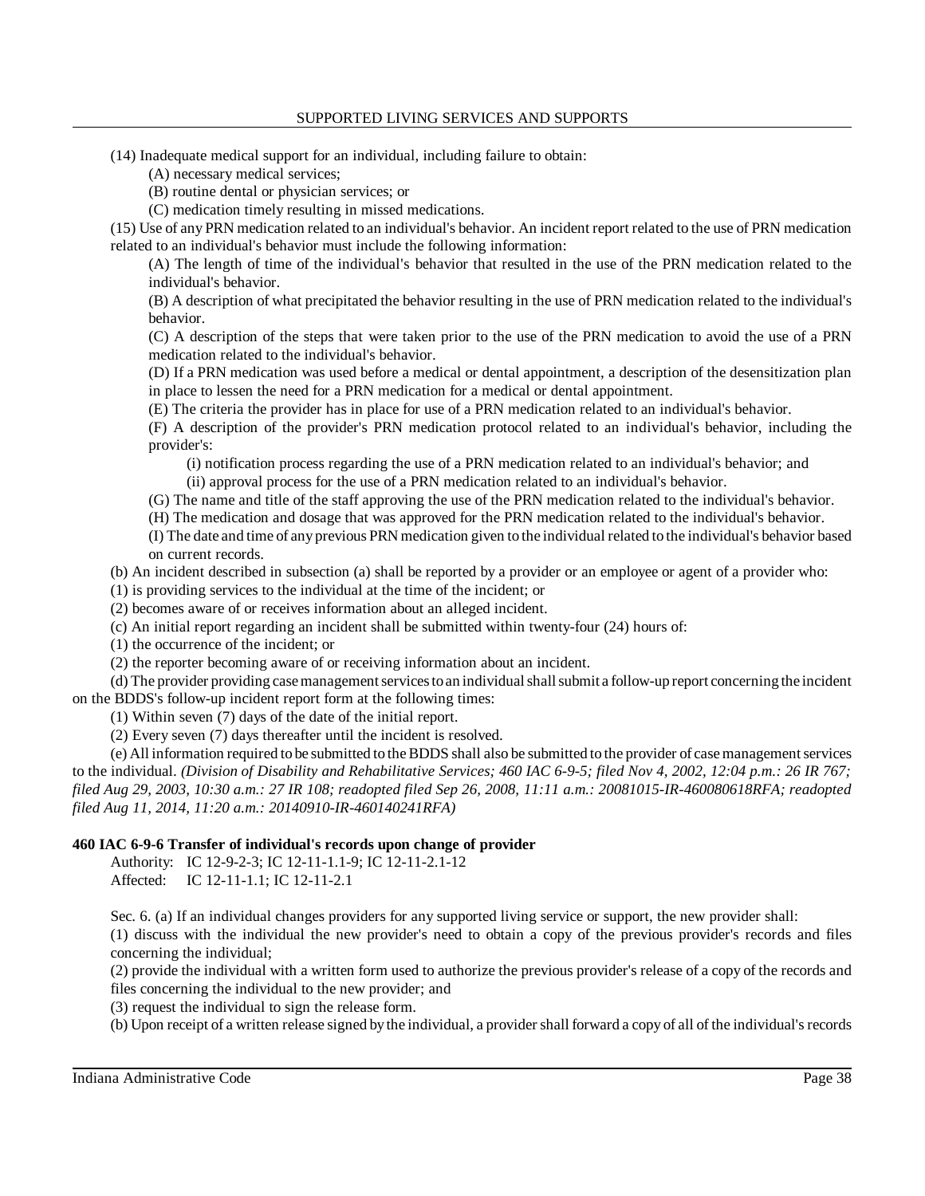(14) Inadequate medical support for an individual, including failure to obtain:

(A) necessary medical services;

(B) routine dental or physician services; or

(C) medication timely resulting in missed medications.

(15) Use of any PRN medication related to an individual's behavior. An incident report related to the use of PRN medication related to an individual's behavior must include the following information:

(A) The length of time of the individual's behavior that resulted in the use of the PRN medication related to the individual's behavior.

(B) A description of what precipitated the behavior resulting in the use of PRN medication related to the individual's behavior.

(C) A description of the steps that were taken prior to the use of the PRN medication to avoid the use of a PRN medication related to the individual's behavior.

(D) If a PRN medication was used before a medical or dental appointment, a description of the desensitization plan in place to lessen the need for a PRN medication for a medical or dental appointment.

(E) The criteria the provider has in place for use of a PRN medication related to an individual's behavior.

(F) A description of the provider's PRN medication protocol related to an individual's behavior, including the provider's:

(i) notification process regarding the use of a PRN medication related to an individual's behavior; and

(ii) approval process for the use of a PRN medication related to an individual's behavior.

(G) The name and title of the staff approving the use of the PRN medication related to the individual's behavior.

(H) The medication and dosage that was approved for the PRN medication related to the individual's behavior.

(I) The date and time of any previous PRN medication given to the individual related to the individual's behavior based on current records.

(b) An incident described in subsection (a) shall be reported by a provider or an employee or agent of a provider who:

(1) is providing services to the individual at the time of the incident; or

(2) becomes aware of or receives information about an alleged incident.

(c) An initial report regarding an incident shall be submitted within twenty-four (24) hours of:

(1) the occurrence of the incident; or

(2) the reporter becoming aware of or receiving information about an incident.

(d) The provider providing case management services to an individual shall submit a follow-up report concerning the incident on the BDDS's follow-up incident report form at the following times:

(1) Within seven (7) days of the date of the initial report.

(2) Every seven (7) days thereafter until the incident is resolved.

(e) All information required to be submitted to the BDDS shall also be submitted to the provider of case management services to the individual. *(Division of Disability and Rehabilitative Services; 460 IAC 6-9-5; filed Nov 4, 2002, 12:04 p.m.: 26 IR 767; filed Aug 29, 2003, 10:30 a.m.: 27 IR 108; readopted filed Sep 26, 2008, 11:11 a.m.: 20081015-IR-460080618RFA; readopted filed Aug 11, 2014, 11:20 a.m.: 20140910-IR-460140241RFA)*

**460 IAC 6-9-6 Transfer of individual's records upon change of provider**

Authority: IC 12-9-2-3; IC 12-11-1.1-9; IC 12-11-2.1-12
Affected: IC 12-11-1.1; IC 12-11-2.1

Sec. 6. (a) If an individual changes providers for any supported living service or support, the new provider shall:

(1) discuss with the individual the new provider's need to obtain a copy of the previous provider's records and files concerning the individual;

(2) provide the individual with a written form used to authorize the previous provider's release of a copy of the records and files concerning the individual to the new provider; and

(3) request the individual to sign the release form.

(b) Upon receipt of a written release signed by the individual, a provider shall forward a copy of all of the individual's records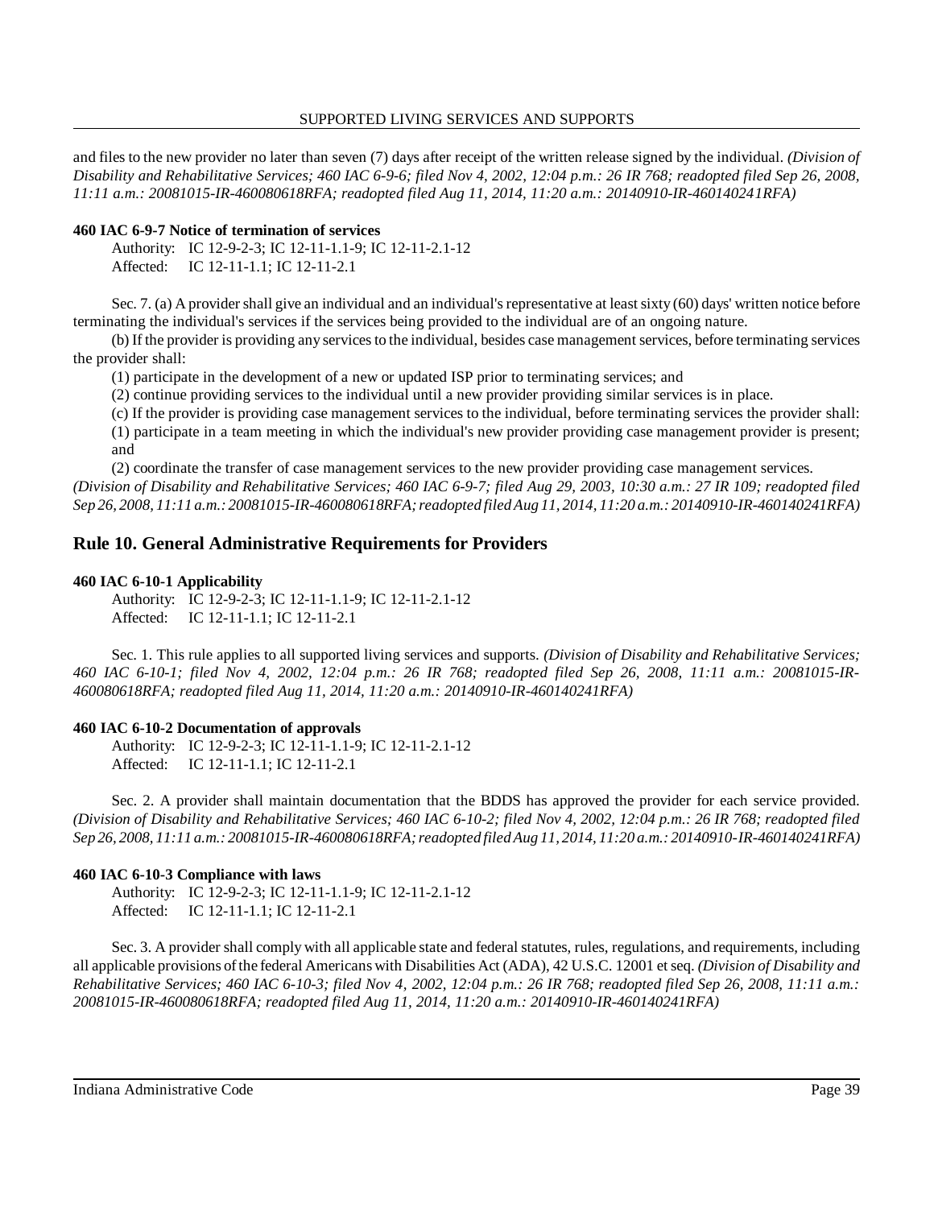and files to the new provider no later than seven (7) days after receipt of the written release signed by the individual. *(Division of Disability and Rehabilitative Services; 460 IAC 6-9-6; filed Nov 4, 2002, 12:04 p.m.: 26 IR 768; readopted filed Sep 26, 2008, 11:11 a.m.: 20081015-IR-460080618RFA; readopted filed Aug 11, 2014, 11:20 a.m.: 20140910-IR-460140241RFA)*

**460 IAC 6-9-7 Notice of termination of services**

Authority: IC 12-9-2-3; IC 12-11-1.1-9; IC 12-11-2.1-12
Affected: IC 12-11-1.1; IC 12-11-2.1

Sec. 7. (a) A provider shall give an individual and an individual's representative at least sixty (60) days' written notice before terminating the individual's services if the services being provided to the individual are of an ongoing nature.

(b) If the provider is providing any services to the individual, besides case management services, before terminating services the provider shall:

(1) participate in the development of a new or updated ISP prior to terminating services; and

(2) continue providing services to the individual until a new provider providing similar services is in place.

(c) If the provider is providing case management services to the individual, before terminating services the provider shall:

(1) participate in a team meeting in which the individual's new provider providing case management provider is present; and

(2) coordinate the transfer of case management services to the new provider providing case management services.

*(Division of Disability and Rehabilitative Services; 460 IAC 6-9-7; filed Aug 29, 2003, 10:30 a.m.: 27 IR 109; readopted filed Sep 26, 2008, 11:11 a.m.: 20081015-IR-460080618RFA; readopted filed Aug 11, 2014, 11:20 a.m.: 20140910-IR-460140241RFA)*

## Rule 10. General Administrative Requirements for Providers

**460 IAC 6-10-1 Applicability**

Authority: IC 12-9-2-3; IC 12-11-1.1-9; IC 12-11-2.1-12
Affected: IC 12-11-1.1; IC 12-11-2.1

Sec. 1. This rule applies to all supported living services and supports. *(Division of Disability and Rehabilitative Services; 460 IAC 6-10-1; filed Nov 4, 2002, 12:04 p.m.: 26 IR 768; readopted filed Sep 26, 2008, 11:11 a.m.: 20081015-IR-460080618RFA; readopted filed Aug 11, 2014, 11:20 a.m.: 20140910-IR-460140241RFA)*

**460 IAC 6-10-2 Documentation of approvals**

Authority: IC 12-9-2-3; IC 12-11-1.1-9; IC 12-11-2.1-12
Affected: IC 12-11-1.1; IC 12-11-2.1

Sec. 2. A provider shall maintain documentation that the BDDS has approved the provider for each service provided. *(Division of Disability and Rehabilitative Services; 460 IAC 6-10-2; filed Nov 4, 2002, 12:04 p.m.: 26 IR 768; readopted filed Sep 26, 2008, 11:11 a.m.: 20081015-IR-460080618RFA; readopted filed Aug 11, 2014, 11:20 a.m.: 20140910-IR-460140241RFA)*

**460 IAC 6-10-3 Compliance with laws**

Authority: IC 12-9-2-3; IC 12-11-1.1-9; IC 12-11-2.1-12
Affected: IC 12-11-1.1; IC 12-11-2.1

Sec. 3. A provider shall comply with all applicable state and federal statutes, rules, regulations, and requirements, including all applicable provisions of the federal Americans with Disabilities Act (ADA), 42 U.S.C. 12001 et seq. *(Division of Disability and Rehabilitative Services; 460 IAC 6-10-3; filed Nov 4, 2002, 12:04 p.m.: 26 IR 768; readopted filed Sep 26, 2008, 11:11 a.m.: 20081015-IR-460080618RFA; readopted filed Aug 11, 2014, 11:20 a.m.: 20140910-IR-460140241RFA)*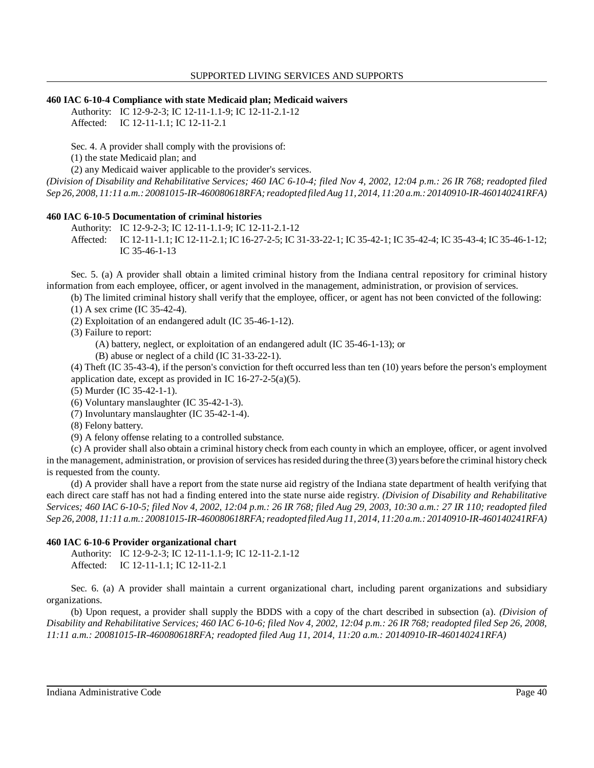### 460 IAC 6-10-4 Compliance with state Medicaid plan; Medicaid waivers

Authority: IC 12-9-2-3; IC 12-11-1.1-9; IC 12-11-2.1-12
Affected: IC 12-11-1.1; IC 12-11-2.1

Sec. 4. A provider shall comply with the provisions of:

(1) the state Medicaid plan; and

(2) any Medicaid waiver applicable to the provider's services.

*(Division of Disability and Rehabilitative Services; 460 IAC 6-10-4; filed Nov 4, 2002, 12:04 p.m.: 26 IR 768; readopted filed Sep 26, 2008, 11:11 a.m.: 20081015-IR-460080618RFA; readopted filed Aug 11, 2014, 11:20 a.m.: 20140910-IR-460140241RFA)*

### 460 IAC 6-10-5 Documentation of criminal histories

Authority: IC 12-9-2-3; IC 12-11-1.1-9; IC 12-11-2.1-12
Affected: IC 12-11-1.1; IC 12-11-2.1; IC 16-27-2-5; IC 31-33-22-1; IC 35-42-1; IC 35-42-4; IC 35-43-4; IC 35-46-1-12; IC 35-46-1-13

Sec. 5. (a) A provider shall obtain a limited criminal history from the Indiana central repository for criminal history information from each employee, officer, or agent involved in the management, administration, or provision of services.

(b) The limited criminal history shall verify that the employee, officer, or agent has not been convicted of the following:

(1) A sex crime (IC 35-42-4).

(2) Exploitation of an endangered adult (IC 35-46-1-12).

(3) Failure to report:

(A) battery, neglect, or exploitation of an endangered adult (IC 35-46-1-13); or

(B) abuse or neglect of a child (IC 31-33-22-1).

(4) Theft (IC 35-43-4), if the person's conviction for theft occurred less than ten (10) years before the person's employment application date, except as provided in IC 16-27-2-5(a)(5).

(5) Murder (IC 35-42-1-1).

(6) Voluntary manslaughter (IC 35-42-1-3).

(7) Involuntary manslaughter (IC 35-42-1-4).

(8) Felony battery.

(9) A felony offense relating to a controlled substance.

(c) A provider shall also obtain a criminal history check from each county in which an employee, officer, or agent involved in the management, administration, or provision of services has resided during the three (3) years before the criminal history check is requested from the county.

(d) A provider shall have a report from the state nurse aid registry of the Indiana state department of health verifying that each direct care staff has not had a finding entered into the state nurse aide registry. *(Division of Disability and Rehabilitative Services; 460 IAC 6-10-5; filed Nov 4, 2002, 12:04 p.m.: 26 IR 768; filed Aug 29, 2003, 10:30 a.m.: 27 IR 110; readopted filed Sep 26, 2008, 11:11 a.m.: 20081015-IR-460080618RFA; readopted filed Aug 11, 2014, 11:20 a.m.: 20140910-IR-460140241RFA)*

### 460 IAC 6-10-6 Provider organizational chart

Authority: IC 12-9-2-3; IC 12-11-1.1-9; IC 12-11-2.1-12
Affected: IC 12-11-1.1; IC 12-11-2.1

Sec. 6. (a) A provider shall maintain a current organizational chart, including parent organizations and subsidiary organizations.

(b) Upon request, a provider shall supply the BDDS with a copy of the chart described in subsection (a). *(Division of Disability and Rehabilitative Services; 460 IAC 6-10-6; filed Nov 4, 2002, 12:04 p.m.: 26 IR 768; readopted filed Sep 26, 2008, 11:11 a.m.: 20081015-IR-460080618RFA; readopted filed Aug 11, 2014, 11:20 a.m.: 20140910-IR-460140241RFA)*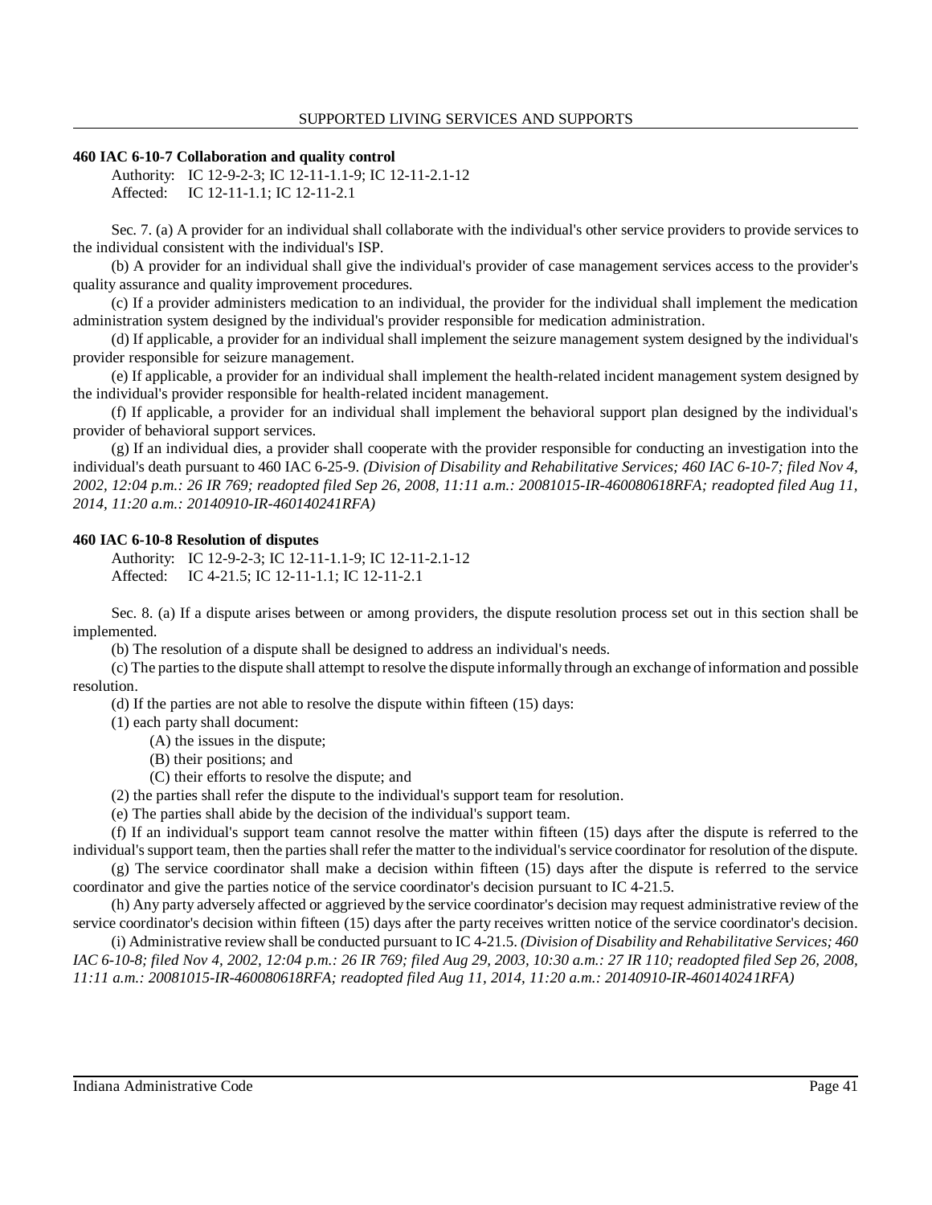### 460 IAC 6-10-7 Collaboration and quality control

Authority: IC 12-9-2-3; IC 12-11-1.1-9; IC 12-11-2.1-12
Affected: IC 12-11-1.1; IC 12-11-2.1

Sec. 7. (a) A provider for an individual shall collaborate with the individual's other service providers to provide services to the individual consistent with the individual's ISP.

(b) A provider for an individual shall give the individual's provider of case management services access to the provider's quality assurance and quality improvement procedures.

(c) If a provider administers medication to an individual, the provider for the individual shall implement the medication administration system designed by the individual's provider responsible for medication administration.

(d) If applicable, a provider for an individual shall implement the seizure management system designed by the individual's provider responsible for seizure management.

(e) If applicable, a provider for an individual shall implement the health-related incident management system designed by the individual's provider responsible for health-related incident management.

(f) If applicable, a provider for an individual shall implement the behavioral support plan designed by the individual's provider of behavioral support services.

(g) If an individual dies, a provider shall cooperate with the provider responsible for conducting an investigation into the individual's death pursuant to 460 IAC 6-25-9. *(Division of Disability and Rehabilitative Services; 460 IAC 6-10-7; filed Nov 4, 2002, 12:04 p.m.: 26 IR 769; readopted filed Sep 26, 2008, 11:11 a.m.: 20081015-IR-460080618RFA; readopted filed Aug 11, 2014, 11:20 a.m.: 20140910-IR-460140241RFA)*

### 460 IAC 6-10-8 Resolution of disputes

Authority: IC 12-9-2-3; IC 12-11-1.1-9; IC 12-11-2.1-12
Affected: IC 4-21.5; IC 12-11-1.1; IC 12-11-2.1

Sec. 8. (a) If a dispute arises between or among providers, the dispute resolution process set out in this section shall be implemented.

(b) The resolution of a dispute shall be designed to address an individual's needs.

(c) The parties to the dispute shall attempt to resolve the dispute informally through an exchange of information and possible resolution.

(d) If the parties are not able to resolve the dispute within fifteen (15) days:

(1) each party shall document:

(A) the issues in the dispute;

(B) their positions; and

(C) their efforts to resolve the dispute; and

(2) the parties shall refer the dispute to the individual's support team for resolution.

(e) The parties shall abide by the decision of the individual's support team.

(f) If an individual's support team cannot resolve the matter within fifteen (15) days after the dispute is referred to the individual's support team, then the parties shall refer the matter to the individual's service coordinator for resolution of the dispute.

(g) The service coordinator shall make a decision within fifteen (15) days after the dispute is referred to the service coordinator and give the parties notice of the service coordinator's decision pursuant to IC 4-21.5.

(h) Any party adversely affected or aggrieved by the service coordinator's decision may request administrative review of the service coordinator's decision within fifteen (15) days after the party receives written notice of the service coordinator's decision.

(i) Administrative review shall be conducted pursuant to IC 4-21.5. *(Division of Disability and Rehabilitative Services; 460 IAC 6-10-8; filed Nov 4, 2002, 12:04 p.m.: 26 IR 769; filed Aug 29, 2003, 10:30 a.m.: 27 IR 110; readopted filed Sep 26, 2008, 11:11 a.m.: 20081015-IR-460080618RFA; readopted filed Aug 11, 2014, 11:20 a.m.: 20140910-IR-460140241RFA)*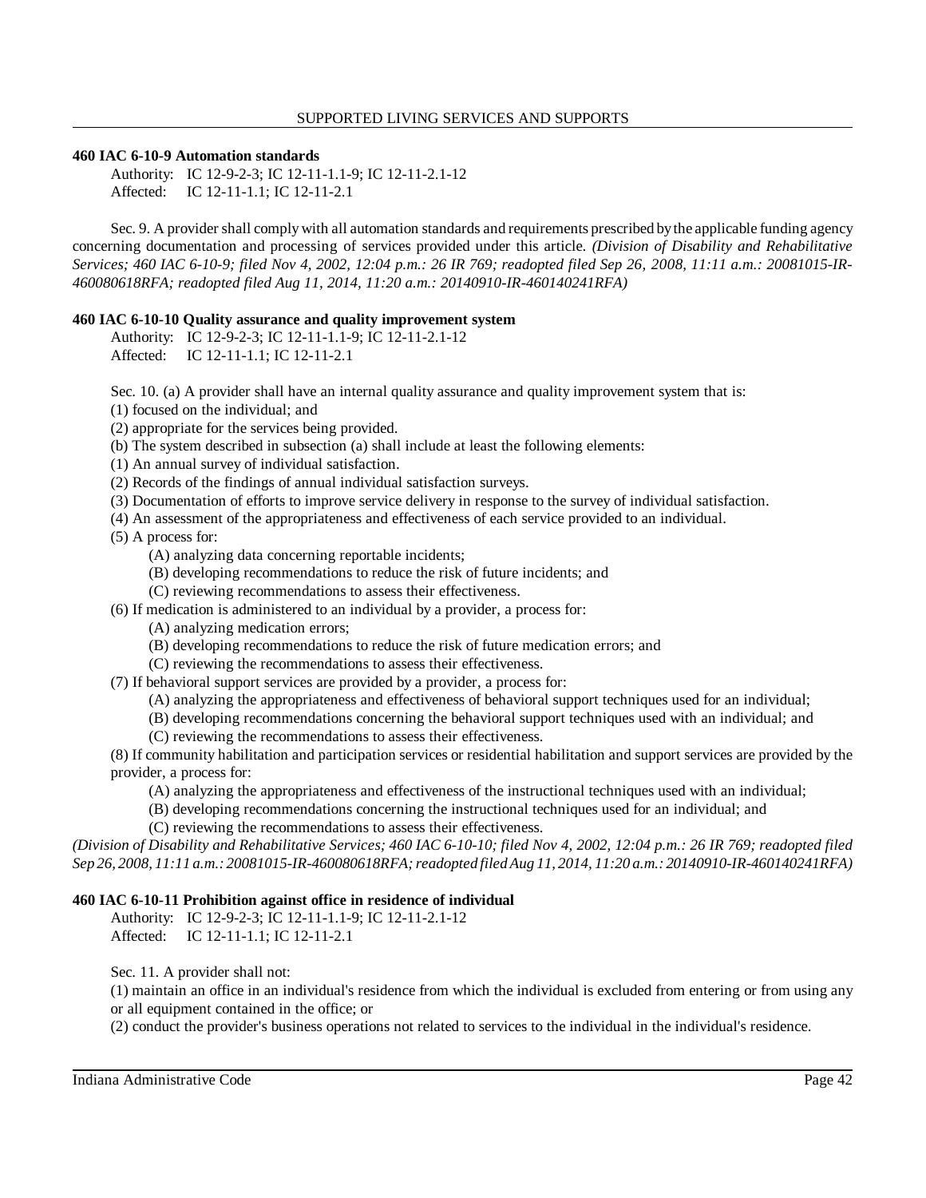### 460 IAC 6-10-9 Automation standards

Authority: IC 12-9-2-3; IC 12-11-1.1-9; IC 12-11-2.1-12
Affected: IC 12-11-1.1; IC 12-11-2.1

Sec. 9. A provider shall comply with all automation standards and requirements prescribed by the applicable funding agency concerning documentation and processing of services provided under this article. *(Division of Disability and Rehabilitative Services; 460 IAC 6-10-9; filed Nov 4, 2002, 12:04 p.m.: 26 IR 769; readopted filed Sep 26, 2008, 11:11 a.m.: 20081015-IR-460080618RFA; readopted filed Aug 11, 2014, 11:20 a.m.: 20140910-IR-460140241RFA)*

### 460 IAC 6-10-10 Quality assurance and quality improvement system

Authority: IC 12-9-2-3; IC 12-11-1.1-9; IC 12-11-2.1-12
Affected: IC 12-11-1.1; IC 12-11-2.1

Sec. 10. (a) A provider shall have an internal quality assurance and quality improvement system that is:

(1) focused on the individual; and

(2) appropriate for the services being provided.

(b) The system described in subsection (a) shall include at least the following elements:

(1) An annual survey of individual satisfaction.

(2) Records of the findings of annual individual satisfaction surveys.

(3) Documentation of efforts to improve service delivery in response to the survey of individual satisfaction.

(4) An assessment of the appropriateness and effectiveness of each service provided to an individual.

(5) A process for:

- (A) analyzing data concerning reportable incidents;
- (B) developing recommendations to reduce the risk of future incidents; and
- (C) reviewing recommendations to assess their effectiveness.

(6) If medication is administered to an individual by a provider, a process for:

- (A) analyzing medication errors;
- (B) developing recommendations to reduce the risk of future medication errors; and
- (C) reviewing the recommendations to assess their effectiveness.

(7) If behavioral support services are provided by a provider, a process for:

- (A) analyzing the appropriateness and effectiveness of behavioral support techniques used for an individual;
- (B) developing recommendations concerning the behavioral support techniques used with an individual; and
- (C) reviewing the recommendations to assess their effectiveness.

(8) If community habilitation and participation services or residential habilitation and support services are provided by the provider, a process for:

- (A) analyzing the appropriateness and effectiveness of the instructional techniques used with an individual;
- (B) developing recommendations concerning the instructional techniques used for an individual; and
- (C) reviewing the recommendations to assess their effectiveness.

*(Division of Disability and Rehabilitative Services; 460 IAC 6-10-10; filed Nov 4, 2002, 12:04 p.m.: 26 IR 769; readopted filed Sep 26, 2008, 11:11 a.m.: 20081015-IR-460080618RFA; readopted filed Aug 11, 2014, 11:20 a.m.: 20140910-IR-460140241RFA)*

### 460 IAC 6-10-11 Prohibition against office in residence of individual

Authority: IC 12-9-2-3; IC 12-11-1.1-9; IC 12-11-2.1-12
Affected: IC 12-11-1.1; IC 12-11-2.1

Sec. 11. A provider shall not:

(1) maintain an office in an individual's residence from which the individual is excluded from entering or from using any or all equipment contained in the office; or

(2) conduct the provider's business operations not related to services to the individual in the individual's residence.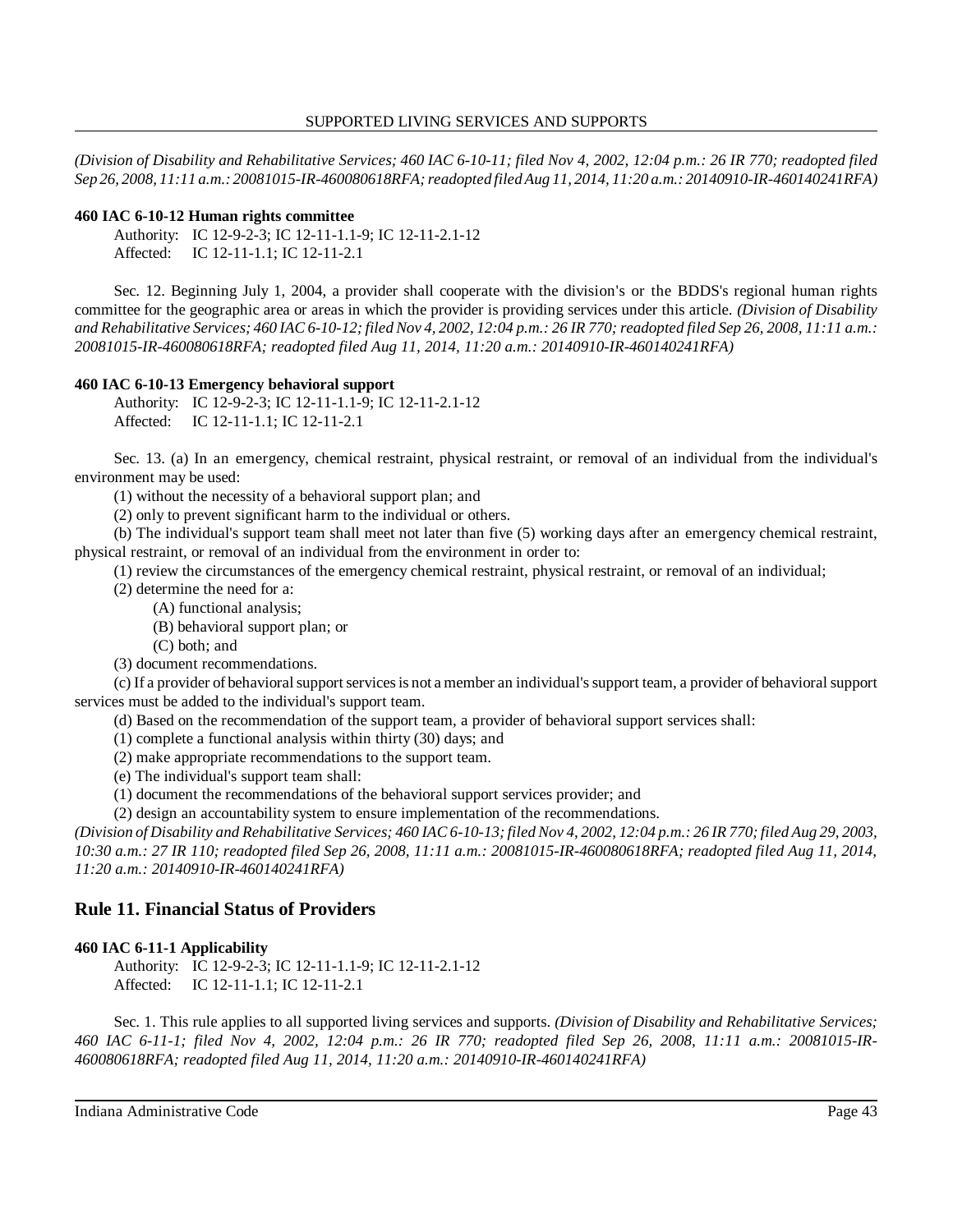*(Division of Disability and Rehabilitative Services; 460 IAC 6-10-11; filed Nov 4, 2002, 12:04 p.m.: 26 IR 770; readopted filed Sep 26, 2008, 11:11 a.m.: 20081015-IR-460080618RFA; readopted filed Aug 11, 2014, 11:20 a.m.: 20140910-IR-460140241RFA)*

**460 IAC 6-10-12 Human rights committee**

Authority: IC 12-9-2-3; IC 12-11-1.1-9; IC 12-11-2.1-12
Affected: IC 12-11-1.1; IC 12-11-2.1

Sec. 12. Beginning July 1, 2004, a provider shall cooperate with the division's or the BDDS's regional human rights committee for the geographic area or areas in which the provider is providing services under this article. *(Division of Disability and Rehabilitative Services; 460 IAC 6-10-12; filed Nov 4, 2002, 12:04 p.m.: 26 IR 770; readopted filed Sep 26, 2008, 11:11 a.m.: 20081015-IR-460080618RFA; readopted filed Aug 11, 2014, 11:20 a.m.: 20140910-IR-460140241RFA)*

**460 IAC 6-10-13 Emergency behavioral support**

Authority: IC 12-9-2-3; IC 12-11-1.1-9; IC 12-11-2.1-12
Affected: IC 12-11-1.1; IC 12-11-2.1

Sec. 13. (a) In an emergency, chemical restraint, physical restraint, or removal of an individual from the individual's environment may be used:

(1) without the necessity of a behavioral support plan; and

(2) only to prevent significant harm to the individual or others.

(b) The individual's support team shall meet not later than five (5) working days after an emergency chemical restraint, physical restraint, or removal of an individual from the environment in order to:

(1) review the circumstances of the emergency chemical restraint, physical restraint, or removal of an individual;

(2) determine the need for a:

(A) functional analysis;

(B) behavioral support plan; or

(C) both; and

(3) document recommendations.

(c) If a provider of behavioral support services is not a member an individual's support team, a provider of behavioral support services must be added to the individual's support team.

(d) Based on the recommendation of the support team, a provider of behavioral support services shall:

(1) complete a functional analysis within thirty (30) days; and

(2) make appropriate recommendations to the support team.

(e) The individual's support team shall:

(1) document the recommendations of the behavioral support services provider; and

(2) design an accountability system to ensure implementation of the recommendations.

*(Division of Disability and Rehabilitative Services; 460 IAC 6-10-13; filed Nov 4, 2002, 12:04 p.m.: 26 IR 770; filed Aug 29, 2003, 10:30 a.m.: 27 IR 110; readopted filed Sep 26, 2008, 11:11 a.m.: 20081015-IR-460080618RFA; readopted filed Aug 11, 2014, 11:20 a.m.: 20140910-IR-460140241RFA)*

## Rule 11. Financial Status of Providers

**460 IAC 6-11-1 Applicability**

Authority: IC 12-9-2-3; IC 12-11-1.1-9; IC 12-11-2.1-12
Affected: IC 12-11-1.1; IC 12-11-2.1

Sec. 1. This rule applies to all supported living services and supports. *(Division of Disability and Rehabilitative Services; 460 IAC 6-11-1; filed Nov 4, 2002, 12:04 p.m.: 26 IR 770; readopted filed Sep 26, 2008, 11:11 a.m.: 20081015-IR-460080618RFA; readopted filed Aug 11, 2014, 11:20 a.m.: 20140910-IR-460140241RFA)*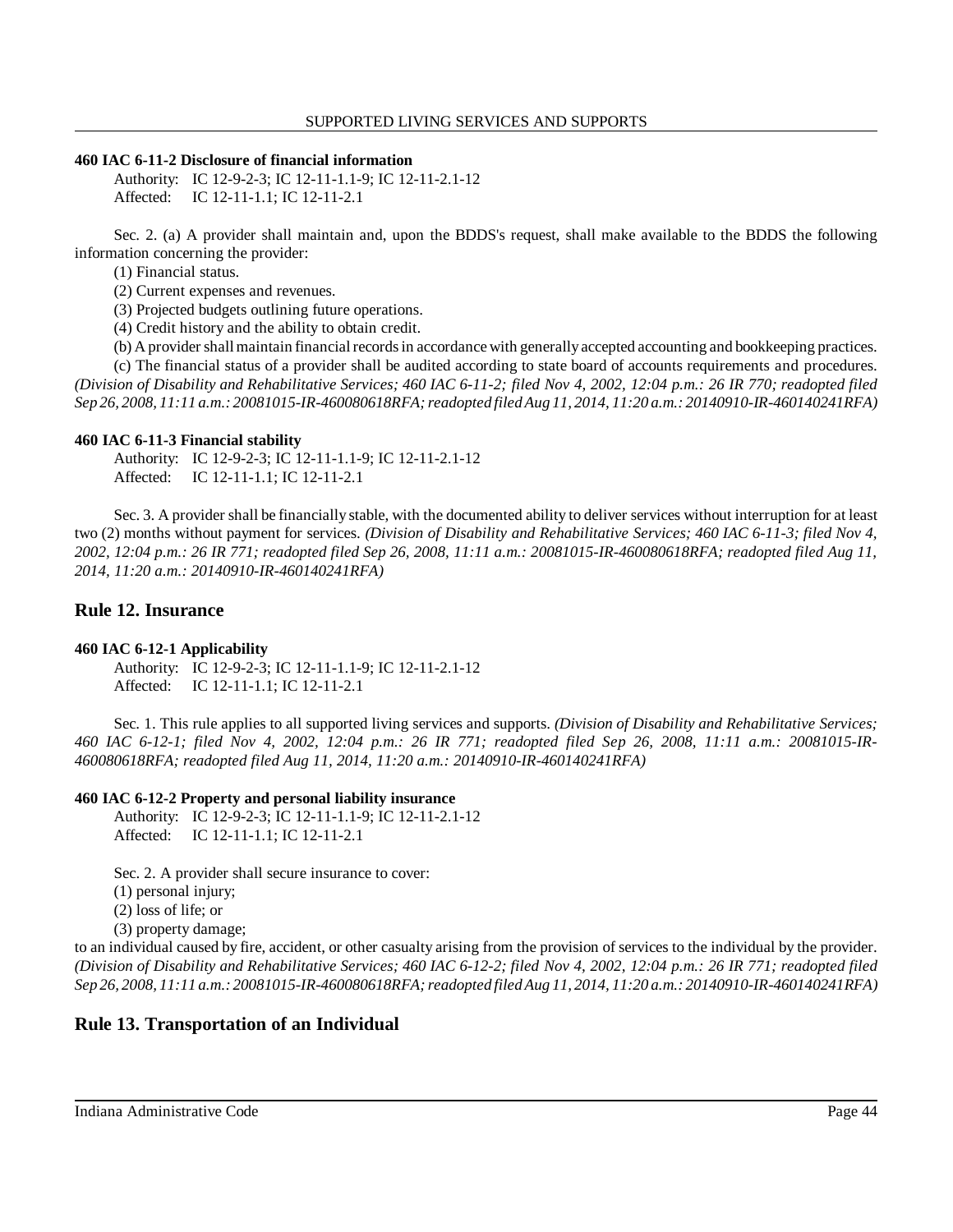**460 IAC 6-11-2 Disclosure of financial information**

Authority: IC 12-9-2-3; IC 12-11-1.1-9; IC 12-11-2.1-12
Affected: IC 12-11-1.1; IC 12-11-2.1

Sec. 2. (a) A provider shall maintain and, upon the BDDS's request, shall make available to the BDDS the following information concerning the provider:

(1) Financial status.

(2) Current expenses and revenues.

(3) Projected budgets outlining future operations.

(4) Credit history and the ability to obtain credit.

(b) A provider shall maintain financial records in accordance with generally accepted accounting and bookkeeping practices.

(c) The financial status of a provider shall be audited according to state board of accounts requirements and procedures. *(Division of Disability and Rehabilitative Services; 460 IAC 6-11-2; filed Nov 4, 2002, 12:04 p.m.: 26 IR 770; readopted filed Sep 26, 2008, 11:11 a.m.: 20081015-IR-460080618RFA; readopted filed Aug 11, 2014, 11:20 a.m.: 20140910-IR-460140241RFA)*

**460 IAC 6-11-3 Financial stability**

Authority: IC 12-9-2-3; IC 12-11-1.1-9; IC 12-11-2.1-12
Affected: IC 12-11-1.1; IC 12-11-2.1

Sec. 3. A provider shall be financially stable, with the documented ability to deliver services without interruption for at least two (2) months without payment for services. *(Division of Disability and Rehabilitative Services; 460 IAC 6-11-3; filed Nov 4, 2002, 12:04 p.m.: 26 IR 771; readopted filed Sep 26, 2008, 11:11 a.m.: 20081015-IR-460080618RFA; readopted filed Aug 11, 2014, 11:20 a.m.: 20140910-IR-460140241RFA)*

## Rule 12. Insurance

**460 IAC 6-12-1 Applicability**

Authority: IC 12-9-2-3; IC 12-11-1.1-9; IC 12-11-2.1-12
Affected: IC 12-11-1.1; IC 12-11-2.1

Sec. 1. This rule applies to all supported living services and supports. *(Division of Disability and Rehabilitative Services; 460 IAC 6-12-1; filed Nov 4, 2002, 12:04 p.m.: 26 IR 771; readopted filed Sep 26, 2008, 11:11 a.m.: 20081015-IR-460080618RFA; readopted filed Aug 11, 2014, 11:20 a.m.: 20140910-IR-460140241RFA)*

**460 IAC 6-12-2 Property and personal liability insurance**

Authority: IC 12-9-2-3; IC 12-11-1.1-9; IC 12-11-2.1-12
Affected: IC 12-11-1.1; IC 12-11-2.1

Sec. 2. A provider shall secure insurance to cover:

(1) personal injury;

(2) loss of life; or

(3) property damage;

to an individual caused by fire, accident, or other casualty arising from the provision of services to the individual by the provider. *(Division of Disability and Rehabilitative Services; 460 IAC 6-12-2; filed Nov 4, 2002, 12:04 p.m.: 26 IR 771; readopted filed Sep 26, 2008, 11:11 a.m.: 20081015-IR-460080618RFA; readopted filed Aug 11, 2014, 11:20 a.m.: 20140910-IR-460140241RFA)*

## Rule 13. Transportation of an Individual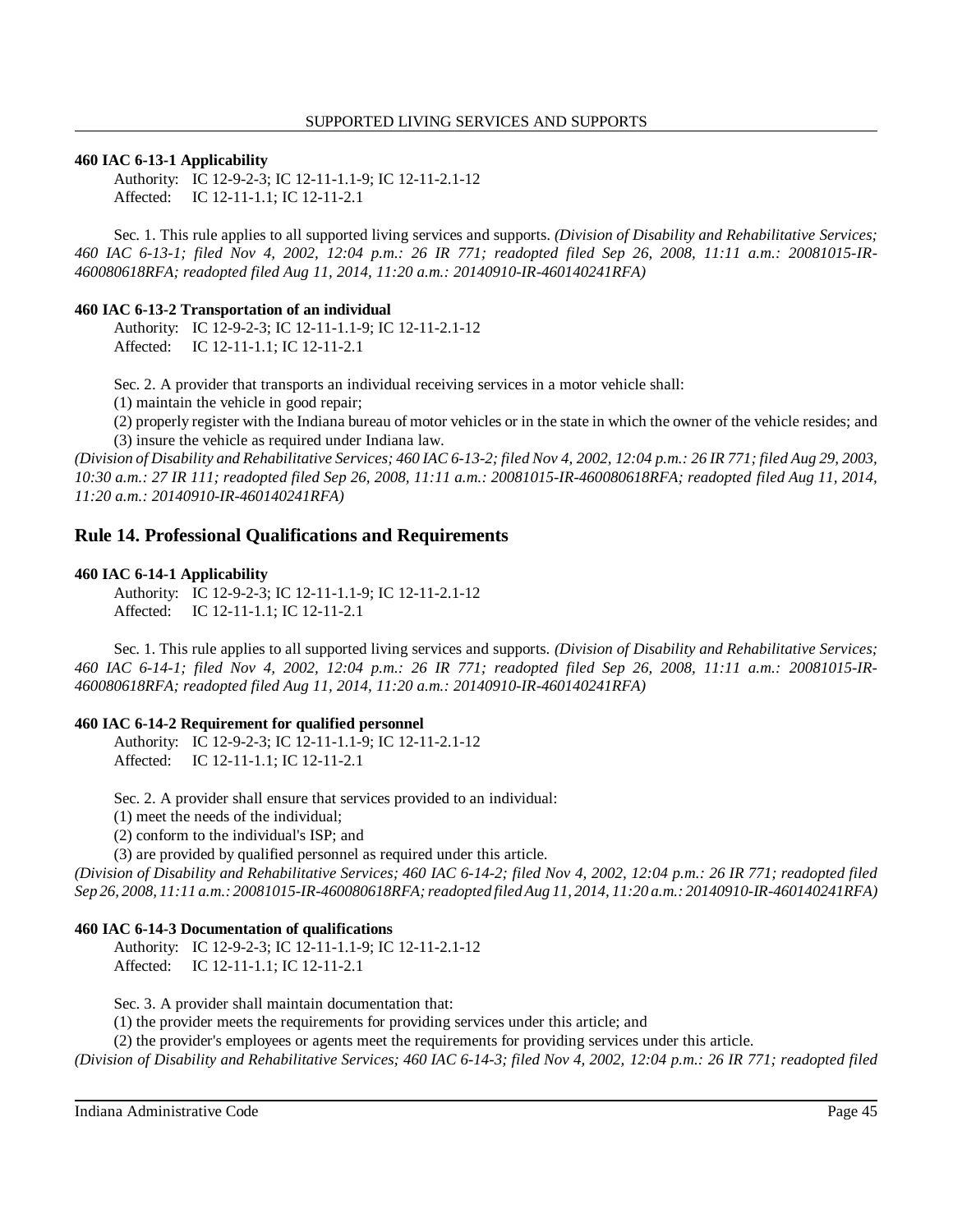**460 IAC 6-13-1 Applicability**

Authority: IC 12-9-2-3; IC 12-11-1.1-9; IC 12-11-2.1-12
Affected: IC 12-11-1.1; IC 12-11-2.1

Sec. 1. This rule applies to all supported living services and supports. *(Division of Disability and Rehabilitative Services; 460 IAC 6-13-1; filed Nov 4, 2002, 12:04 p.m.: 26 IR 771; readopted filed Sep 26, 2008, 11:11 a.m.: 20081015-IR-460080618RFA; readopted filed Aug 11, 2014, 11:20 a.m.: 20140910-IR-460140241RFA)*

**460 IAC 6-13-2 Transportation of an individual**

Authority: IC 12-9-2-3; IC 12-11-1.1-9; IC 12-11-2.1-12
Affected: IC 12-11-1.1; IC 12-11-2.1

Sec. 2. A provider that transports an individual receiving services in a motor vehicle shall:

(1) maintain the vehicle in good repair;

(2) properly register with the Indiana bureau of motor vehicles or in the state in which the owner of the vehicle resides; and

(3) insure the vehicle as required under Indiana law.

*(Division of Disability and Rehabilitative Services; 460 IAC 6-13-2; filed Nov 4, 2002, 12:04 p.m.: 26 IR 771; filed Aug 29, 2003, 10:30 a.m.: 27 IR 111; readopted filed Sep 26, 2008, 11:11 a.m.: 20081015-IR-460080618RFA; readopted filed Aug 11, 2014, 11:20 a.m.: 20140910-IR-460140241RFA)*

## Rule 14. Professional Qualifications and Requirements

**460 IAC 6-14-1 Applicability**

Authority: IC 12-9-2-3; IC 12-11-1.1-9; IC 12-11-2.1-12
Affected: IC 12-11-1.1; IC 12-11-2.1

Sec. 1. This rule applies to all supported living services and supports. *(Division of Disability and Rehabilitative Services; 460 IAC 6-14-1; filed Nov 4, 2002, 12:04 p.m.: 26 IR 771; readopted filed Sep 26, 2008, 11:11 a.m.: 20081015-IR-460080618RFA; readopted filed Aug 11, 2014, 11:20 a.m.: 20140910-IR-460140241RFA)*

**460 IAC 6-14-2 Requirement for qualified personnel**

Authority: IC 12-9-2-3; IC 12-11-1.1-9; IC 12-11-2.1-12
Affected: IC 12-11-1.1; IC 12-11-2.1

Sec. 2. A provider shall ensure that services provided to an individual:

(1) meet the needs of the individual;

(2) conform to the individual's ISP; and

(3) are provided by qualified personnel as required under this article.

*(Division of Disability and Rehabilitative Services; 460 IAC 6-14-2; filed Nov 4, 2002, 12:04 p.m.: 26 IR 771; readopted filed Sep 26, 2008, 11:11 a.m.: 20081015-IR-460080618RFA; readopted filed Aug 11, 2014, 11:20 a.m.: 20140910-IR-460140241RFA)*

**460 IAC 6-14-3 Documentation of qualifications**

Authority: IC 12-9-2-3; IC 12-11-1.1-9; IC 12-11-2.1-12
Affected: IC 12-11-1.1; IC 12-11-2.1

Sec. 3. A provider shall maintain documentation that:

(1) the provider meets the requirements for providing services under this article; and

(2) the provider's employees or agents meet the requirements for providing services under this article.

*(Division of Disability and Rehabilitative Services; 460 IAC 6-14-3; filed Nov 4, 2002, 12:04 p.m.: 26 IR 771; readopted filed*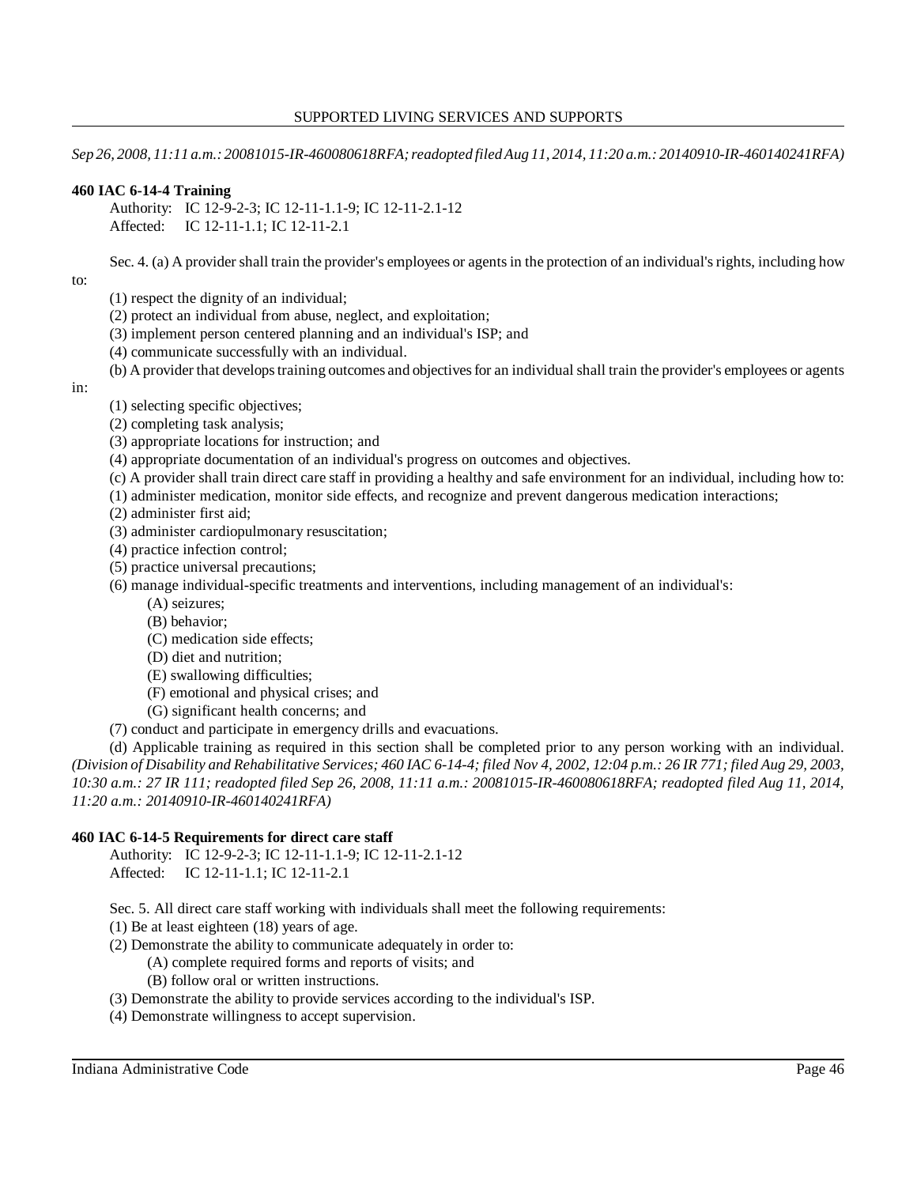*Sep 26, 2008, 11:11 a.m.: 20081015-IR-460080618RFA; readopted filed Aug 11, 2014, 11:20 a.m.: 20140910-IR-460140241RFA)*

**460 IAC 6-14-4 Training**

Authority: IC 12-9-2-3; IC 12-11-1.1-9; IC 12-11-2.1-12
Affected: IC 12-11-1.1; IC 12-11-2.1

Sec. 4. (a) A provider shall train the provider's employees or agents in the protection of an individual's rights, including how to:

(1) respect the dignity of an individual;
(2) protect an individual from abuse, neglect, and exploitation;
(3) implement person centered planning and an individual's ISP; and
(4) communicate successfully with an individual.

(b) A provider that develops training outcomes and objectives for an individual shall train the provider's employees or agents in:

(1) selecting specific objectives;
(2) completing task analysis;
(3) appropriate locations for instruction; and
(4) appropriate documentation of an individual's progress on outcomes and objectives.

(c) A provider shall train direct care staff in providing a healthy and safe environment for an individual, including how to:

(1) administer medication, monitor side effects, and recognize and prevent dangerous medication interactions;
(2) administer first aid;
(3) administer cardiopulmonary resuscitation;
(4) practice infection control;
(5) practice universal precautions;
(6) manage individual-specific treatments and interventions, including management of an individual's:
  (A) seizures;
  (B) behavior;
  (C) medication side effects;
  (D) diet and nutrition;
  (E) swallowing difficulties;
  (F) emotional and physical crises; and
  (G) significant health concerns; and
(7) conduct and participate in emergency drills and evacuations.

(d) Applicable training as required in this section shall be completed prior to any person working with an individual. *(Division of Disability and Rehabilitative Services; 460 IAC 6-14-4; filed Nov 4, 2002, 12:04 p.m.: 26 IR 771; filed Aug 29, 2003, 10:30 a.m.: 27 IR 111; readopted filed Sep 26, 2008, 11:11 a.m.: 20081015-IR-460080618RFA; readopted filed Aug 11, 2014, 11:20 a.m.: 20140910-IR-460140241RFA)*

**460 IAC 6-14-5 Requirements for direct care staff**

Authority: IC 12-9-2-3; IC 12-11-1.1-9; IC 12-11-2.1-12
Affected: IC 12-11-1.1; IC 12-11-2.1

Sec. 5. All direct care staff working with individuals shall meet the following requirements:

(1) Be at least eighteen (18) years of age.
(2) Demonstrate the ability to communicate adequately in order to:
  (A) complete required forms and reports of visits; and
  (B) follow oral or written instructions.
(3) Demonstrate the ability to provide services according to the individual's ISP.
(4) Demonstrate willingness to accept supervision.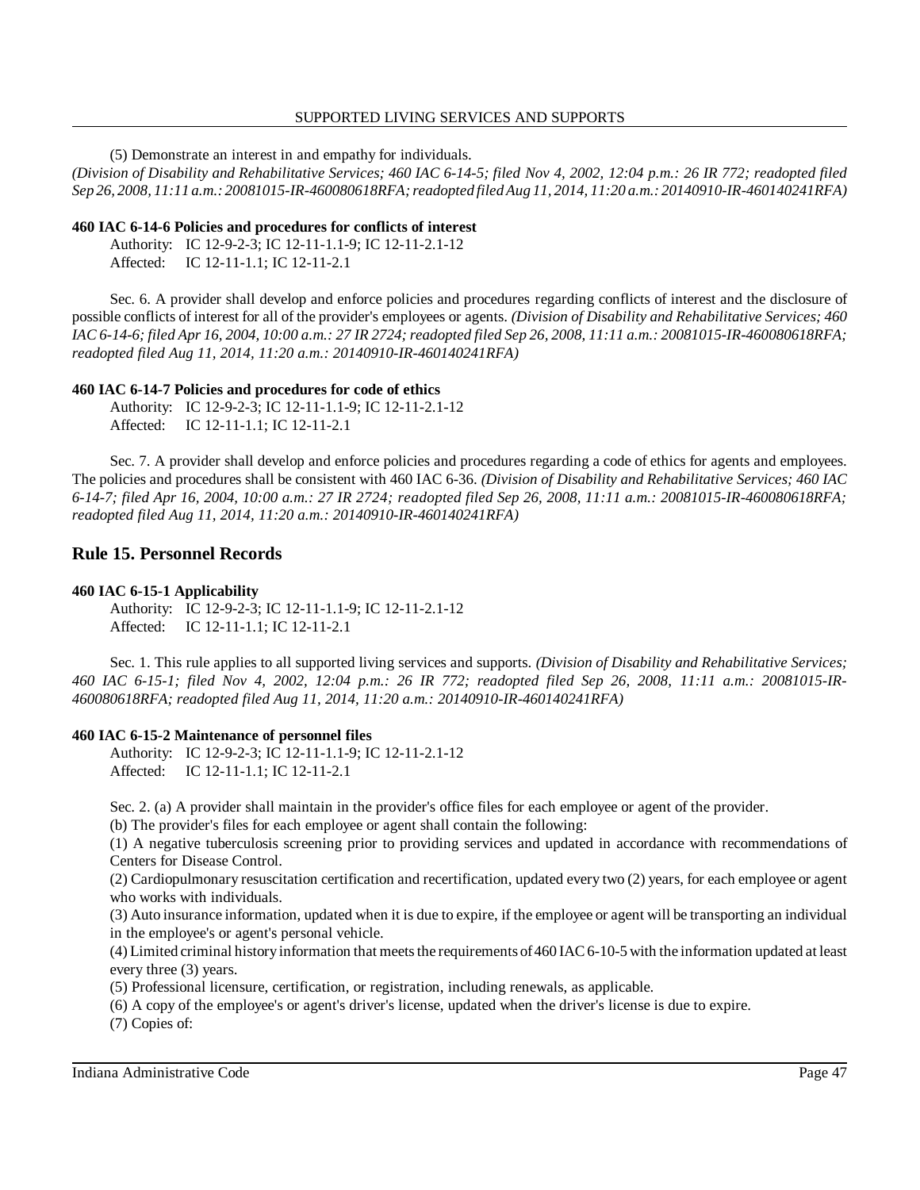(5) Demonstrate an interest in and empathy for individuals.
*(Division of Disability and Rehabilitative Services; 460 IAC 6-14-5; filed Nov 4, 2002, 12:04 p.m.: 26 IR 772; readopted filed Sep 26, 2008, 11:11 a.m.: 20081015-IR-460080618RFA; readopted filed Aug 11, 2014, 11:20 a.m.: 20140910-IR-460140241RFA)*

**460 IAC 6-14-6 Policies and procedures for conflicts of interest**

Authority: IC 12-9-2-3; IC 12-11-1.1-9; IC 12-11-2.1-12
Affected: IC 12-11-1.1; IC 12-11-2.1

Sec. 6. A provider shall develop and enforce policies and procedures regarding conflicts of interest and the disclosure of possible conflicts of interest for all of the provider's employees or agents. *(Division of Disability and Rehabilitative Services; 460 IAC 6-14-6; filed Apr 16, 2004, 10:00 a.m.: 27 IR 2724; readopted filed Sep 26, 2008, 11:11 a.m.: 20081015-IR-460080618RFA; readopted filed Aug 11, 2014, 11:20 a.m.: 20140910-IR-460140241RFA)*

**460 IAC 6-14-7 Policies and procedures for code of ethics**

Authority: IC 12-9-2-3; IC 12-11-1.1-9; IC 12-11-2.1-12
Affected: IC 12-11-1.1; IC 12-11-2.1

Sec. 7. A provider shall develop and enforce policies and procedures regarding a code of ethics for agents and employees. The policies and procedures shall be consistent with 460 IAC 6-36. *(Division of Disability and Rehabilitative Services; 460 IAC 6-14-7; filed Apr 16, 2004, 10:00 a.m.: 27 IR 2724; readopted filed Sep 26, 2008, 11:11 a.m.: 20081015-IR-460080618RFA; readopted filed Aug 11, 2014, 11:20 a.m.: 20140910-IR-460140241RFA)*

## Rule 15. Personnel Records

**460 IAC 6-15-1 Applicability**

Authority: IC 12-9-2-3; IC 12-11-1.1-9; IC 12-11-2.1-12
Affected: IC 12-11-1.1; IC 12-11-2.1

Sec. 1. This rule applies to all supported living services and supports. *(Division of Disability and Rehabilitative Services; 460 IAC 6-15-1; filed Nov 4, 2002, 12:04 p.m.: 26 IR 772; readopted filed Sep 26, 2008, 11:11 a.m.: 20081015-IR-460080618RFA; readopted filed Aug 11, 2014, 11:20 a.m.: 20140910-IR-460140241RFA)*

**460 IAC 6-15-2 Maintenance of personnel files**

Authority: IC 12-9-2-3; IC 12-11-1.1-9; IC 12-11-2.1-12
Affected: IC 12-11-1.1; IC 12-11-2.1

Sec. 2. (a) A provider shall maintain in the provider's office files for each employee or agent of the provider.

(b) The provider's files for each employee or agent shall contain the following:

(1) A negative tuberculosis screening prior to providing services and updated in accordance with recommendations of Centers for Disease Control.

(2) Cardiopulmonary resuscitation certification and recertification, updated every two (2) years, for each employee or agent who works with individuals.

(3) Auto insurance information, updated when it is due to expire, if the employee or agent will be transporting an individual in the employee's or agent's personal vehicle.

(4) Limited criminal history information that meets the requirements of 460 IAC 6-10-5 with the information updated at least every three (3) years.

(5) Professional licensure, certification, or registration, including renewals, as applicable.

(6) A copy of the employee's or agent's driver's license, updated when the driver's license is due to expire.

(7) Copies of: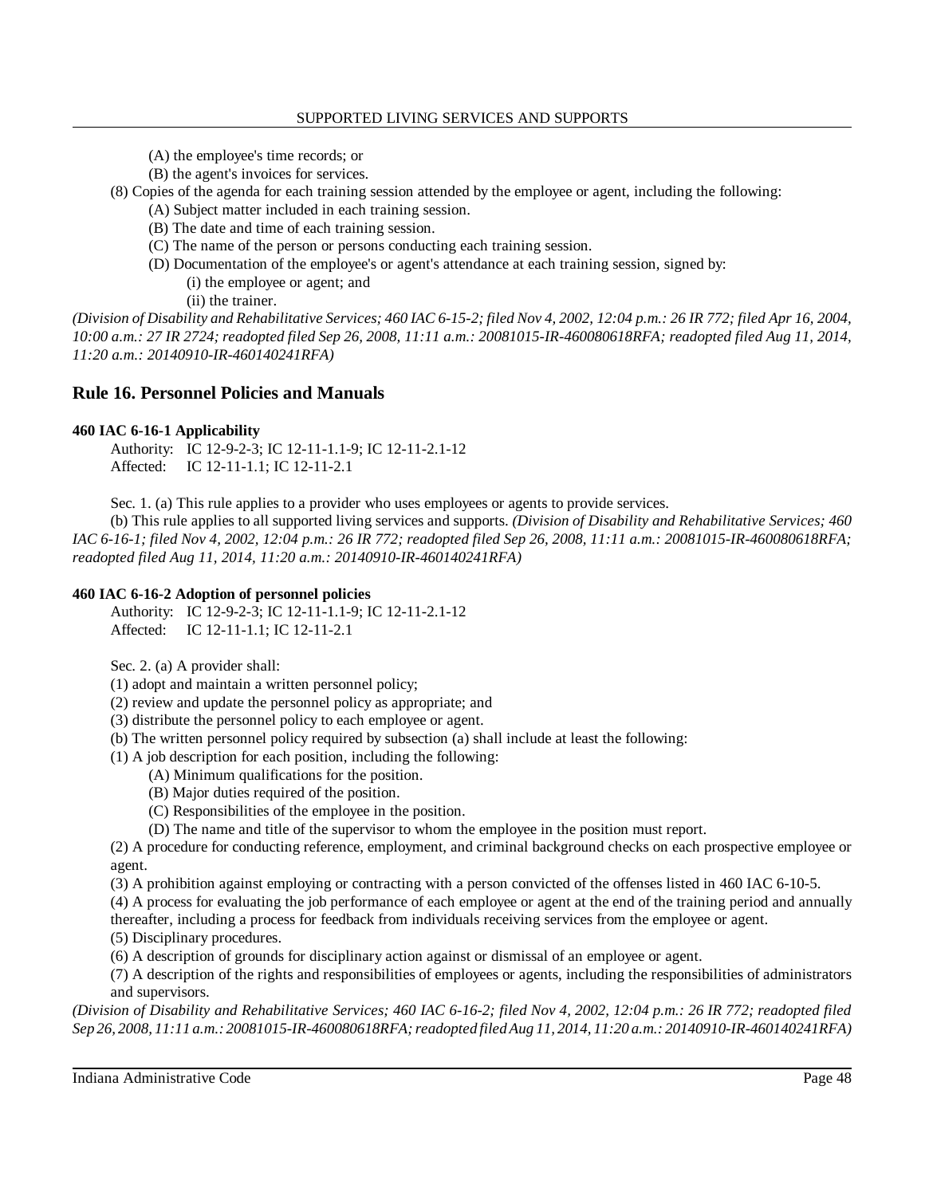(A) the employee's time records; or

(B) the agent's invoices for services.

(8) Copies of the agenda for each training session attended by the employee or agent, including the following:

(A) Subject matter included in each training session.

(B) The date and time of each training session.

(C) The name of the person or persons conducting each training session.

(D) Documentation of the employee's or agent's attendance at each training session, signed by:

(i) the employee or agent; and

(ii) the trainer.

*(Division of Disability and Rehabilitative Services; 460 IAC 6-15-2; filed Nov 4, 2002, 12:04 p.m.: 26 IR 772; filed Apr 16, 2004, 10:00 a.m.: 27 IR 2724; readopted filed Sep 26, 2008, 11:11 a.m.: 20081015-IR-460080618RFA; readopted filed Aug 11, 2014, 11:20 a.m.: 20140910-IR-460140241RFA)*

## Rule 16. Personnel Policies and Manuals

**460 IAC 6-16-1 Applicability**

Authority: IC 12-9-2-3; IC 12-11-1.1-9; IC 12-11-2.1-12
Affected: IC 12-11-1.1; IC 12-11-2.1

Sec. 1. (a) This rule applies to a provider who uses employees or agents to provide services.

(b) This rule applies to all supported living services and supports. *(Division of Disability and Rehabilitative Services; 460 IAC 6-16-1; filed Nov 4, 2002, 12:04 p.m.: 26 IR 772; readopted filed Sep 26, 2008, 11:11 a.m.: 20081015-IR-460080618RFA; readopted filed Aug 11, 2014, 11:20 a.m.: 20140910-IR-460140241RFA)*

**460 IAC 6-16-2 Adoption of personnel policies**

Authority: IC 12-9-2-3; IC 12-11-1.1-9; IC 12-11-2.1-12
Affected: IC 12-11-1.1; IC 12-11-2.1

Sec. 2. (a) A provider shall:

(1) adopt and maintain a written personnel policy;

(2) review and update the personnel policy as appropriate; and

(3) distribute the personnel policy to each employee or agent.

(b) The written personnel policy required by subsection (a) shall include at least the following:

(1) A job description for each position, including the following:

(A) Minimum qualifications for the position.

(B) Major duties required of the position.

(C) Responsibilities of the employee in the position.

(D) The name and title of the supervisor to whom the employee in the position must report.

(2) A procedure for conducting reference, employment, and criminal background checks on each prospective employee or agent.

(3) A prohibition against employing or contracting with a person convicted of the offenses listed in 460 IAC 6-10-5.

(4) A process for evaluating the job performance of each employee or agent at the end of the training period and annually thereafter, including a process for feedback from individuals receiving services from the employee or agent.

(5) Disciplinary procedures.

(6) A description of grounds for disciplinary action against or dismissal of an employee or agent.

(7) A description of the rights and responsibilities of employees or agents, including the responsibilities of administrators and supervisors.

*(Division of Disability and Rehabilitative Services; 460 IAC 6-16-2; filed Nov 4, 2002, 12:04 p.m.: 26 IR 772; readopted filed Sep 26, 2008, 11:11 a.m.: 20081015-IR-460080618RFA; readopted filed Aug 11, 2014, 11:20 a.m.: 20140910-IR-460140241RFA)*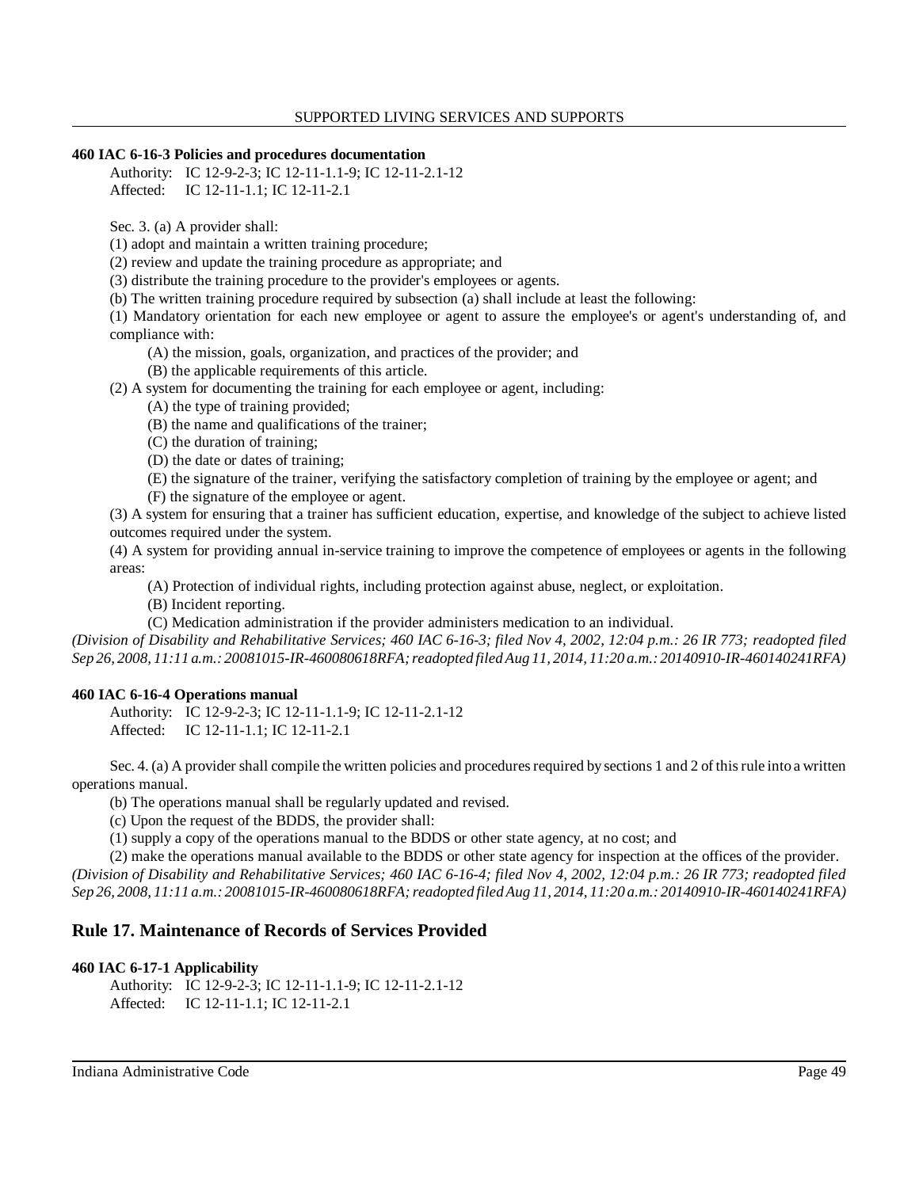**460 IAC 6-16-3 Policies and procedures documentation**

Authority: IC 12-9-2-3; IC 12-11-1.1-9; IC 12-11-2.1-12
Affected: IC 12-11-1.1; IC 12-11-2.1

Sec. 3. (a) A provider shall:

(1) adopt and maintain a written training procedure;

(2) review and update the training procedure as appropriate; and

(3) distribute the training procedure to the provider's employees or agents.

(b) The written training procedure required by subsection (a) shall include at least the following:

(1) Mandatory orientation for each new employee or agent to assure the employee's or agent's understanding of, and compliance with:

(A) the mission, goals, organization, and practices of the provider; and

(B) the applicable requirements of this article.

(2) A system for documenting the training for each employee or agent, including:

(A) the type of training provided;

(B) the name and qualifications of the trainer;

(C) the duration of training;

(D) the date or dates of training;

(E) the signature of the trainer, verifying the satisfactory completion of training by the employee or agent; and

(F) the signature of the employee or agent.

(3) A system for ensuring that a trainer has sufficient education, expertise, and knowledge of the subject to achieve listed outcomes required under the system.

(4) A system for providing annual in-service training to improve the competence of employees or agents in the following areas:

(A) Protection of individual rights, including protection against abuse, neglect, or exploitation.

(B) Incident reporting.

(C) Medication administration if the provider administers medication to an individual.

*(Division of Disability and Rehabilitative Services; 460 IAC 6-16-3; filed Nov 4, 2002, 12:04 p.m.: 26 IR 773; readopted filed Sep 26, 2008, 11:11 a.m.: 20081015-IR-460080618RFA; readopted filed Aug 11, 2014, 11:20 a.m.: 20140910-IR-460140241RFA)*

**460 IAC 6-16-4 Operations manual**

Authority: IC 12-9-2-3; IC 12-11-1.1-9; IC 12-11-2.1-12
Affected: IC 12-11-1.1; IC 12-11-2.1

Sec. 4. (a) A provider shall compile the written policies and procedures required by sections 1 and 2 of this rule into a written operations manual.

(b) The operations manual shall be regularly updated and revised.

(c) Upon the request of the BDDS, the provider shall:

(1) supply a copy of the operations manual to the BDDS or other state agency, at no cost; and

(2) make the operations manual available to the BDDS or other state agency for inspection at the offices of the provider.

*(Division of Disability and Rehabilitative Services; 460 IAC 6-16-4; filed Nov 4, 2002, 12:04 p.m.: 26 IR 773; readopted filed Sep 26, 2008, 11:11 a.m.: 20081015-IR-460080618RFA; readopted filed Aug 11, 2014, 11:20 a.m.: 20140910-IR-460140241RFA)*

## Rule 17. Maintenance of Records of Services Provided

**460 IAC 6-17-1 Applicability**

Authority: IC 12-9-2-3; IC 12-11-1.1-9; IC 12-11-2.1-12
Affected: IC 12-11-1.1; IC 12-11-2.1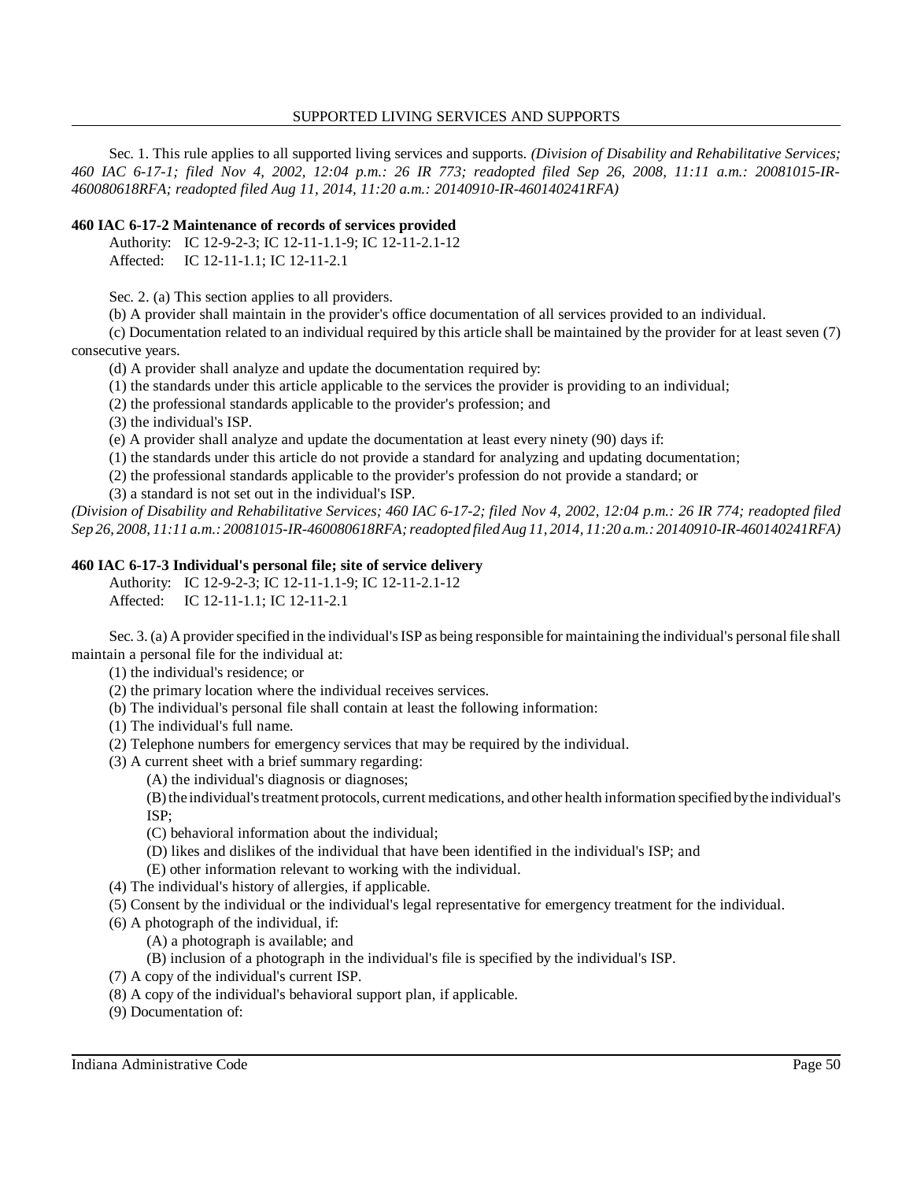Sec. 1. This rule applies to all supported living services and supports. *(Division of Disability and Rehabilitative Services; 460 IAC 6-17-1; filed Nov 4, 2002, 12:04 p.m.: 26 IR 773; readopted filed Sep 26, 2008, 11:11 a.m.: 20081015-IR-460080618RFA; readopted filed Aug 11, 2014, 11:20 a.m.: 20140910-IR-460140241RFA)*

**460 IAC 6-17-2 Maintenance of records of services provided**

Authority: IC 12-9-2-3; IC 12-11-1.1-9; IC 12-11-2.1-12
Affected: IC 12-11-1.1; IC 12-11-2.1

Sec. 2. (a) This section applies to all providers.

(b) A provider shall maintain in the provider's office documentation of all services provided to an individual.

(c) Documentation related to an individual required by this article shall be maintained by the provider for at least seven (7) consecutive years.

(d) A provider shall analyze and update the documentation required by:

(1) the standards under this article applicable to the services the provider is providing to an individual;

(2) the professional standards applicable to the provider's profession; and

(3) the individual's ISP.

(e) A provider shall analyze and update the documentation at least every ninety (90) days if:

(1) the standards under this article do not provide a standard for analyzing and updating documentation;

(2) the professional standards applicable to the provider's profession do not provide a standard; or

(3) a standard is not set out in the individual's ISP.

*(Division of Disability and Rehabilitative Services; 460 IAC 6-17-2; filed Nov 4, 2002, 12:04 p.m.: 26 IR 774; readopted filed Sep 26, 2008, 11:11 a.m.: 20081015-IR-460080618RFA; readopted filed Aug 11, 2014, 11:20 a.m.: 20140910-IR-460140241RFA)*

**460 IAC 6-17-3 Individual's personal file; site of service delivery**

Authority: IC 12-9-2-3; IC 12-11-1.1-9; IC 12-11-2.1-12
Affected: IC 12-11-1.1; IC 12-11-2.1

Sec. 3. (a) A provider specified in the individual's ISP as being responsible for maintaining the individual's personal file shall maintain a personal file for the individual at:

(1) the individual's residence; or

(2) the primary location where the individual receives services.

(b) The individual's personal file shall contain at least the following information:

(1) The individual's full name.

(2) Telephone numbers for emergency services that may be required by the individual.

(3) A current sheet with a brief summary regarding:

(A) the individual's diagnosis or diagnoses;

(B) the individual's treatment protocols, current medications, and other health information specified by the individual's ISP;

(C) behavioral information about the individual;

(D) likes and dislikes of the individual that have been identified in the individual's ISP; and

(E) other information relevant to working with the individual.

(4) The individual's history of allergies, if applicable.

(5) Consent by the individual or the individual's legal representative for emergency treatment for the individual.

(6) A photograph of the individual, if:

(A) a photograph is available; and

(B) inclusion of a photograph in the individual's file is specified by the individual's ISP.

(7) A copy of the individual's current ISP.

(8) A copy of the individual's behavioral support plan, if applicable.

(9) Documentation of: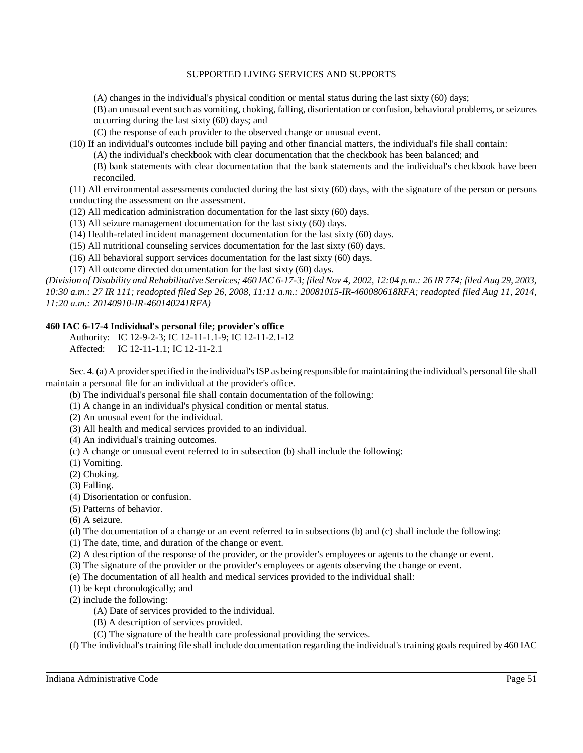(A) changes in the individual's physical condition or mental status during the last sixty (60) days;

(B) an unusual event such as vomiting, choking, falling, disorientation or confusion, behavioral problems, or seizures occurring during the last sixty (60) days; and

(C) the response of each provider to the observed change or unusual event.

(10) If an individual's outcomes include bill paying and other financial matters, the individual's file shall contain:

(A) the individual's checkbook with clear documentation that the checkbook has been balanced; and

(B) bank statements with clear documentation that the bank statements and the individual's checkbook have been reconciled.

(11) All environmental assessments conducted during the last sixty (60) days, with the signature of the person or persons conducting the assessment on the assessment.

(12) All medication administration documentation for the last sixty (60) days.

(13) All seizure management documentation for the last sixty (60) days.

(14) Health-related incident management documentation for the last sixty (60) days.

(15) All nutritional counseling services documentation for the last sixty (60) days.

(16) All behavioral support services documentation for the last sixty (60) days.

(17) All outcome directed documentation for the last sixty (60) days.

*(Division of Disability and Rehabilitative Services; 460 IAC 6-17-3; filed Nov 4, 2002, 12:04 p.m.: 26 IR 774; filed Aug 29, 2003, 10:30 a.m.: 27 IR 111; readopted filed Sep 26, 2008, 11:11 a.m.: 20081015-IR-460080618RFA; readopted filed Aug 11, 2014, 11:20 a.m.: 20140910-IR-460140241RFA)*

**460 IAC 6-17-4 Individual's personal file; provider's office**

Authority: IC 12-9-2-3; IC 12-11-1.1-9; IC 12-11-2.1-12
Affected: IC 12-11-1.1; IC 12-11-2.1

Sec. 4. (a) A provider specified in the individual's ISP as being responsible for maintaining the individual's personal file shall maintain a personal file for an individual at the provider's office.

(b) The individual's personal file shall contain documentation of the following:

(1) A change in an individual's physical condition or mental status.

(2) An unusual event for the individual.

(3) All health and medical services provided to an individual.

(4) An individual's training outcomes.

(c) A change or unusual event referred to in subsection (b) shall include the following:

(1) Vomiting.

(2) Choking.

(3) Falling.

(4) Disorientation or confusion.

(5) Patterns of behavior.

(6) A seizure.

(d) The documentation of a change or an event referred to in subsections (b) and (c) shall include the following:

(1) The date, time, and duration of the change or event.

(2) A description of the response of the provider, or the provider's employees or agents to the change or event.

(3) The signature of the provider or the provider's employees or agents observing the change or event.

(e) The documentation of all health and medical services provided to the individual shall:

(1) be kept chronologically; and

(2) include the following:

(A) Date of services provided to the individual.

(B) A description of services provided.

(C) The signature of the health care professional providing the services.

(f) The individual's training file shall include documentation regarding the individual's training goals required by 460 IAC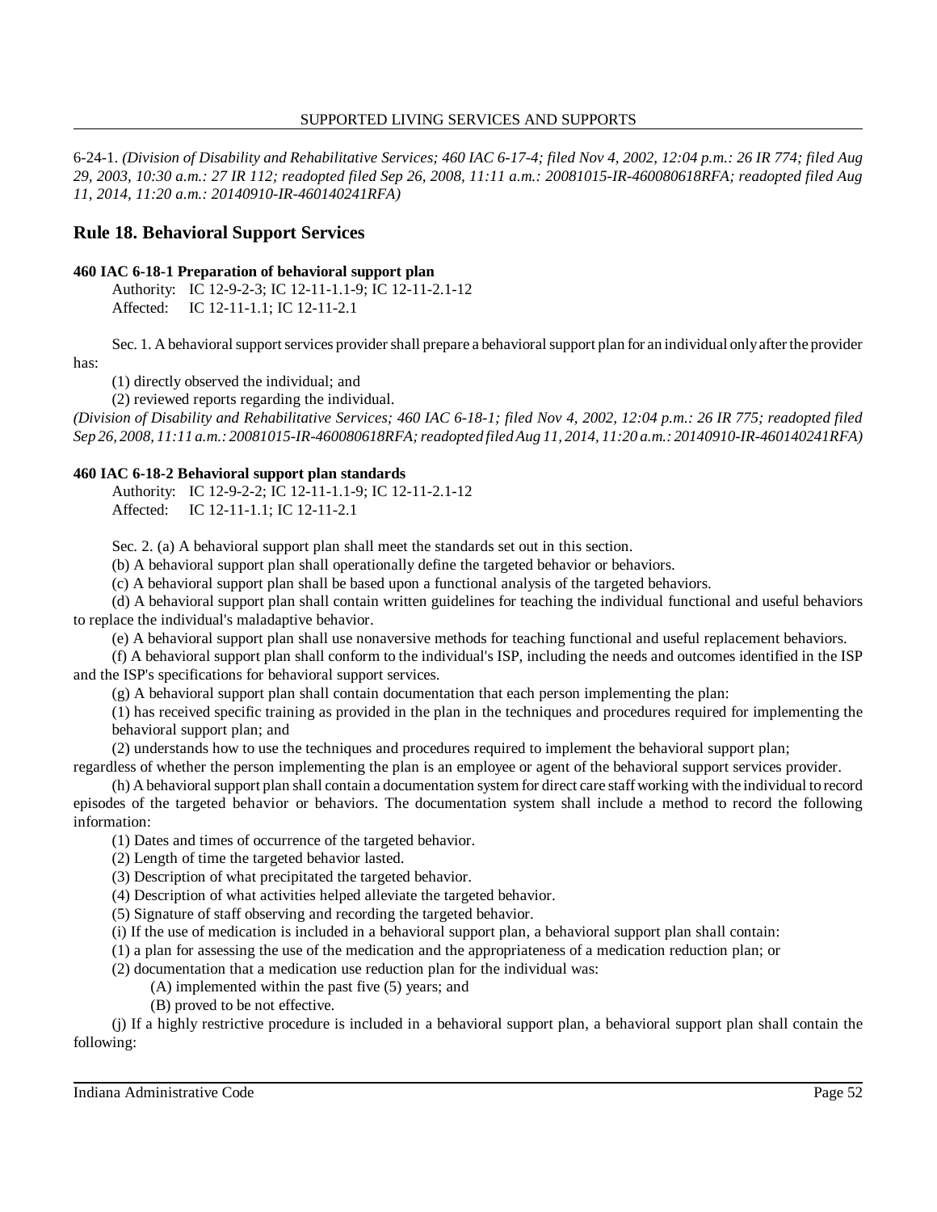6-24-1. *(Division of Disability and Rehabilitative Services; 460 IAC 6-17-4; filed Nov 4, 2002, 12:04 p.m.: 26 IR 774; filed Aug 29, 2003, 10:30 a.m.: 27 IR 112; readopted filed Sep 26, 2008, 11:11 a.m.: 20081015-IR-460080618RFA; readopted filed Aug 11, 2014, 11:20 a.m.: 20140910-IR-460140241RFA)*

## Rule 18. Behavioral Support Services

**460 IAC 6-18-1 Preparation of behavioral support plan**

Authority: IC 12-9-2-3; IC 12-11-1.1-9; IC 12-11-2.1-12
Affected: IC 12-11-1.1; IC 12-11-2.1

Sec. 1. A behavioral support services provider shall prepare a behavioral support plan for an individual only after the provider has:

(1) directly observed the individual; and

(2) reviewed reports regarding the individual.

*(Division of Disability and Rehabilitative Services; 460 IAC 6-18-1; filed Nov 4, 2002, 12:04 p.m.: 26 IR 775; readopted filed Sep 26, 2008, 11:11 a.m.: 20081015-IR-460080618RFA; readopted filed Aug 11, 2014, 11:20 a.m.: 20140910-IR-460140241RFA)*

**460 IAC 6-18-2 Behavioral support plan standards**

Authority: IC 12-9-2-2; IC 12-11-1.1-9; IC 12-11-2.1-12
Affected: IC 12-11-1.1; IC 12-11-2.1

Sec. 2. (a) A behavioral support plan shall meet the standards set out in this section.

(b) A behavioral support plan shall operationally define the targeted behavior or behaviors.

(c) A behavioral support plan shall be based upon a functional analysis of the targeted behaviors.

(d) A behavioral support plan shall contain written guidelines for teaching the individual functional and useful behaviors to replace the individual's maladaptive behavior.

(e) A behavioral support plan shall use nonaversive methods for teaching functional and useful replacement behaviors.

(f) A behavioral support plan shall conform to the individual's ISP, including the needs and outcomes identified in the ISP and the ISP's specifications for behavioral support services.

(g) A behavioral support plan shall contain documentation that each person implementing the plan:

(1) has received specific training as provided in the plan in the techniques and procedures required for implementing the behavioral support plan; and

(2) understands how to use the techniques and procedures required to implement the behavioral support plan;

regardless of whether the person implementing the plan is an employee or agent of the behavioral support services provider.

(h) A behavioral support plan shall contain a documentation system for direct care staff working with the individual to record episodes of the targeted behavior or behaviors. The documentation system shall include a method to record the following information:

(1) Dates and times of occurrence of the targeted behavior.

(2) Length of time the targeted behavior lasted.

(3) Description of what precipitated the targeted behavior.

(4) Description of what activities helped alleviate the targeted behavior.

(5) Signature of staff observing and recording the targeted behavior.

(i) If the use of medication is included in a behavioral support plan, a behavioral support plan shall contain:

(1) a plan for assessing the use of the medication and the appropriateness of a medication reduction plan; or

(2) documentation that a medication use reduction plan for the individual was:

(A) implemented within the past five (5) years; and

(B) proved to be not effective.

(j) If a highly restrictive procedure is included in a behavioral support plan, a behavioral support plan shall contain the following: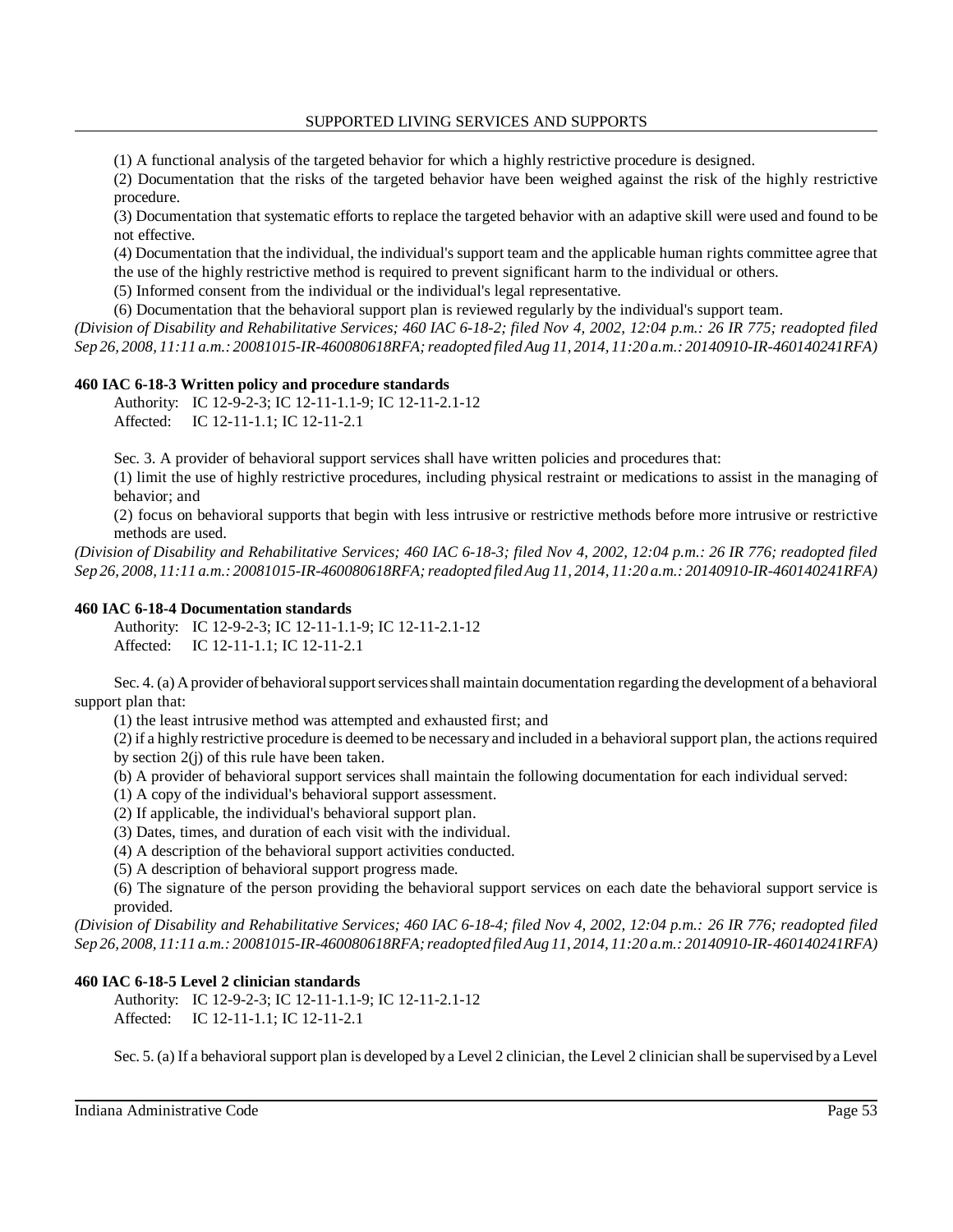(1) A functional analysis of the targeted behavior for which a highly restrictive procedure is designed.

(2) Documentation that the risks of the targeted behavior have been weighed against the risk of the highly restrictive procedure.

(3) Documentation that systematic efforts to replace the targeted behavior with an adaptive skill were used and found to be not effective.

(4) Documentation that the individual, the individual's support team and the applicable human rights committee agree that the use of the highly restrictive method is required to prevent significant harm to the individual or others.

(5) Informed consent from the individual or the individual's legal representative.

(6) Documentation that the behavioral support plan is reviewed regularly by the individual's support team.

*(Division of Disability and Rehabilitative Services; 460 IAC 6-18-2; filed Nov 4, 2002, 12:04 p.m.: 26 IR 775; readopted filed Sep 26, 2008, 11:11 a.m.: 20081015-IR-460080618RFA; readopted filed Aug 11, 2014, 11:20 a.m.: 20140910-IR-460140241RFA)*

### 460 IAC 6-18-3 Written policy and procedure standards

Authority: IC 12-9-2-3; IC 12-11-1.1-9; IC 12-11-2.1-12
Affected: IC 12-11-1.1; IC 12-11-2.1

Sec. 3. A provider of behavioral support services shall have written policies and procedures that:

(1) limit the use of highly restrictive procedures, including physical restraint or medications to assist in the managing of behavior; and

(2) focus on behavioral supports that begin with less intrusive or restrictive methods before more intrusive or restrictive methods are used.

*(Division of Disability and Rehabilitative Services; 460 IAC 6-18-3; filed Nov 4, 2002, 12:04 p.m.: 26 IR 776; readopted filed Sep 26, 2008, 11:11 a.m.: 20081015-IR-460080618RFA; readopted filed Aug 11, 2014, 11:20 a.m.: 20140910-IR-460140241RFA)*

### 460 IAC 6-18-4 Documentation standards

Authority: IC 12-9-2-3; IC 12-11-1.1-9; IC 12-11-2.1-12
Affected: IC 12-11-1.1; IC 12-11-2.1

Sec. 4. (a) A provider of behavioral support services shall maintain documentation regarding the development of a behavioral support plan that:

(1) the least intrusive method was attempted and exhausted first; and

(2) if a highly restrictive procedure is deemed to be necessary and included in a behavioral support plan, the actions required by section 2(j) of this rule have been taken.

(b) A provider of behavioral support services shall maintain the following documentation for each individual served:

(1) A copy of the individual's behavioral support assessment.

(2) If applicable, the individual's behavioral support plan.

(3) Dates, times, and duration of each visit with the individual.

(4) A description of the behavioral support activities conducted.

(5) A description of behavioral support progress made.

(6) The signature of the person providing the behavioral support services on each date the behavioral support service is provided.

*(Division of Disability and Rehabilitative Services; 460 IAC 6-18-4; filed Nov 4, 2002, 12:04 p.m.: 26 IR 776; readopted filed Sep 26, 2008, 11:11 a.m.: 20081015-IR-460080618RFA; readopted filed Aug 11, 2014, 11:20 a.m.: 20140910-IR-460140241RFA)*

### 460 IAC 6-18-5 Level 2 clinician standards

Authority: IC 12-9-2-3; IC 12-11-1.1-9; IC 12-11-2.1-12
Affected: IC 12-11-1.1; IC 12-11-2.1

Sec. 5. (a) If a behavioral support plan is developed by a Level 2 clinician, the Level 2 clinician shall be supervised by a Level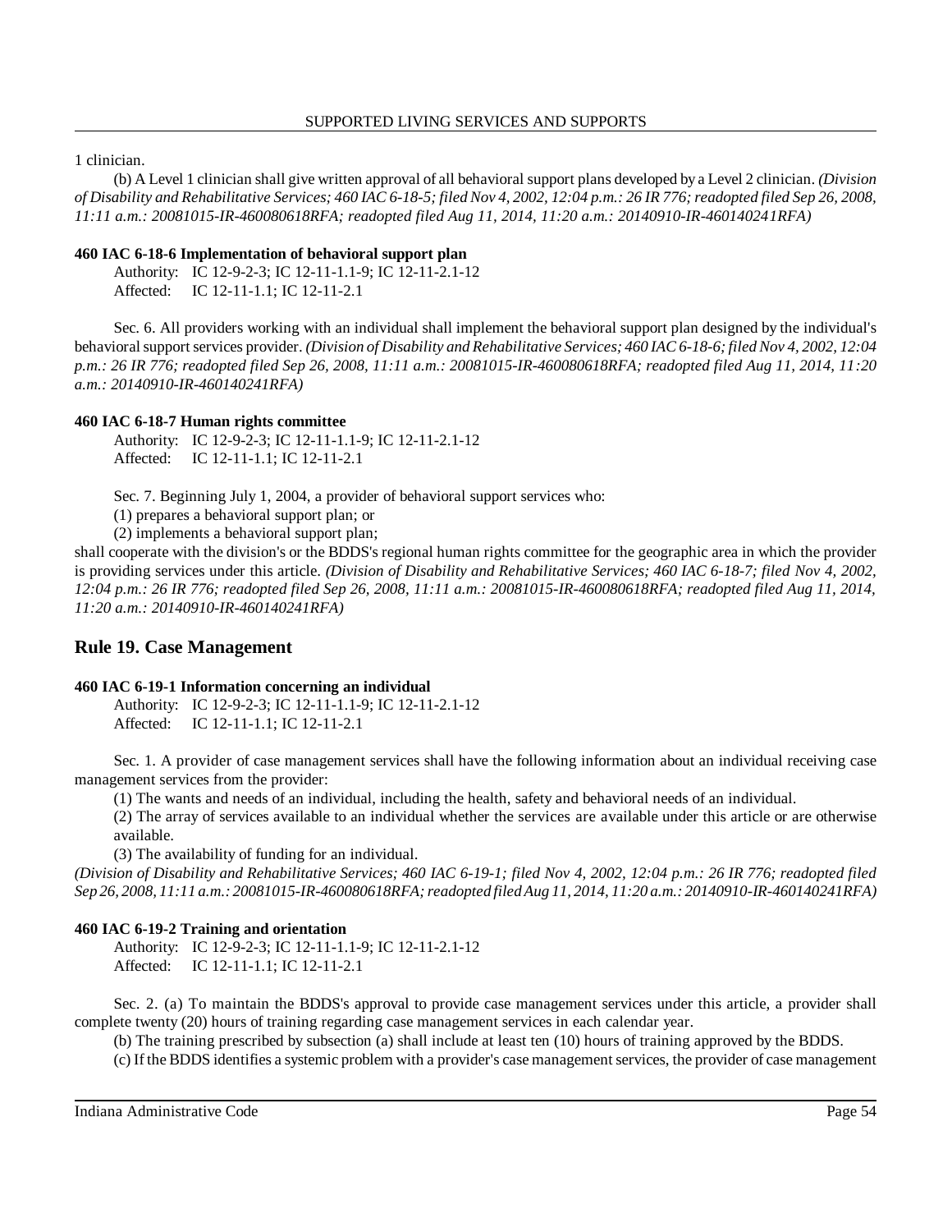1 clinician.

(b) A Level 1 clinician shall give written approval of all behavioral support plans developed by a Level 2 clinician. *(Division of Disability and Rehabilitative Services; 460 IAC 6-18-5; filed Nov 4, 2002, 12:04 p.m.: 26 IR 776; readopted filed Sep 26, 2008, 11:11 a.m.: 20081015-IR-460080618RFA; readopted filed Aug 11, 2014, 11:20 a.m.: 20140910-IR-460140241RFA)*

**460 IAC 6-18-6 Implementation of behavioral support plan**

Authority: IC 12-9-2-3; IC 12-11-1.1-9; IC 12-11-2.1-12
Affected: IC 12-11-1.1; IC 12-11-2.1

Sec. 6. All providers working with an individual shall implement the behavioral support plan designed by the individual's behavioral support services provider. *(Division of Disability and Rehabilitative Services; 460 IAC 6-18-6; filed Nov 4, 2002, 12:04 p.m.: 26 IR 776; readopted filed Sep 26, 2008, 11:11 a.m.: 20081015-IR-460080618RFA; readopted filed Aug 11, 2014, 11:20 a.m.: 20140910-IR-460140241RFA)*

**460 IAC 6-18-7 Human rights committee**

Authority: IC 12-9-2-3; IC 12-11-1.1-9; IC 12-11-2.1-12
Affected: IC 12-11-1.1; IC 12-11-2.1

Sec. 7. Beginning July 1, 2004, a provider of behavioral support services who:

(1) prepares a behavioral support plan; or

(2) implements a behavioral support plan;

shall cooperate with the division's or the BDDS's regional human rights committee for the geographic area in which the provider is providing services under this article. *(Division of Disability and Rehabilitative Services; 460 IAC 6-18-7; filed Nov 4, 2002, 12:04 p.m.: 26 IR 776; readopted filed Sep 26, 2008, 11:11 a.m.: 20081015-IR-460080618RFA; readopted filed Aug 11, 2014, 11:20 a.m.: 20140910-IR-460140241RFA)*

## Rule 19. Case Management

**460 IAC 6-19-1 Information concerning an individual**

Authority: IC 12-9-2-3; IC 12-11-1.1-9; IC 12-11-2.1-12
Affected: IC 12-11-1.1; IC 12-11-2.1

Sec. 1. A provider of case management services shall have the following information about an individual receiving case management services from the provider:

(1) The wants and needs of an individual, including the health, safety and behavioral needs of an individual.

(2) The array of services available to an individual whether the services are available under this article or are otherwise available.

(3) The availability of funding for an individual.

*(Division of Disability and Rehabilitative Services; 460 IAC 6-19-1; filed Nov 4, 2002, 12:04 p.m.: 26 IR 776; readopted filed Sep 26, 2008, 11:11 a.m.: 20081015-IR-460080618RFA; readopted filed Aug 11, 2014, 11:20 a.m.: 20140910-IR-460140241RFA)*

**460 IAC 6-19-2 Training and orientation**

Authority: IC 12-9-2-3; IC 12-11-1.1-9; IC 12-11-2.1-12
Affected: IC 12-11-1.1; IC 12-11-2.1

Sec. 2. (a) To maintain the BDDS's approval to provide case management services under this article, a provider shall complete twenty (20) hours of training regarding case management services in each calendar year.

(b) The training prescribed by subsection (a) shall include at least ten (10) hours of training approved by the BDDS.

(c) If the BDDS identifies a systemic problem with a provider's case management services, the provider of case management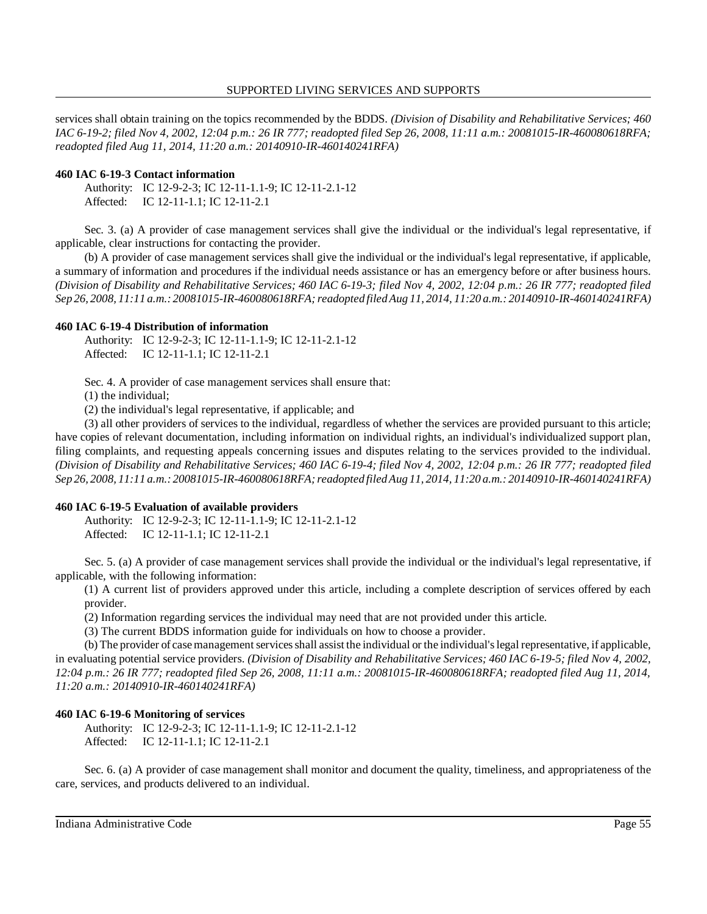services shall obtain training on the topics recommended by the BDDS. *(Division of Disability and Rehabilitative Services; 460 IAC 6-19-2; filed Nov 4, 2002, 12:04 p.m.: 26 IR 777; readopted filed Sep 26, 2008, 11:11 a.m.: 20081015-IR-460080618RFA; readopted filed Aug 11, 2014, 11:20 a.m.: 20140910-IR-460140241RFA)*

**460 IAC 6-19-3 Contact information**

Authority: IC 12-9-2-3; IC 12-11-1.1-9; IC 12-11-2.1-12
Affected: IC 12-11-1.1; IC 12-11-2.1

Sec. 3. (a) A provider of case management services shall give the individual or the individual's legal representative, if applicable, clear instructions for contacting the provider.

(b) A provider of case management services shall give the individual or the individual's legal representative, if applicable, a summary of information and procedures if the individual needs assistance or has an emergency before or after business hours. *(Division of Disability and Rehabilitative Services; 460 IAC 6-19-3; filed Nov 4, 2002, 12:04 p.m.: 26 IR 777; readopted filed Sep 26, 2008, 11:11 a.m.: 20081015-IR-460080618RFA; readopted filed Aug 11, 2014, 11:20 a.m.: 20140910-IR-460140241RFA)*

**460 IAC 6-19-4 Distribution of information**

Authority: IC 12-9-2-3; IC 12-11-1.1-9; IC 12-11-2.1-12
Affected: IC 12-11-1.1; IC 12-11-2.1

Sec. 4. A provider of case management services shall ensure that:

(1) the individual;

(2) the individual's legal representative, if applicable; and

(3) all other providers of services to the individual, regardless of whether the services are provided pursuant to this article;

have copies of relevant documentation, including information on individual rights, an individual's individualized support plan, filing complaints, and requesting appeals concerning issues and disputes relating to the services provided to the individual. *(Division of Disability and Rehabilitative Services; 460 IAC 6-19-4; filed Nov 4, 2002, 12:04 p.m.: 26 IR 777; readopted filed Sep 26, 2008, 11:11 a.m.: 20081015-IR-460080618RFA; readopted filed Aug 11, 2014, 11:20 a.m.: 20140910-IR-460140241RFA)*

**460 IAC 6-19-5 Evaluation of available providers**

Authority: IC 12-9-2-3; IC 12-11-1.1-9; IC 12-11-2.1-12
Affected: IC 12-11-1.1; IC 12-11-2.1

Sec. 5. (a) A provider of case management services shall provide the individual or the individual's legal representative, if applicable, with the following information:

(1) A current list of providers approved under this article, including a complete description of services offered by each provider.

(2) Information regarding services the individual may need that are not provided under this article.

(3) The current BDDS information guide for individuals on how to choose a provider.

(b) The provider of case management services shall assist the individual or the individual's legal representative, if applicable, in evaluating potential service providers. *(Division of Disability and Rehabilitative Services; 460 IAC 6-19-5; filed Nov 4, 2002, 12:04 p.m.: 26 IR 777; readopted filed Sep 26, 2008, 11:11 a.m.: 20081015-IR-460080618RFA; readopted filed Aug 11, 2014, 11:20 a.m.: 20140910-IR-460140241RFA)*

**460 IAC 6-19-6 Monitoring of services**

Authority: IC 12-9-2-3; IC 12-11-1.1-9; IC 12-11-2.1-12
Affected: IC 12-11-1.1; IC 12-11-2.1

Sec. 6. (a) A provider of case management shall monitor and document the quality, timeliness, and appropriateness of the care, services, and products delivered to an individual.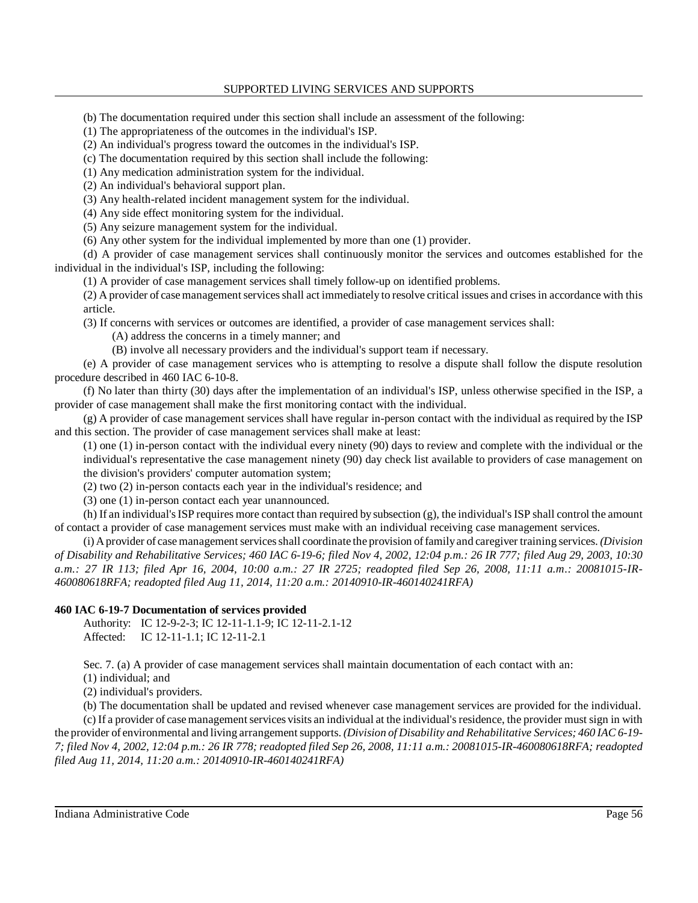(b) The documentation required under this section shall include an assessment of the following:

(1) The appropriateness of the outcomes in the individual's ISP.

(2) An individual's progress toward the outcomes in the individual's ISP.

(c) The documentation required by this section shall include the following:

(1) Any medication administration system for the individual.

(2) An individual's behavioral support plan.

(3) Any health-related incident management system for the individual.

(4) Any side effect monitoring system for the individual.

(5) Any seizure management system for the individual.

(6) Any other system for the individual implemented by more than one (1) provider.

(d) A provider of case management services shall continuously monitor the services and outcomes established for the individual in the individual's ISP, including the following:

(1) A provider of case management services shall timely follow-up on identified problems.

(2) A provider of case management services shall act immediately to resolve critical issues and crises in accordance with this article.

(3) If concerns with services or outcomes are identified, a provider of case management services shall:

(A) address the concerns in a timely manner; and

(B) involve all necessary providers and the individual's support team if necessary.

(e) A provider of case management services who is attempting to resolve a dispute shall follow the dispute resolution procedure described in 460 IAC 6-10-8.

(f) No later than thirty (30) days after the implementation of an individual's ISP, unless otherwise specified in the ISP, a provider of case management shall make the first monitoring contact with the individual.

(g) A provider of case management services shall have regular in-person contact with the individual as required by the ISP and this section. The provider of case management services shall make at least:

(1) one (1) in-person contact with the individual every ninety (90) days to review and complete with the individual or the individual's representative the case management ninety (90) day check list available to providers of case management on the division's providers' computer automation system;

(2) two (2) in-person contacts each year in the individual's residence; and

(3) one (1) in-person contact each year unannounced.

(h) If an individual's ISP requires more contact than required by subsection (g), the individual's ISP shall control the amount of contact a provider of case management services must make with an individual receiving case management services.

(i) A provider of case management services shall coordinate the provision of family and caregiver training services. *(Division of Disability and Rehabilitative Services; 460 IAC 6-19-6; filed Nov 4, 2002, 12:04 p.m.: 26 IR 777; filed Aug 29, 2003, 10:30 a.m.: 27 IR 113; filed Apr 16, 2004, 10:00 a.m.: 27 IR 2725; readopted filed Sep 26, 2008, 11:11 a.m.: 20081015-IR-460080618RFA; readopted filed Aug 11, 2014, 11:20 a.m.: 20140910-IR-460140241RFA)*

**460 IAC 6-19-7 Documentation of services provided**

Authority: IC 12-9-2-3; IC 12-11-1.1-9; IC 12-11-2.1-12
Affected: IC 12-11-1.1; IC 12-11-2.1

Sec. 7. (a) A provider of case management services shall maintain documentation of each contact with an:

(1) individual; and

(2) individual's providers.

(b) The documentation shall be updated and revised whenever case management services are provided for the individual.

(c) If a provider of case management services visits an individual at the individual's residence, the provider must sign in with the provider of environmental and living arrangement supports. *(Division of Disability and Rehabilitative Services; 460 IAC 6-19-7; filed Nov 4, 2002, 12:04 p.m.: 26 IR 778; readopted filed Sep 26, 2008, 11:11 a.m.: 20081015-IR-460080618RFA; readopted filed Aug 11, 2014, 11:20 a.m.: 20140910-IR-460140241RFA)*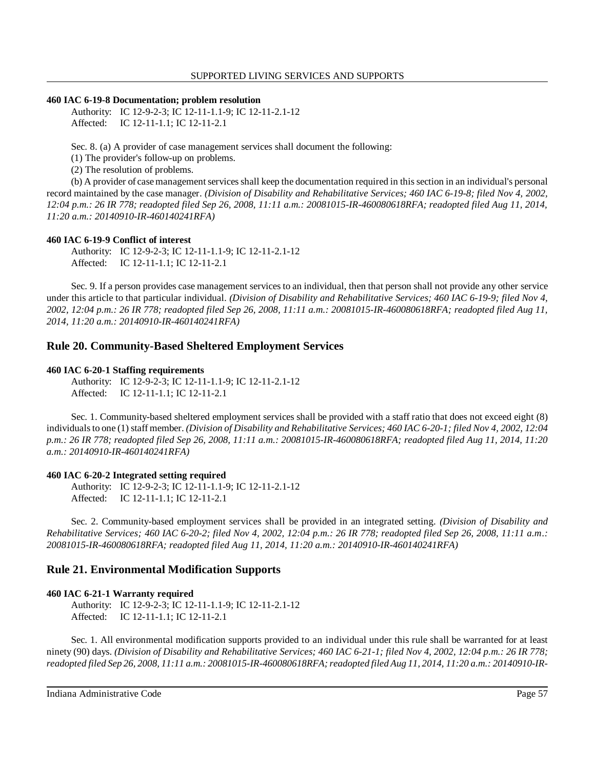**460 IAC 6-19-8 Documentation; problem resolution**

Authority: IC 12-9-2-3; IC 12-11-1.1-9; IC 12-11-2.1-12
Affected: IC 12-11-1.1; IC 12-11-2.1

Sec. 8. (a) A provider of case management services shall document the following:

(1) The provider's follow-up on problems.

(2) The resolution of problems.

(b) A provider of case management services shall keep the documentation required in this section in an individual's personal record maintained by the case manager. *(Division of Disability and Rehabilitative Services; 460 IAC 6-19-8; filed Nov 4, 2002, 12:04 p.m.: 26 IR 778; readopted filed Sep 26, 2008, 11:11 a.m.: 20081015-IR-460080618RFA; readopted filed Aug 11, 2014, 11:20 a.m.: 20140910-IR-460140241RFA)*

**460 IAC 6-19-9 Conflict of interest**

Authority: IC 12-9-2-3; IC 12-11-1.1-9; IC 12-11-2.1-12
Affected: IC 12-11-1.1; IC 12-11-2.1

Sec. 9. If a person provides case management services to an individual, then that person shall not provide any other service under this article to that particular individual. *(Division of Disability and Rehabilitative Services; 460 IAC 6-19-9; filed Nov 4, 2002, 12:04 p.m.: 26 IR 778; readopted filed Sep 26, 2008, 11:11 a.m.: 20081015-IR-460080618RFA; readopted filed Aug 11, 2014, 11:20 a.m.: 20140910-IR-460140241RFA)*

## Rule 20. Community-Based Sheltered Employment Services

**460 IAC 6-20-1 Staffing requirements**

Authority: IC 12-9-2-3; IC 12-11-1.1-9; IC 12-11-2.1-12
Affected: IC 12-11-1.1; IC 12-11-2.1

Sec. 1. Community-based sheltered employment services shall be provided with a staff ratio that does not exceed eight (8) individuals to one (1) staff member. *(Division of Disability and Rehabilitative Services; 460 IAC 6-20-1; filed Nov 4, 2002, 12:04 p.m.: 26 IR 778; readopted filed Sep 26, 2008, 11:11 a.m.: 20081015-IR-460080618RFA; readopted filed Aug 11, 2014, 11:20 a.m.: 20140910-IR-460140241RFA)*

**460 IAC 6-20-2 Integrated setting required**

Authority: IC 12-9-2-3; IC 12-11-1.1-9; IC 12-11-2.1-12
Affected: IC 12-11-1.1; IC 12-11-2.1

Sec. 2. Community-based employment services shall be provided in an integrated setting. *(Division of Disability and Rehabilitative Services; 460 IAC 6-20-2; filed Nov 4, 2002, 12:04 p.m.: 26 IR 778; readopted filed Sep 26, 2008, 11:11 a.m.: 20081015-IR-460080618RFA; readopted filed Aug 11, 2014, 11:20 a.m.: 20140910-IR-460140241RFA)*

## Rule 21. Environmental Modification Supports

**460 IAC 6-21-1 Warranty required**

Authority: IC 12-9-2-3; IC 12-11-1.1-9; IC 12-11-2.1-12
Affected: IC 12-11-1.1; IC 12-11-2.1

Sec. 1. All environmental modification supports provided to an individual under this rule shall be warranted for at least ninety (90) days. *(Division of Disability and Rehabilitative Services; 460 IAC 6-21-1; filed Nov 4, 2002, 12:04 p.m.: 26 IR 778; readopted filed Sep 26, 2008, 11:11 a.m.: 20081015-IR-460080618RFA; readopted filed Aug 11, 2014, 11:20 a.m.: 20140910-IR-*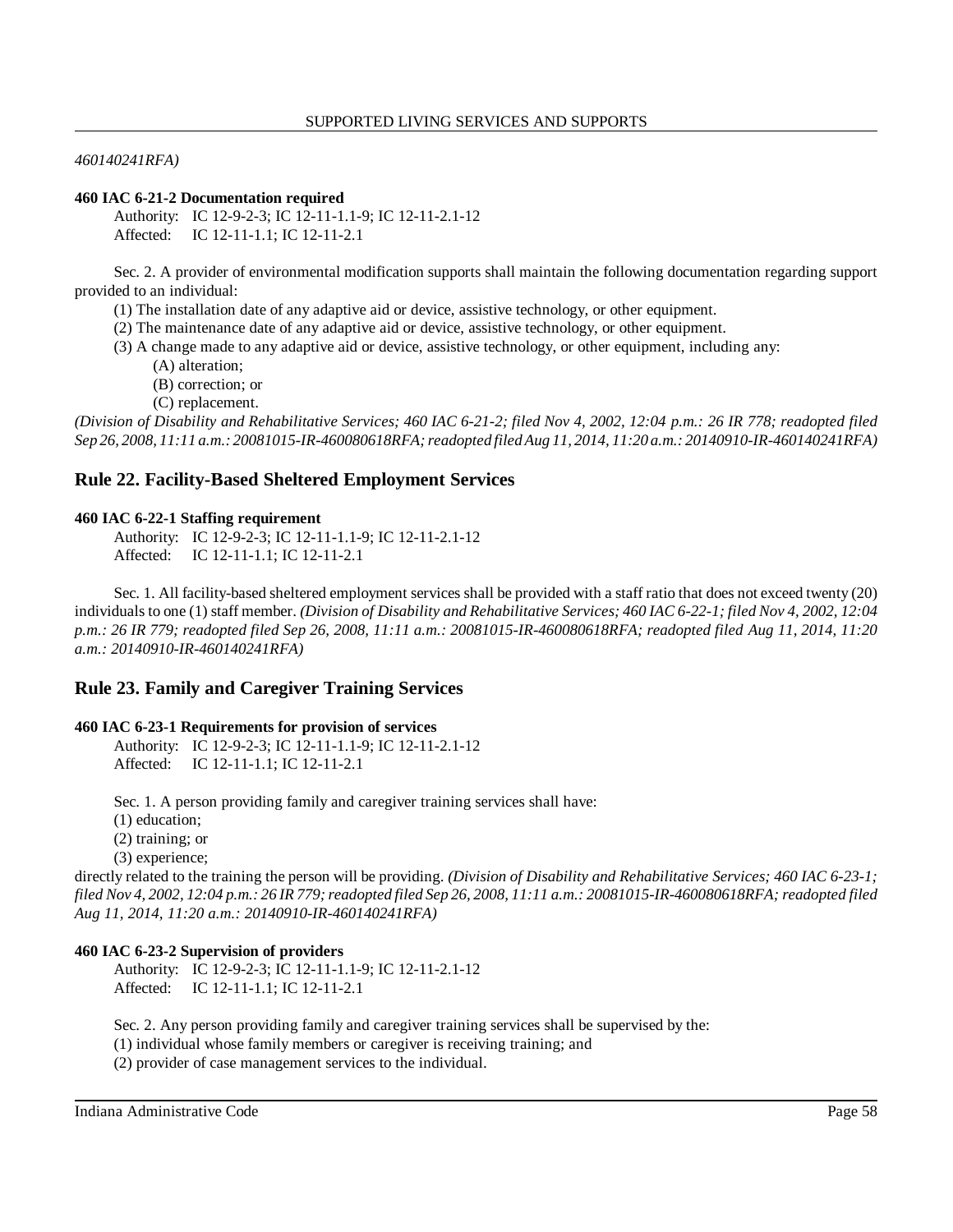*460140241RFA)*

**460 IAC 6-21-2 Documentation required**

Authority: IC 12-9-2-3; IC 12-11-1.1-9; IC 12-11-2.1-12
Affected: IC 12-11-1.1; IC 12-11-2.1

Sec. 2. A provider of environmental modification supports shall maintain the following documentation regarding support provided to an individual:

(1) The installation date of any adaptive aid or device, assistive technology, or other equipment.
(2) The maintenance date of any adaptive aid or device, assistive technology, or other equipment.
(3) A change made to any adaptive aid or device, assistive technology, or other equipment, including any:
 (A) alteration;
 (B) correction; or
 (C) replacement.

*(Division of Disability and Rehabilitative Services; 460 IAC 6-21-2; filed Nov 4, 2002, 12:04 p.m.: 26 IR 778; readopted filed Sep 26, 2008, 11:11 a.m.: 20081015-IR-460080618RFA; readopted filed Aug 11, 2014, 11:20 a.m.: 20140910-IR-460140241RFA)*

## Rule 22. Facility-Based Sheltered Employment Services

**460 IAC 6-22-1 Staffing requirement**

Authority: IC 12-9-2-3; IC 12-11-1.1-9; IC 12-11-2.1-12
Affected: IC 12-11-1.1; IC 12-11-2.1

Sec. 1. All facility-based sheltered employment services shall be provided with a staff ratio that does not exceed twenty (20) individuals to one (1) staff member. *(Division of Disability and Rehabilitative Services; 460 IAC 6-22-1; filed Nov 4, 2002, 12:04 p.m.: 26 IR 779; readopted filed Sep 26, 2008, 11:11 a.m.: 20081015-IR-460080618RFA; readopted filed Aug 11, 2014, 11:20 a.m.: 20140910-IR-460140241RFA)*

## Rule 23. Family and Caregiver Training Services

**460 IAC 6-23-1 Requirements for provision of services**

Authority: IC 12-9-2-3; IC 12-11-1.1-9; IC 12-11-2.1-12
Affected: IC 12-11-1.1; IC 12-11-2.1

Sec. 1. A person providing family and caregiver training services shall have:

(1) education;
(2) training; or
(3) experience;

directly related to the training the person will be providing. *(Division of Disability and Rehabilitative Services; 460 IAC 6-23-1; filed Nov 4, 2002, 12:04 p.m.: 26 IR 779; readopted filed Sep 26, 2008, 11:11 a.m.: 20081015-IR-460080618RFA; readopted filed Aug 11, 2014, 11:20 a.m.: 20140910-IR-460140241RFA)*

**460 IAC 6-23-2 Supervision of providers**

Authority: IC 12-9-2-3; IC 12-11-1.1-9; IC 12-11-2.1-12
Affected: IC 12-11-1.1; IC 12-11-2.1

Sec. 2. Any person providing family and caregiver training services shall be supervised by the:

(1) individual whose family members or caregiver is receiving training; and
(2) provider of case management services to the individual.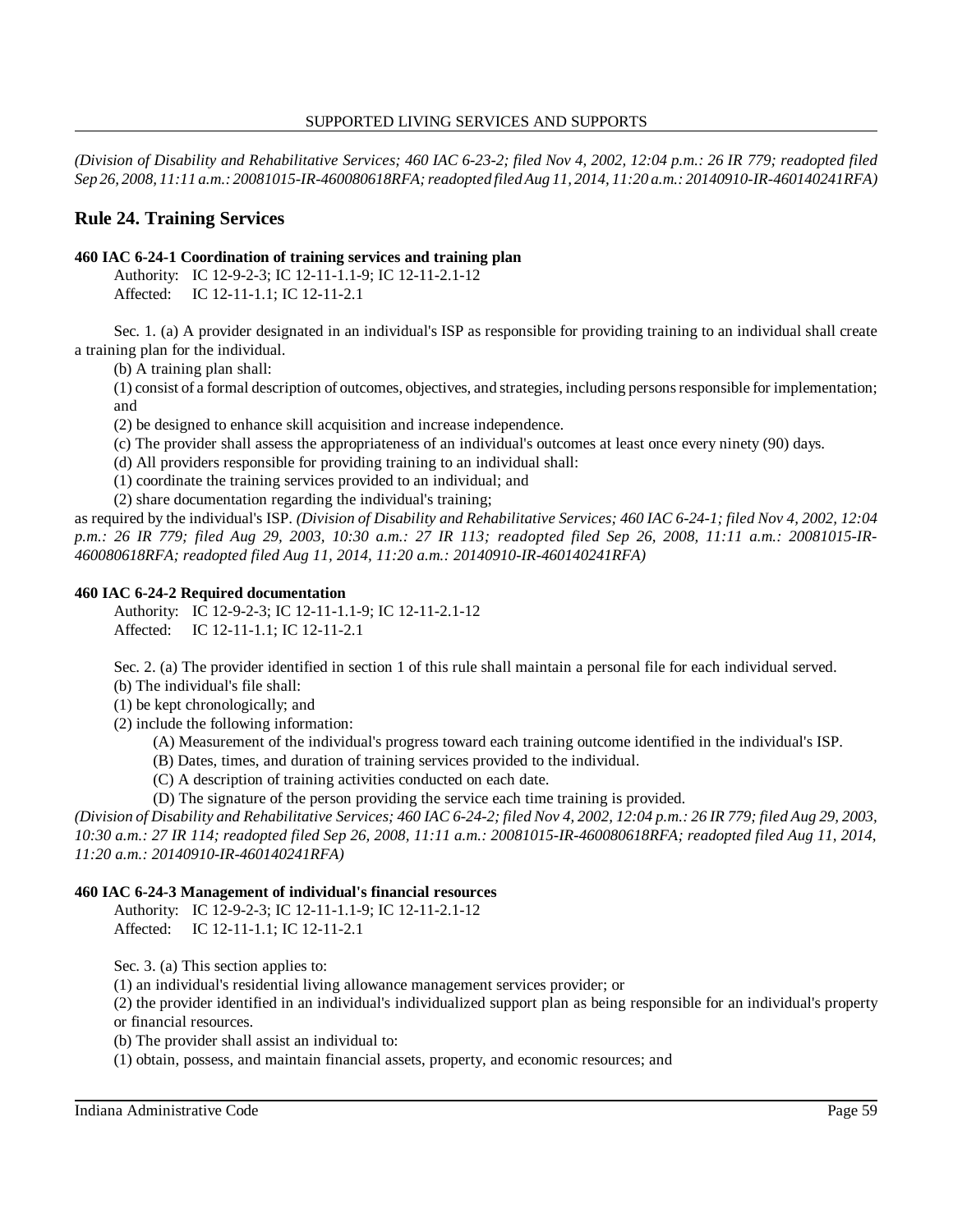*(Division of Disability and Rehabilitative Services; 460 IAC 6-23-2; filed Nov 4, 2002, 12:04 p.m.: 26 IR 779; readopted filed Sep 26, 2008, 11:11 a.m.: 20081015-IR-460080618RFA; readopted filed Aug 11, 2014, 11:20 a.m.: 20140910-IR-460140241RFA)*

## Rule 24. Training Services

**460 IAC 6-24-1 Coordination of training services and training plan**

Authority: IC 12-9-2-3; IC 12-11-1.1-9; IC 12-11-2.1-12
Affected: IC 12-11-1.1; IC 12-11-2.1

Sec. 1. (a) A provider designated in an individual's ISP as responsible for providing training to an individual shall create a training plan for the individual.

(b) A training plan shall:

(1) consist of a formal description of outcomes, objectives, and strategies, including persons responsible for implementation; and

(2) be designed to enhance skill acquisition and increase independence.

(c) The provider shall assess the appropriateness of an individual's outcomes at least once every ninety (90) days.

(d) All providers responsible for providing training to an individual shall:

(1) coordinate the training services provided to an individual; and

(2) share documentation regarding the individual's training;

as required by the individual's ISP. *(Division of Disability and Rehabilitative Services; 460 IAC 6-24-1; filed Nov 4, 2002, 12:04 p.m.: 26 IR 779; filed Aug 29, 2003, 10:30 a.m.: 27 IR 113; readopted filed Sep 26, 2008, 11:11 a.m.: 20081015-IR-460080618RFA; readopted filed Aug 11, 2014, 11:20 a.m.: 20140910-IR-460140241RFA)*

**460 IAC 6-24-2 Required documentation**

Authority: IC 12-9-2-3; IC 12-11-1.1-9; IC 12-11-2.1-12
Affected: IC 12-11-1.1; IC 12-11-2.1

Sec. 2. (a) The provider identified in section 1 of this rule shall maintain a personal file for each individual served.

(b) The individual's file shall:

(1) be kept chronologically; and

(2) include the following information:

(A) Measurement of the individual's progress toward each training outcome identified in the individual's ISP.

(B) Dates, times, and duration of training services provided to the individual.

(C) A description of training activities conducted on each date.

(D) The signature of the person providing the service each time training is provided.

*(Division of Disability and Rehabilitative Services; 460 IAC 6-24-2; filed Nov 4, 2002, 12:04 p.m.: 26 IR 779; filed Aug 29, 2003, 10:30 a.m.: 27 IR 114; readopted filed Sep 26, 2008, 11:11 a.m.: 20081015-IR-460080618RFA; readopted filed Aug 11, 2014, 11:20 a.m.: 20140910-IR-460140241RFA)*

**460 IAC 6-24-3 Management of individual's financial resources**

Authority: IC 12-9-2-3; IC 12-11-1.1-9; IC 12-11-2.1-12
Affected: IC 12-11-1.1; IC 12-11-2.1

Sec. 3. (a) This section applies to:

(1) an individual's residential living allowance management services provider; or

(2) the provider identified in an individual's individualized support plan as being responsible for an individual's property or financial resources.

(b) The provider shall assist an individual to:

(1) obtain, possess, and maintain financial assets, property, and economic resources; and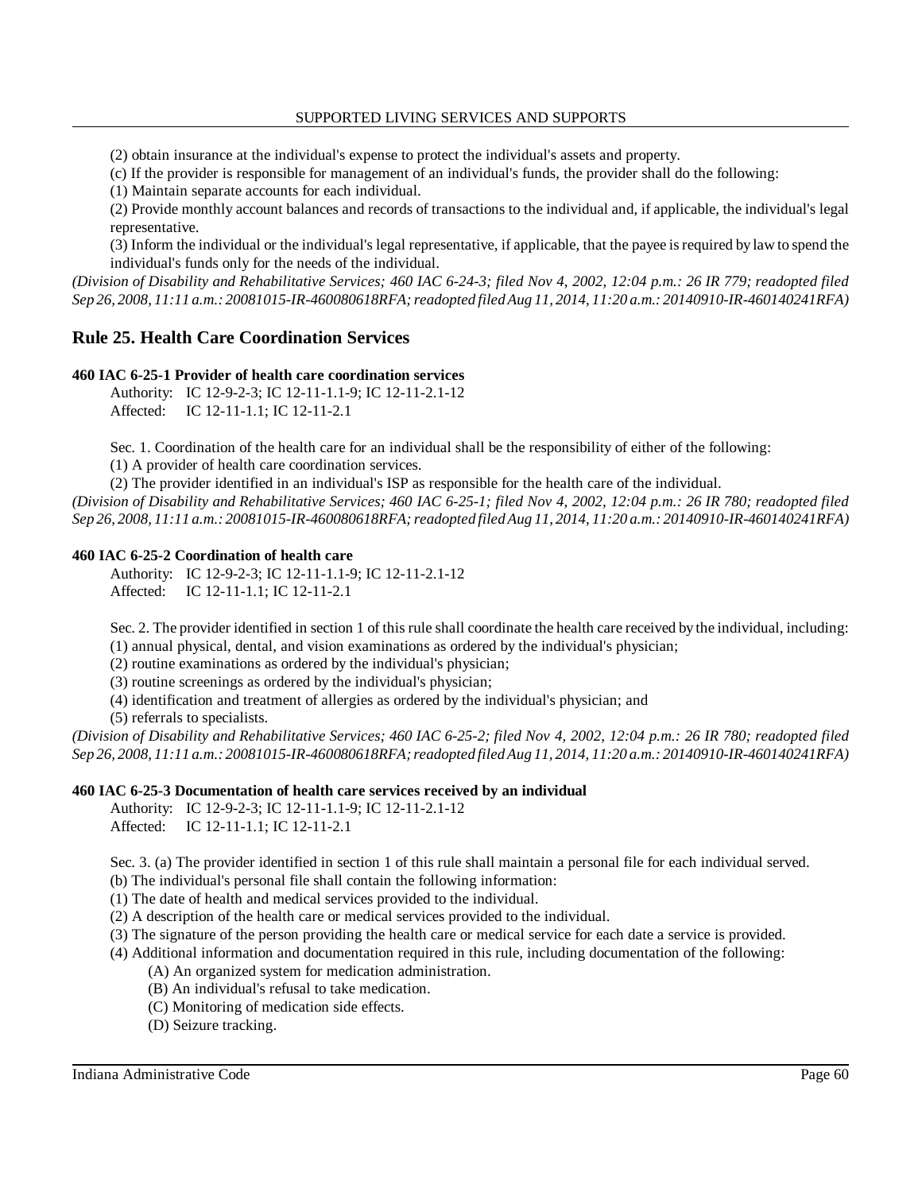(2) obtain insurance at the individual's expense to protect the individual's assets and property.

(c) If the provider is responsible for management of an individual's funds, the provider shall do the following:

(1) Maintain separate accounts for each individual.

(2) Provide monthly account balances and records of transactions to the individual and, if applicable, the individual's legal representative.

(3) Inform the individual or the individual's legal representative, if applicable, that the payee is required by law to spend the individual's funds only for the needs of the individual.

*(Division of Disability and Rehabilitative Services; 460 IAC 6-24-3; filed Nov 4, 2002, 12:04 p.m.: 26 IR 779; readopted filed Sep 26, 2008, 11:11 a.m.: 20081015-IR-460080618RFA; readopted filed Aug 11, 2014, 11:20 a.m.: 20140910-IR-460140241RFA)*

## Rule 25. Health Care Coordination Services

**460 IAC 6-25-1 Provider of health care coordination services**

Authority: IC 12-9-2-3; IC 12-11-1.1-9; IC 12-11-2.1-12
Affected: IC 12-11-1.1; IC 12-11-2.1

Sec. 1. Coordination of the health care for an individual shall be the responsibility of either of the following:

(1) A provider of health care coordination services.

(2) The provider identified in an individual's ISP as responsible for the health care of the individual.

*(Division of Disability and Rehabilitative Services; 460 IAC 6-25-1; filed Nov 4, 2002, 12:04 p.m.: 26 IR 780; readopted filed Sep 26, 2008, 11:11 a.m.: 20081015-IR-460080618RFA; readopted filed Aug 11, 2014, 11:20 a.m.: 20140910-IR-460140241RFA)*

**460 IAC 6-25-2 Coordination of health care**

Authority: IC 12-9-2-3; IC 12-11-1.1-9; IC 12-11-2.1-12
Affected: IC 12-11-1.1; IC 12-11-2.1

Sec. 2. The provider identified in section 1 of this rule shall coordinate the health care received by the individual, including:

(1) annual physical, dental, and vision examinations as ordered by the individual's physician;

(2) routine examinations as ordered by the individual's physician;

(3) routine screenings as ordered by the individual's physician;

(4) identification and treatment of allergies as ordered by the individual's physician; and

(5) referrals to specialists.

*(Division of Disability and Rehabilitative Services; 460 IAC 6-25-2; filed Nov 4, 2002, 12:04 p.m.: 26 IR 780; readopted filed Sep 26, 2008, 11:11 a.m.: 20081015-IR-460080618RFA; readopted filed Aug 11, 2014, 11:20 a.m.: 20140910-IR-460140241RFA)*

**460 IAC 6-25-3 Documentation of health care services received by an individual**

Authority: IC 12-9-2-3; IC 12-11-1.1-9; IC 12-11-2.1-12
Affected: IC 12-11-1.1; IC 12-11-2.1

Sec. 3. (a) The provider identified in section 1 of this rule shall maintain a personal file for each individual served.

(b) The individual's personal file shall contain the following information:

(1) The date of health and medical services provided to the individual.

(2) A description of the health care or medical services provided to the individual.

(3) The signature of the person providing the health care or medical service for each date a service is provided.

(4) Additional information and documentation required in this rule, including documentation of the following:

(A) An organized system for medication administration.

(B) An individual's refusal to take medication.

(C) Monitoring of medication side effects.

(D) Seizure tracking.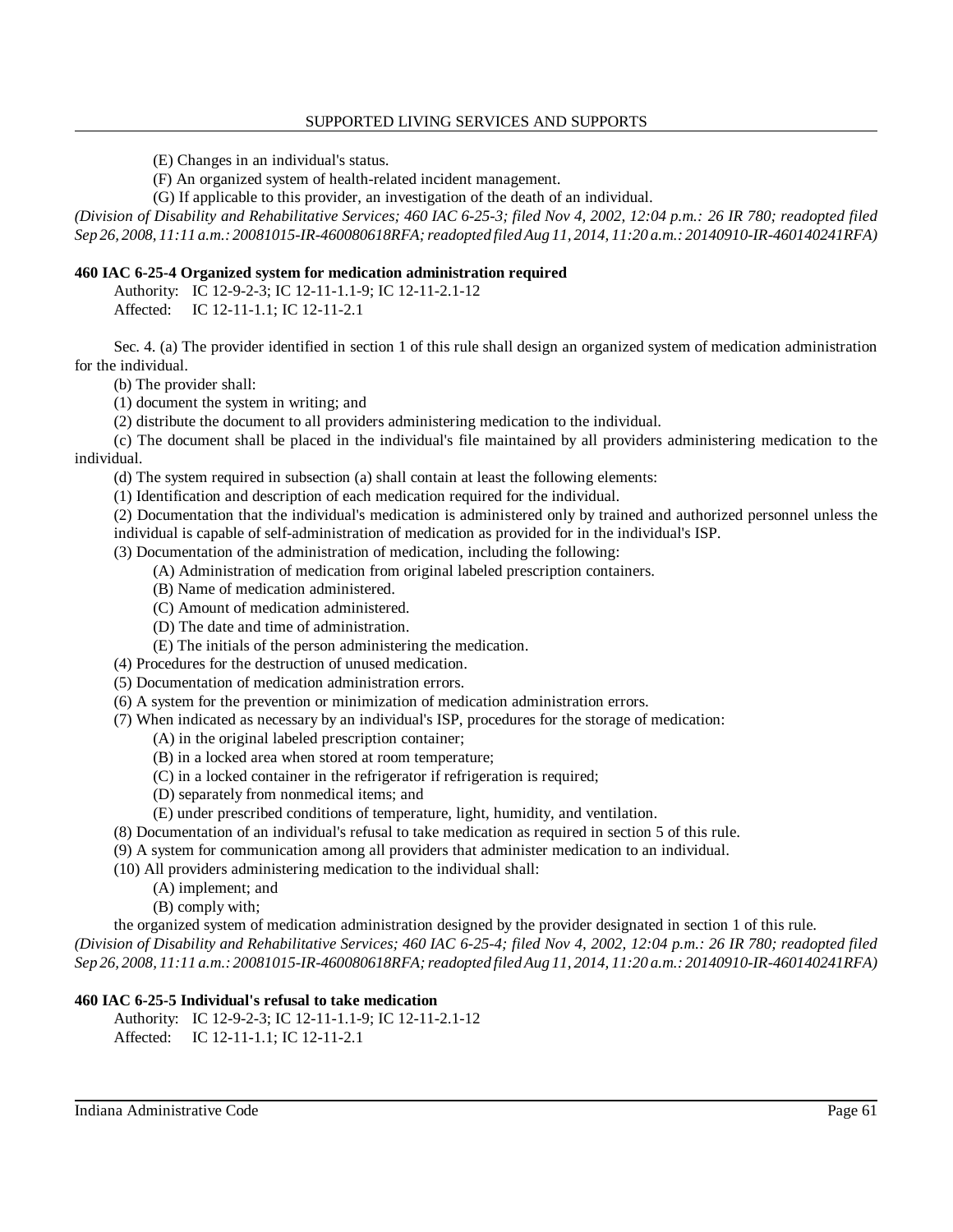(E) Changes in an individual's status.

(F) An organized system of health-related incident management.

(G) If applicable to this provider, an investigation of the death of an individual.

*(Division of Disability and Rehabilitative Services; 460 IAC 6-25-3; filed Nov 4, 2002, 12:04 p.m.: 26 IR 780; readopted filed Sep 26, 2008, 11:11 a.m.: 20081015-IR-460080618RFA; readopted filed Aug 11, 2014, 11:20 a.m.: 20140910-IR-460140241RFA)*

**460 IAC 6-25-4 Organized system for medication administration required**

Authority: IC 12-9-2-3; IC 12-11-1.1-9; IC 12-11-2.1-12
Affected: IC 12-11-1.1; IC 12-11-2.1

Sec. 4. (a) The provider identified in section 1 of this rule shall design an organized system of medication administration for the individual.

(b) The provider shall:

(1) document the system in writing; and

(2) distribute the document to all providers administering medication to the individual.

(c) The document shall be placed in the individual's file maintained by all providers administering medication to the individual.

(d) The system required in subsection (a) shall contain at least the following elements:

(1) Identification and description of each medication required for the individual.

(2) Documentation that the individual's medication is administered only by trained and authorized personnel unless the individual is capable of self-administration of medication as provided for in the individual's ISP.

(3) Documentation of the administration of medication, including the following:

(A) Administration of medication from original labeled prescription containers.

(B) Name of medication administered.

(C) Amount of medication administered.

(D) The date and time of administration.

(E) The initials of the person administering the medication.

(4) Procedures for the destruction of unused medication.

(5) Documentation of medication administration errors.

(6) A system for the prevention or minimization of medication administration errors.

(7) When indicated as necessary by an individual's ISP, procedures for the storage of medication:

(A) in the original labeled prescription container;

(B) in a locked area when stored at room temperature;

(C) in a locked container in the refrigerator if refrigeration is required;

(D) separately from nonmedical items; and

(E) under prescribed conditions of temperature, light, humidity, and ventilation.

(8) Documentation of an individual's refusal to take medication as required in section 5 of this rule.

(9) A system for communication among all providers that administer medication to an individual.

(10) All providers administering medication to the individual shall:

(A) implement; and

(B) comply with;

the organized system of medication administration designed by the provider designated in section 1 of this rule.

*(Division of Disability and Rehabilitative Services; 460 IAC 6-25-4; filed Nov 4, 2002, 12:04 p.m.: 26 IR 780; readopted filed Sep 26, 2008, 11:11 a.m.: 20081015-IR-460080618RFA; readopted filed Aug 11, 2014, 11:20 a.m.: 20140910-IR-460140241RFA)*

**460 IAC 6-25-5 Individual's refusal to take medication**

Authority: IC 12-9-2-3; IC 12-11-1.1-9; IC 12-11-2.1-12
Affected: IC 12-11-1.1; IC 12-11-2.1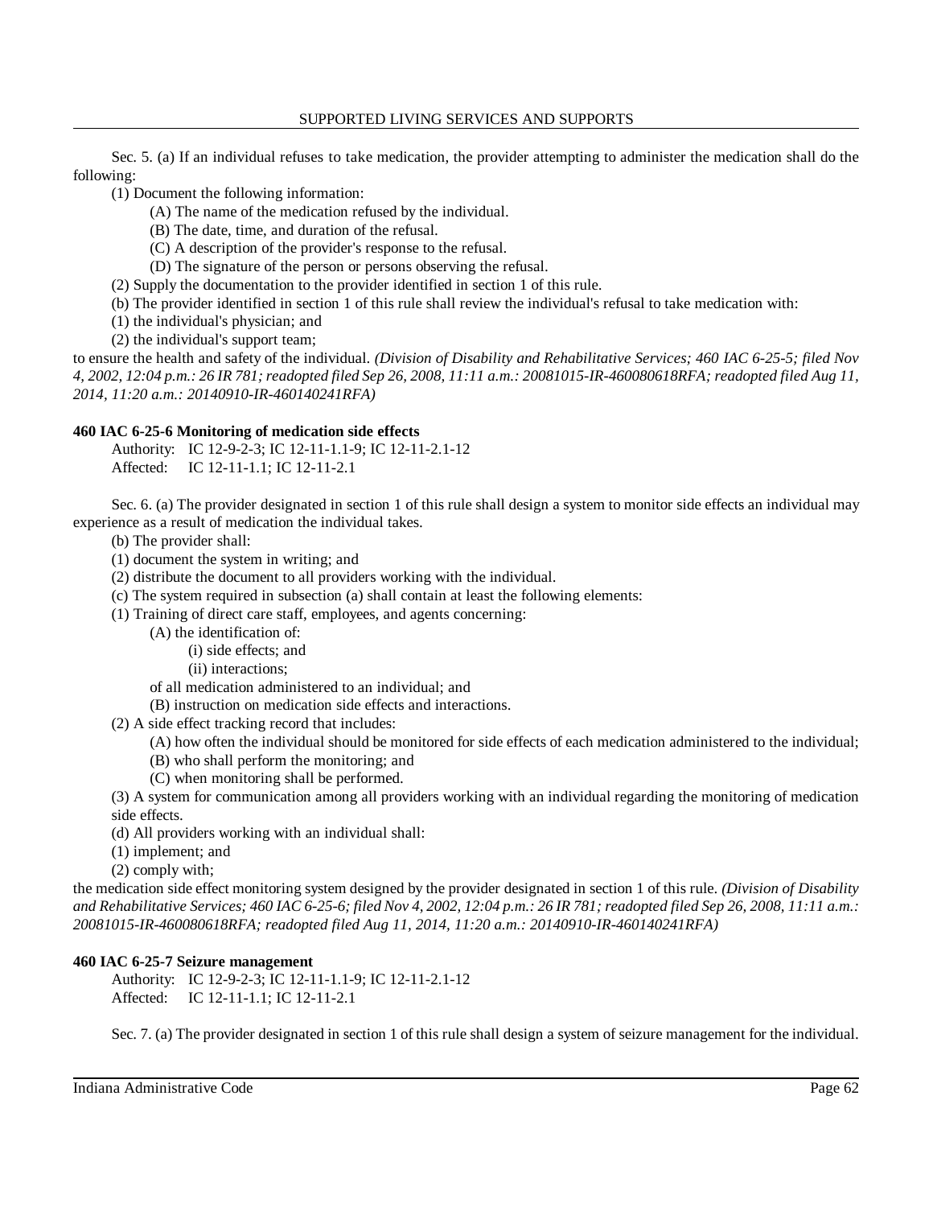Sec. 5. (a) If an individual refuses to take medication, the provider attempting to administer the medication shall do the following:

(1) Document the following information:

(A) The name of the medication refused by the individual.

(B) The date, time, and duration of the refusal.

(C) A description of the provider's response to the refusal.

(D) The signature of the person or persons observing the refusal.

(2) Supply the documentation to the provider identified in section 1 of this rule.

(b) The provider identified in section 1 of this rule shall review the individual's refusal to take medication with:

(1) the individual's physician; and

(2) the individual's support team;

to ensure the health and safety of the individual. *(Division of Disability and Rehabilitative Services; 460 IAC 6-25-5; filed Nov 4, 2002, 12:04 p.m.: 26 IR 781; readopted filed Sep 26, 2008, 11:11 a.m.: 20081015-IR-460080618RFA; readopted filed Aug 11, 2014, 11:20 a.m.: 20140910-IR-460140241RFA)*

**460 IAC 6-25-6 Monitoring of medication side effects**

Authority: IC 12-9-2-3; IC 12-11-1.1-9; IC 12-11-2.1-12
Affected: IC 12-11-1.1; IC 12-11-2.1

Sec. 6. (a) The provider designated in section 1 of this rule shall design a system to monitor side effects an individual may experience as a result of medication the individual takes.

(b) The provider shall:

(1) document the system in writing; and

(2) distribute the document to all providers working with the individual.

(c) The system required in subsection (a) shall contain at least the following elements:

(1) Training of direct care staff, employees, and agents concerning:

(A) the identification of:

(i) side effects; and

(ii) interactions;

of all medication administered to an individual; and

(B) instruction on medication side effects and interactions.

(2) A side effect tracking record that includes:

(A) how often the individual should be monitored for side effects of each medication administered to the individual;

(B) who shall perform the monitoring; and

(C) when monitoring shall be performed.

(3) A system for communication among all providers working with an individual regarding the monitoring of medication side effects.

(d) All providers working with an individual shall:

(1) implement; and

(2) comply with;

the medication side effect monitoring system designed by the provider designated in section 1 of this rule. *(Division of Disability and Rehabilitative Services; 460 IAC 6-25-6; filed Nov 4, 2002, 12:04 p.m.: 26 IR 781; readopted filed Sep 26, 2008, 11:11 a.m.: 20081015-IR-460080618RFA; readopted filed Aug 11, 2014, 11:20 a.m.: 20140910-IR-460140241RFA)*

**460 IAC 6-25-7 Seizure management**

Authority: IC 12-9-2-3; IC 12-11-1.1-9; IC 12-11-2.1-12
Affected: IC 12-11-1.1; IC 12-11-2.1

Sec. 7. (a) The provider designated in section 1 of this rule shall design a system of seizure management for the individual.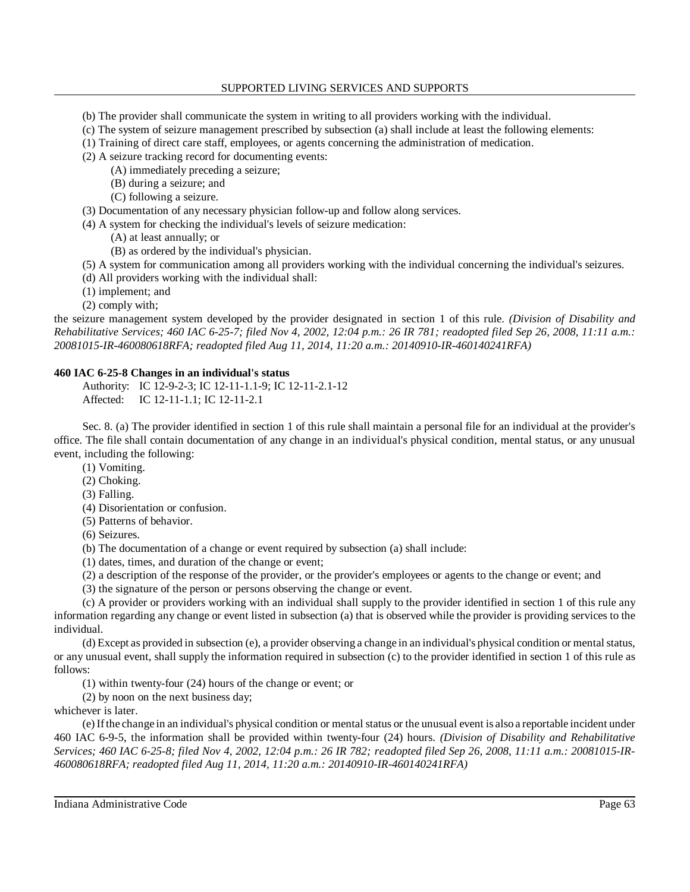(b) The provider shall communicate the system in writing to all providers working with the individual.

(c) The system of seizure management prescribed by subsection (a) shall include at least the following elements:

(1) Training of direct care staff, employees, or agents concerning the administration of medication.

(2) A seizure tracking record for documenting events:

(A) immediately preceding a seizure;

(B) during a seizure; and

(C) following a seizure.

(3) Documentation of any necessary physician follow-up and follow along services.

(4) A system for checking the individual's levels of seizure medication:

(A) at least annually; or

(B) as ordered by the individual's physician.

(5) A system for communication among all providers working with the individual concerning the individual's seizures.

(d) All providers working with the individual shall:

(1) implement; and

(2) comply with;

the seizure management system developed by the provider designated in section 1 of this rule. *(Division of Disability and Rehabilitative Services; 460 IAC 6-25-7; filed Nov 4, 2002, 12:04 p.m.: 26 IR 781; readopted filed Sep 26, 2008, 11:11 a.m.: 20081015-IR-460080618RFA; readopted filed Aug 11, 2014, 11:20 a.m.: 20140910-IR-460140241RFA)*

**460 IAC 6-25-8 Changes in an individual's status**

Authority: IC 12-9-2-3; IC 12-11-1.1-9; IC 12-11-2.1-12
Affected: IC 12-11-1.1; IC 12-11-2.1

Sec. 8. (a) The provider identified in section 1 of this rule shall maintain a personal file for an individual at the provider's office. The file shall contain documentation of any change in an individual's physical condition, mental status, or any unusual event, including the following:

(1) Vomiting.

(2) Choking.

(3) Falling.

(4) Disorientation or confusion.

(5) Patterns of behavior.

(6) Seizures.

(b) The documentation of a change or event required by subsection (a) shall include:

(1) dates, times, and duration of the change or event;

(2) a description of the response of the provider, or the provider's employees or agents to the change or event; and

(3) the signature of the person or persons observing the change or event.

(c) A provider or providers working with an individual shall supply to the provider identified in section 1 of this rule any information regarding any change or event listed in subsection (a) that is observed while the provider is providing services to the individual.

(d) Except as provided in subsection (e), a provider observing a change in an individual's physical condition or mental status, or any unusual event, shall supply the information required in subsection (c) to the provider identified in section 1 of this rule as follows:

(1) within twenty-four (24) hours of the change or event; or

(2) by noon on the next business day;

whichever is later.

(e) If the change in an individual's physical condition or mental status or the unusual event is also a reportable incident under 460 IAC 6-9-5, the information shall be provided within twenty-four (24) hours. *(Division of Disability and Rehabilitative Services; 460 IAC 6-25-8; filed Nov 4, 2002, 12:04 p.m.: 26 IR 782; readopted filed Sep 26, 2008, 11:11 a.m.: 20081015-IR-460080618RFA; readopted filed Aug 11, 2014, 11:20 a.m.: 20140910-IR-460140241RFA)*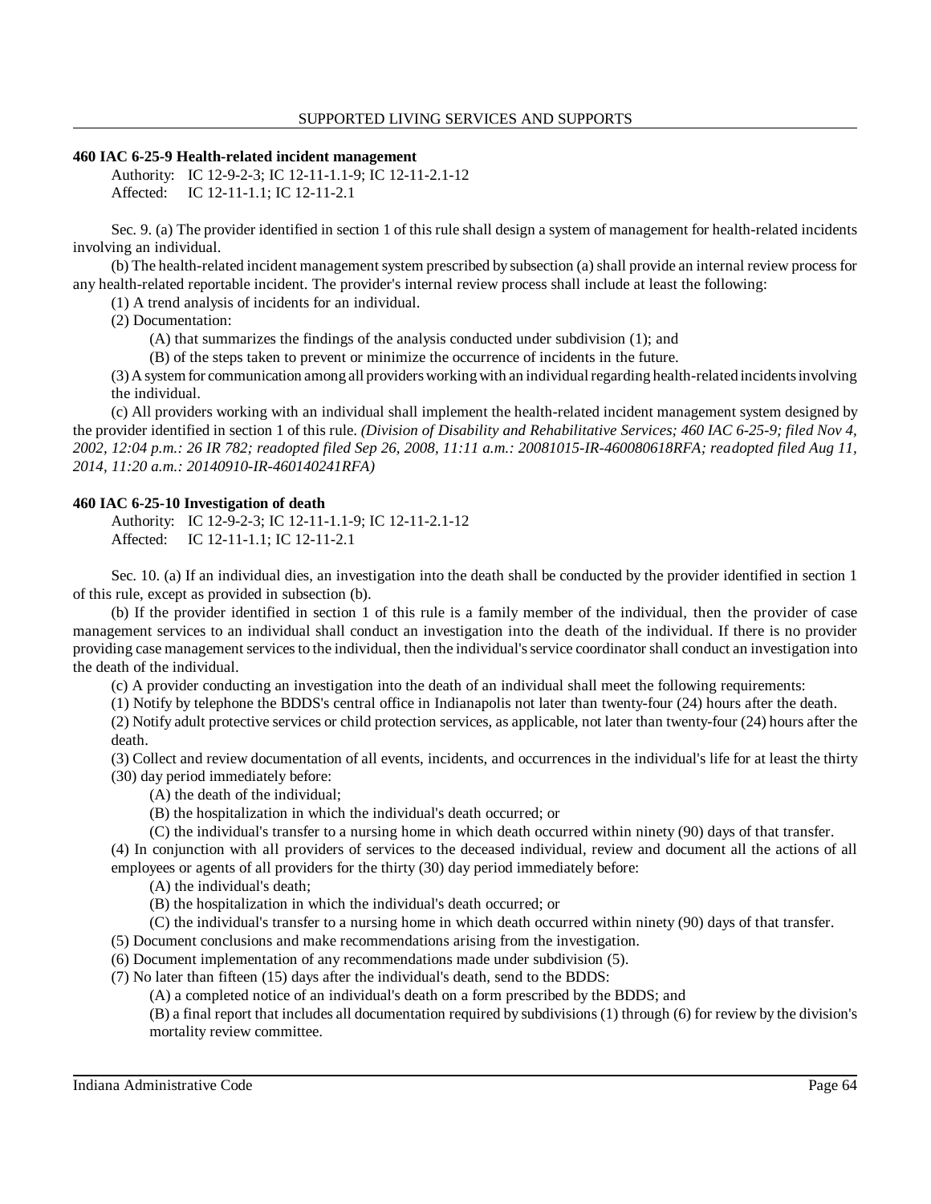### 460 IAC 6-25-9 Health-related incident management

Authority: IC 12-9-2-3; IC 12-11-1.1-9; IC 12-11-2.1-12
Affected: IC 12-11-1.1; IC 12-11-2.1

Sec. 9. (a) The provider identified in section 1 of this rule shall design a system of management for health-related incidents involving an individual.

(b) The health-related incident management system prescribed by subsection (a) shall provide an internal review process for any health-related reportable incident. The provider's internal review process shall include at least the following:

(1) A trend analysis of incidents for an individual.

(2) Documentation:

(A) that summarizes the findings of the analysis conducted under subdivision (1); and

(B) of the steps taken to prevent or minimize the occurrence of incidents in the future.

(3) A system for communication among all providers working with an individual regarding health-related incidents involving the individual.

(c) All providers working with an individual shall implement the health-related incident management system designed by the provider identified in section 1 of this rule. *(Division of Disability and Rehabilitative Services; 460 IAC 6-25-9; filed Nov 4, 2002, 12:04 p.m.: 26 IR 782; readopted filed Sep 26, 2008, 11:11 a.m.: 20081015-IR-460080618RFA; readopted filed Aug 11, 2014, 11:20 a.m.: 20140910-IR-460140241RFA)*

### 460 IAC 6-25-10 Investigation of death

Authority: IC 12-9-2-3; IC 12-11-1.1-9; IC 12-11-2.1-12
Affected: IC 12-11-1.1; IC 12-11-2.1

Sec. 10. (a) If an individual dies, an investigation into the death shall be conducted by the provider identified in section 1 of this rule, except as provided in subsection (b).

(b) If the provider identified in section 1 of this rule is a family member of the individual, then the provider of case management services to an individual shall conduct an investigation into the death of the individual. If there is no provider providing case management services to the individual, then the individual's service coordinator shall conduct an investigation into the death of the individual.

(c) A provider conducting an investigation into the death of an individual shall meet the following requirements:

(1) Notify by telephone the BDDS's central office in Indianapolis not later than twenty-four (24) hours after the death.

(2) Notify adult protective services or child protection services, as applicable, not later than twenty-four (24) hours after the death.

(3) Collect and review documentation of all events, incidents, and occurrences in the individual's life for at least the thirty (30) day period immediately before:

(A) the death of the individual;

(B) the hospitalization in which the individual's death occurred; or

(C) the individual's transfer to a nursing home in which death occurred within ninety (90) days of that transfer.

(4) In conjunction with all providers of services to the deceased individual, review and document all the actions of all employees or agents of all providers for the thirty (30) day period immediately before:

(A) the individual's death;

(B) the hospitalization in which the individual's death occurred; or

(C) the individual's transfer to a nursing home in which death occurred within ninety (90) days of that transfer.

(5) Document conclusions and make recommendations arising from the investigation.

(6) Document implementation of any recommendations made under subdivision (5).

(7) No later than fifteen (15) days after the individual's death, send to the BDDS:

(A) a completed notice of an individual's death on a form prescribed by the BDDS; and

(B) a final report that includes all documentation required by subdivisions (1) through (6) for review by the division's mortality review committee.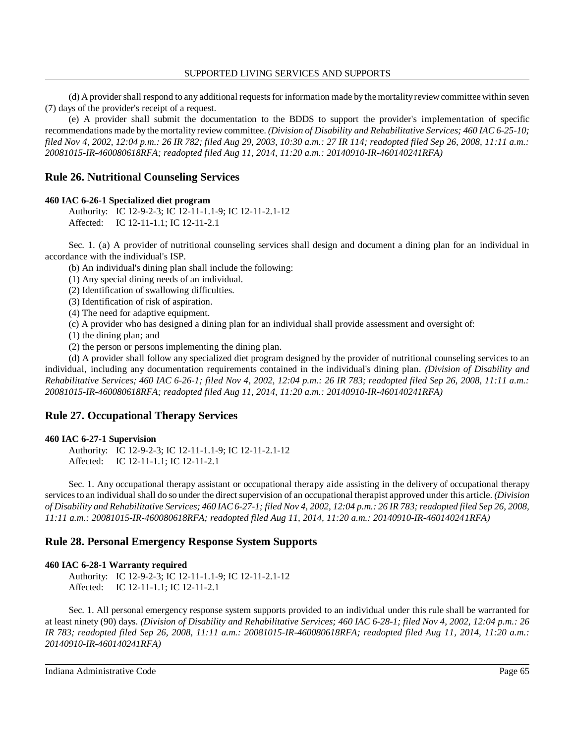(d) A provider shall respond to any additional requests for information made by the mortality review committee within seven (7) days of the provider's receipt of a request.

(e) A provider shall submit the documentation to the BDDS to support the provider's implementation of specific recommendations made by the mortality review committee. *(Division of Disability and Rehabilitative Services; 460 IAC 6-25-10; filed Nov 4, 2002, 12:04 p.m.: 26 IR 782; filed Aug 29, 2003, 10:30 a.m.: 27 IR 114; readopted filed Sep 26, 2008, 11:11 a.m.: 20081015-IR-460080618RFA; readopted filed Aug 11, 2014, 11:20 a.m.: 20140910-IR-460140241RFA)*

## Rule 26. Nutritional Counseling Services

**460 IAC 6-26-1 Specialized diet program**

Authority: IC 12-9-2-3; IC 12-11-1.1-9; IC 12-11-2.1-12
Affected: IC 12-11-1.1; IC 12-11-2.1

Sec. 1. (a) A provider of nutritional counseling services shall design and document a dining plan for an individual in accordance with the individual's ISP.

(b) An individual's dining plan shall include the following:

(1) Any special dining needs of an individual.

(2) Identification of swallowing difficulties.

(3) Identification of risk of aspiration.

(4) The need for adaptive equipment.

(c) A provider who has designed a dining plan for an individual shall provide assessment and oversight of:

(1) the dining plan; and

(2) the person or persons implementing the dining plan.

(d) A provider shall follow any specialized diet program designed by the provider of nutritional counseling services to an individual, including any documentation requirements contained in the individual's dining plan. *(Division of Disability and Rehabilitative Services; 460 IAC 6-26-1; filed Nov 4, 2002, 12:04 p.m.: 26 IR 783; readopted filed Sep 26, 2008, 11:11 a.m.: 20081015-IR-460080618RFA; readopted filed Aug 11, 2014, 11:20 a.m.: 20140910-IR-460140241RFA)*

## Rule 27. Occupational Therapy Services

**460 IAC 6-27-1 Supervision**

Authority: IC 12-9-2-3; IC 12-11-1.1-9; IC 12-11-2.1-12
Affected: IC 12-11-1.1; IC 12-11-2.1

Sec. 1. Any occupational therapy assistant or occupational therapy aide assisting in the delivery of occupational therapy services to an individual shall do so under the direct supervision of an occupational therapist approved under this article. *(Division of Disability and Rehabilitative Services; 460 IAC 6-27-1; filed Nov 4, 2002, 12:04 p.m.: 26 IR 783; readopted filed Sep 26, 2008, 11:11 a.m.: 20081015-IR-460080618RFA; readopted filed Aug 11, 2014, 11:20 a.m.: 20140910-IR-460140241RFA)*

## Rule 28. Personal Emergency Response System Supports

**460 IAC 6-28-1 Warranty required**

Authority: IC 12-9-2-3; IC 12-11-1.1-9; IC 12-11-2.1-12
Affected: IC 12-11-1.1; IC 12-11-2.1

Sec. 1. All personal emergency response system supports provided to an individual under this rule shall be warranted for at least ninety (90) days. *(Division of Disability and Rehabilitative Services; 460 IAC 6-28-1; filed Nov 4, 2002, 12:04 p.m.: 26 IR 783; readopted filed Sep 26, 2008, 11:11 a.m.: 20081015-IR-460080618RFA; readopted filed Aug 11, 2014, 11:20 a.m.: 20140910-IR-460140241RFA)*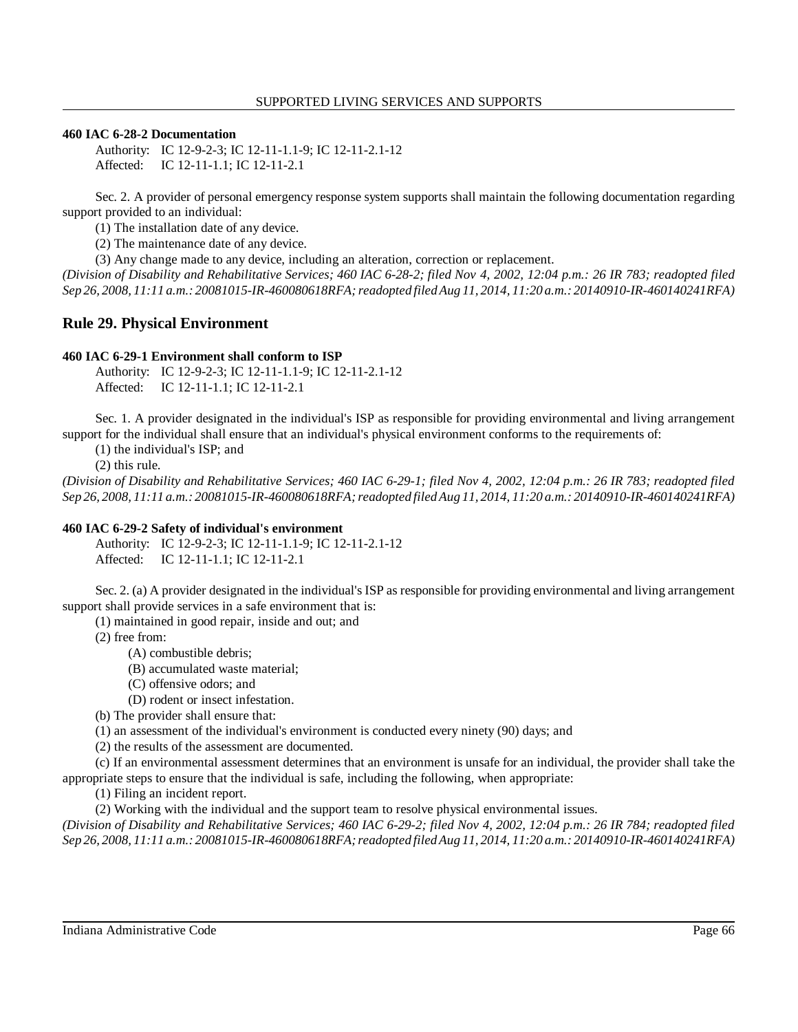**460 IAC 6-28-2 Documentation**

Authority: IC 12-9-2-3; IC 12-11-1.1-9; IC 12-11-2.1-12
Affected: IC 12-11-1.1; IC 12-11-2.1

Sec. 2. A provider of personal emergency response system supports shall maintain the following documentation regarding support provided to an individual:

(1) The installation date of any device.

(2) The maintenance date of any device.

(3) Any change made to any device, including an alteration, correction or replacement.

*(Division of Disability and Rehabilitative Services; 460 IAC 6-28-2; filed Nov 4, 2002, 12:04 p.m.: 26 IR 783; readopted filed Sep 26, 2008, 11:11 a.m.: 20081015-IR-460080618RFA; readopted filed Aug 11, 2014, 11:20 a.m.: 20140910-IR-460140241RFA)*

## Rule 29. Physical Environment

**460 IAC 6-29-1 Environment shall conform to ISP**

Authority: IC 12-9-2-3; IC 12-11-1.1-9; IC 12-11-2.1-12
Affected: IC 12-11-1.1; IC 12-11-2.1

Sec. 1. A provider designated in the individual's ISP as responsible for providing environmental and living arrangement support for the individual shall ensure that an individual's physical environment conforms to the requirements of:

(1) the individual's ISP; and

(2) this rule.

*(Division of Disability and Rehabilitative Services; 460 IAC 6-29-1; filed Nov 4, 2002, 12:04 p.m.: 26 IR 783; readopted filed Sep 26, 2008, 11:11 a.m.: 20081015-IR-460080618RFA; readopted filed Aug 11, 2014, 11:20 a.m.: 20140910-IR-460140241RFA)*

**460 IAC 6-29-2 Safety of individual's environment**

Authority: IC 12-9-2-3; IC 12-11-1.1-9; IC 12-11-2.1-12
Affected: IC 12-11-1.1; IC 12-11-2.1

Sec. 2. (a) A provider designated in the individual's ISP as responsible for providing environmental and living arrangement support shall provide services in a safe environment that is:

(1) maintained in good repair, inside and out; and

(2) free from:

(A) combustible debris;

(B) accumulated waste material;

(C) offensive odors; and

(D) rodent or insect infestation.

(b) The provider shall ensure that:

(1) an assessment of the individual's environment is conducted every ninety (90) days; and

(2) the results of the assessment are documented.

(c) If an environmental assessment determines that an environment is unsafe for an individual, the provider shall take the appropriate steps to ensure that the individual is safe, including the following, when appropriate:

(1) Filing an incident report.

(2) Working with the individual and the support team to resolve physical environmental issues.

*(Division of Disability and Rehabilitative Services; 460 IAC 6-29-2; filed Nov 4, 2002, 12:04 p.m.: 26 IR 784; readopted filed Sep 26, 2008, 11:11 a.m.: 20081015-IR-460080618RFA; readopted filed Aug 11, 2014, 11:20 a.m.: 20140910-IR-460140241RFA)*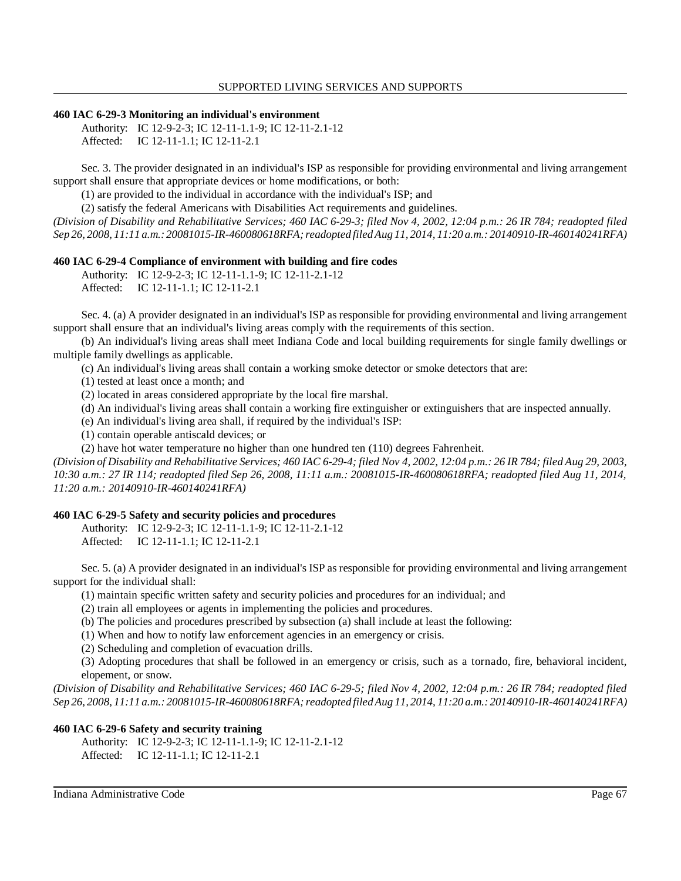**460 IAC 6-29-3 Monitoring an individual's environment**

Authority: IC 12-9-2-3; IC 12-11-1.1-9; IC 12-11-2.1-12
Affected: IC 12-11-1.1; IC 12-11-2.1

Sec. 3. The provider designated in an individual's ISP as responsible for providing environmental and living arrangement support shall ensure that appropriate devices or home modifications, or both:

(1) are provided to the individual in accordance with the individual's ISP; and

(2) satisfy the federal Americans with Disabilities Act requirements and guidelines.

*(Division of Disability and Rehabilitative Services; 460 IAC 6-29-3; filed Nov 4, 2002, 12:04 p.m.: 26 IR 784; readopted filed Sep 26, 2008, 11:11 a.m.: 20081015-IR-460080618RFA; readopted filed Aug 11, 2014, 11:20 a.m.: 20140910-IR-460140241RFA)*

**460 IAC 6-29-4 Compliance of environment with building and fire codes**

Authority: IC 12-9-2-3; IC 12-11-1.1-9; IC 12-11-2.1-12
Affected: IC 12-11-1.1; IC 12-11-2.1

Sec. 4. (a) A provider designated in an individual's ISP as responsible for providing environmental and living arrangement support shall ensure that an individual's living areas comply with the requirements of this section.

(b) An individual's living areas shall meet Indiana Code and local building requirements for single family dwellings or multiple family dwellings as applicable.

(c) An individual's living areas shall contain a working smoke detector or smoke detectors that are:

(1) tested at least once a month; and

(2) located in areas considered appropriate by the local fire marshal.

(d) An individual's living areas shall contain a working fire extinguisher or extinguishers that are inspected annually.

(e) An individual's living area shall, if required by the individual's ISP:

(1) contain operable antiscald devices; or

(2) have hot water temperature no higher than one hundred ten (110) degrees Fahrenheit.

*(Division of Disability and Rehabilitative Services; 460 IAC 6-29-4; filed Nov 4, 2002, 12:04 p.m.: 26 IR 784; filed Aug 29, 2003, 10:30 a.m.: 27 IR 114; readopted filed Sep 26, 2008, 11:11 a.m.: 20081015-IR-460080618RFA; readopted filed Aug 11, 2014, 11:20 a.m.: 20140910-IR-460140241RFA)*

**460 IAC 6-29-5 Safety and security policies and procedures**

Authority: IC 12-9-2-3; IC 12-11-1.1-9; IC 12-11-2.1-12
Affected: IC 12-11-1.1; IC 12-11-2.1

Sec. 5. (a) A provider designated in an individual's ISP as responsible for providing environmental and living arrangement support for the individual shall:

(1) maintain specific written safety and security policies and procedures for an individual; and

(2) train all employees or agents in implementing the policies and procedures.

(b) The policies and procedures prescribed by subsection (a) shall include at least the following:

(1) When and how to notify law enforcement agencies in an emergency or crisis.

(2) Scheduling and completion of evacuation drills.

(3) Adopting procedures that shall be followed in an emergency or crisis, such as a tornado, fire, behavioral incident, elopement, or snow.

*(Division of Disability and Rehabilitative Services; 460 IAC 6-29-5; filed Nov 4, 2002, 12:04 p.m.: 26 IR 784; readopted filed Sep 26, 2008, 11:11 a.m.: 20081015-IR-460080618RFA; readopted filed Aug 11, 2014, 11:20 a.m.: 20140910-IR-460140241RFA)*

**460 IAC 6-29-6 Safety and security training**

Authority: IC 12-9-2-3; IC 12-11-1.1-9; IC 12-11-2.1-12
Affected: IC 12-11-1.1; IC 12-11-2.1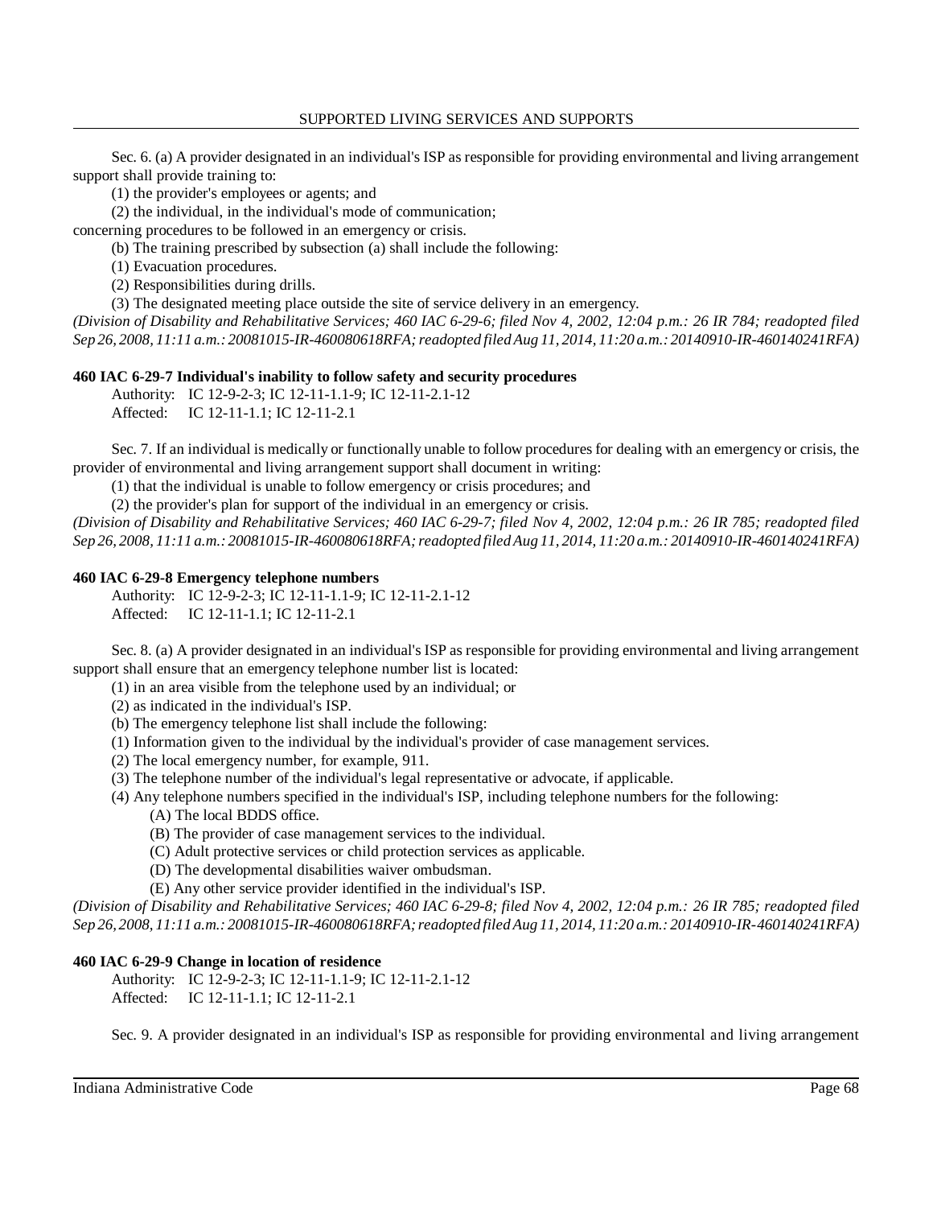Sec. 6. (a) A provider designated in an individual's ISP as responsible for providing environmental and living arrangement support shall provide training to:

(1) the provider's employees or agents; and

(2) the individual, in the individual's mode of communication;

concerning procedures to be followed in an emergency or crisis.

(b) The training prescribed by subsection (a) shall include the following:

(1) Evacuation procedures.

(2) Responsibilities during drills.

(3) The designated meeting place outside the site of service delivery in an emergency.

*(Division of Disability and Rehabilitative Services; 460 IAC 6-29-6; filed Nov 4, 2002, 12:04 p.m.: 26 IR 784; readopted filed Sep 26, 2008, 11:11 a.m.: 20081015-IR-460080618RFA; readopted filed Aug 11, 2014, 11:20 a.m.: 20140910-IR-460140241RFA)*

**460 IAC 6-29-7 Individual's inability to follow safety and security procedures**

Authority: IC 12-9-2-3; IC 12-11-1.1-9; IC 12-11-2.1-12

Affected: IC 12-11-1.1; IC 12-11-2.1

Sec. 7. If an individual is medically or functionally unable to follow procedures for dealing with an emergency or crisis, the provider of environmental and living arrangement support shall document in writing:

(1) that the individual is unable to follow emergency or crisis procedures; and

(2) the provider's plan for support of the individual in an emergency or crisis.

*(Division of Disability and Rehabilitative Services; 460 IAC 6-29-7; filed Nov 4, 2002, 12:04 p.m.: 26 IR 785; readopted filed Sep 26, 2008, 11:11 a.m.: 20081015-IR-460080618RFA; readopted filed Aug 11, 2014, 11:20 a.m.: 20140910-IR-460140241RFA)*

**460 IAC 6-29-8 Emergency telephone numbers**

Authority: IC 12-9-2-3; IC 12-11-1.1-9; IC 12-11-2.1-12

Affected: IC 12-11-1.1; IC 12-11-2.1

Sec. 8. (a) A provider designated in an individual's ISP as responsible for providing environmental and living arrangement support shall ensure that an emergency telephone number list is located:

(1) in an area visible from the telephone used by an individual; or

(2) as indicated in the individual's ISP.

(b) The emergency telephone list shall include the following:

(1) Information given to the individual by the individual's provider of case management services.

(2) The local emergency number, for example, 911.

(3) The telephone number of the individual's legal representative or advocate, if applicable.

(4) Any telephone numbers specified in the individual's ISP, including telephone numbers for the following:

(A) The local BDDS office.

(B) The provider of case management services to the individual.

(C) Adult protective services or child protection services as applicable.

(D) The developmental disabilities waiver ombudsman.

(E) Any other service provider identified in the individual's ISP.

*(Division of Disability and Rehabilitative Services; 460 IAC 6-29-8; filed Nov 4, 2002, 12:04 p.m.: 26 IR 785; readopted filed Sep 26, 2008, 11:11 a.m.: 20081015-IR-460080618RFA; readopted filed Aug 11, 2014, 11:20 a.m.: 20140910-IR-460140241RFA)*

**460 IAC 6-29-9 Change in location of residence**

Authority: IC 12-9-2-3; IC 12-11-1.1-9; IC 12-11-2.1-12

Affected: IC 12-11-1.1; IC 12-11-2.1

Sec. 9. A provider designated in an individual's ISP as responsible for providing environmental and living arrangement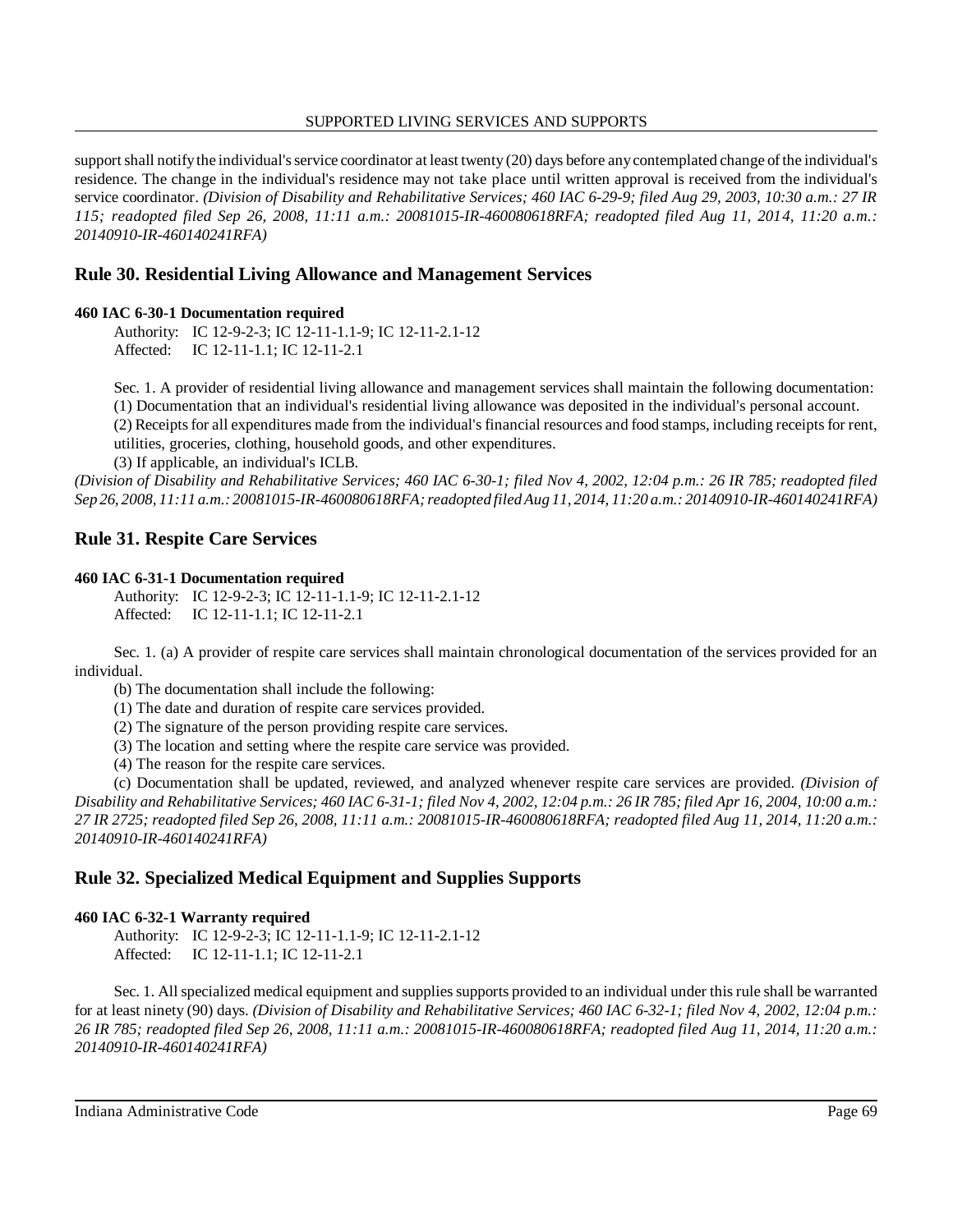support shall notify the individual's service coordinator at least twenty (20) days before any contemplated change of the individual's residence. The change in the individual's residence may not take place until written approval is received from the individual's service coordinator. *(Division of Disability and Rehabilitative Services; 460 IAC 6-29-9; filed Aug 29, 2003, 10:30 a.m.: 27 IR 115; readopted filed Sep 26, 2008, 11:11 a.m.: 20081015-IR-460080618RFA; readopted filed Aug 11, 2014, 11:20 a.m.: 20140910-IR-460140241RFA)*

## Rule 30. Residential Living Allowance and Management Services

**460 IAC 6-30-1 Documentation required**

Authority: IC 12-9-2-3; IC 12-11-1.1-9; IC 12-11-2.1-12
Affected: IC 12-11-1.1; IC 12-11-2.1

Sec. 1. A provider of residential living allowance and management services shall maintain the following documentation:

(1) Documentation that an individual's residential living allowance was deposited in the individual's personal account.

(2) Receipts for all expenditures made from the individual's financial resources and food stamps, including receipts for rent, utilities, groceries, clothing, household goods, and other expenditures.

(3) If applicable, an individual's ICLB.

*(Division of Disability and Rehabilitative Services; 460 IAC 6-30-1; filed Nov 4, 2002, 12:04 p.m.: 26 IR 785; readopted filed Sep 26, 2008, 11:11 a.m.: 20081015-IR-460080618RFA; readopted filed Aug 11, 2014, 11:20 a.m.: 20140910-IR-460140241RFA)*

## Rule 31. Respite Care Services

**460 IAC 6-31-1 Documentation required**

Authority: IC 12-9-2-3; IC 12-11-1.1-9; IC 12-11-2.1-12
Affected: IC 12-11-1.1; IC 12-11-2.1

Sec. 1. (a) A provider of respite care services shall maintain chronological documentation of the services provided for an individual.

(b) The documentation shall include the following:

(1) The date and duration of respite care services provided.

(2) The signature of the person providing respite care services.

(3) The location and setting where the respite care service was provided.

(4) The reason for the respite care services.

(c) Documentation shall be updated, reviewed, and analyzed whenever respite care services are provided. *(Division of Disability and Rehabilitative Services; 460 IAC 6-31-1; filed Nov 4, 2002, 12:04 p.m.: 26 IR 785; filed Apr 16, 2004, 10:00 a.m.: 27 IR 2725; readopted filed Sep 26, 2008, 11:11 a.m.: 20081015-IR-460080618RFA; readopted filed Aug 11, 2014, 11:20 a.m.: 20140910-IR-460140241RFA)*

## Rule 32. Specialized Medical Equipment and Supplies Supports

**460 IAC 6-32-1 Warranty required**

Authority: IC 12-9-2-3; IC 12-11-1.1-9; IC 12-11-2.1-12
Affected: IC 12-11-1.1; IC 12-11-2.1

Sec. 1. All specialized medical equipment and supplies supports provided to an individual under this rule shall be warranted for at least ninety (90) days. *(Division of Disability and Rehabilitative Services; 460 IAC 6-32-1; filed Nov 4, 2002, 12:04 p.m.: 26 IR 785; readopted filed Sep 26, 2008, 11:11 a.m.: 20081015-IR-460080618RFA; readopted filed Aug 11, 2014, 11:20 a.m.: 20140910-IR-460140241RFA)*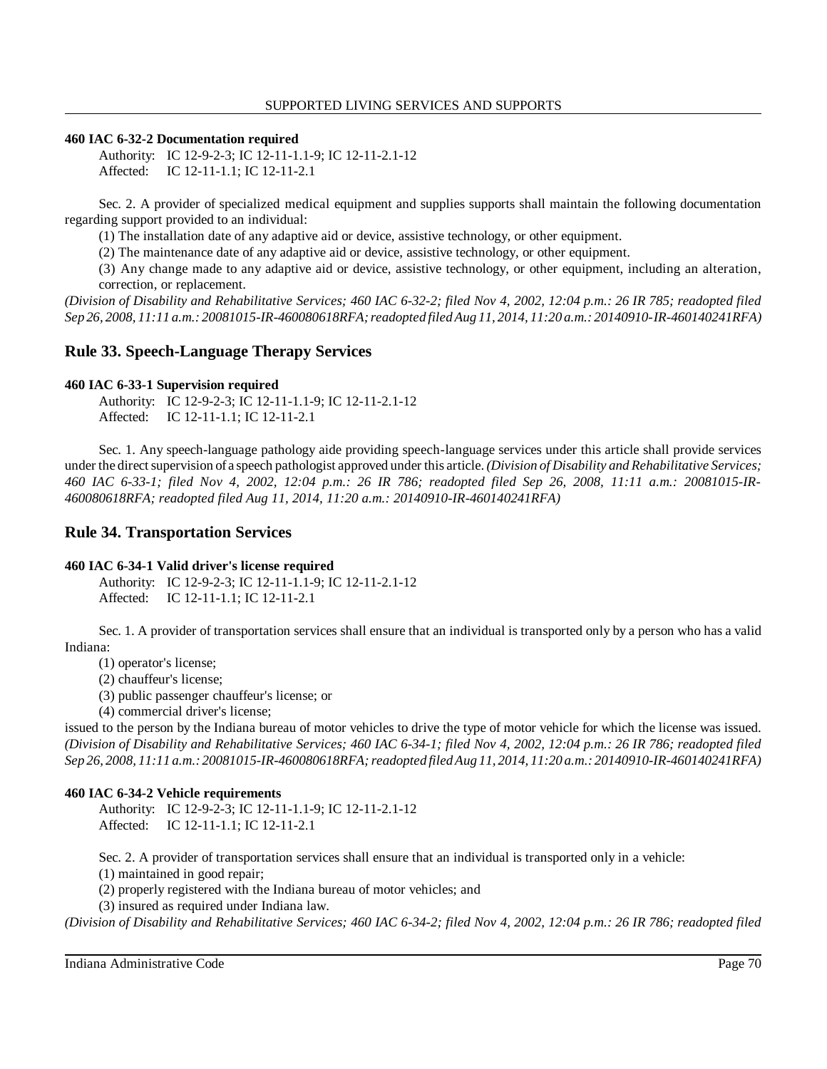**460 IAC 6-32-2 Documentation required**

Authority: IC 12-9-2-3; IC 12-11-1.1-9; IC 12-11-2.1-12
Affected: IC 12-11-1.1; IC 12-11-2.1

Sec. 2. A provider of specialized medical equipment and supplies supports shall maintain the following documentation regarding support provided to an individual:

(1) The installation date of any adaptive aid or device, assistive technology, or other equipment.

(2) The maintenance date of any adaptive aid or device, assistive technology, or other equipment.

(3) Any change made to any adaptive aid or device, assistive technology, or other equipment, including an alteration, correction, or replacement.

*(Division of Disability and Rehabilitative Services; 460 IAC 6-32-2; filed Nov 4, 2002, 12:04 p.m.: 26 IR 785; readopted filed Sep 26, 2008, 11:11 a.m.: 20081015-IR-460080618RFA; readopted filed Aug 11, 2014, 11:20 a.m.: 20140910-IR-460140241RFA)*

## Rule 33. Speech-Language Therapy Services

**460 IAC 6-33-1 Supervision required**

Authority: IC 12-9-2-3; IC 12-11-1.1-9; IC 12-11-2.1-12
Affected: IC 12-11-1.1; IC 12-11-2.1

Sec. 1. Any speech-language pathology aide providing speech-language services under this article shall provide services under the direct supervision of a speech pathologist approved under this article. *(Division of Disability and Rehabilitative Services; 460 IAC 6-33-1; filed Nov 4, 2002, 12:04 p.m.: 26 IR 786; readopted filed Sep 26, 2008, 11:11 a.m.: 20081015-IR-460080618RFA; readopted filed Aug 11, 2014, 11:20 a.m.: 20140910-IR-460140241RFA)*

## Rule 34. Transportation Services

**460 IAC 6-34-1 Valid driver's license required**

Authority: IC 12-9-2-3; IC 12-11-1.1-9; IC 12-11-2.1-12
Affected: IC 12-11-1.1; IC 12-11-2.1

Sec. 1. A provider of transportation services shall ensure that an individual is transported only by a person who has a valid Indiana:

(1) operator's license;

(2) chauffeur's license;

(3) public passenger chauffeur's license; or

(4) commercial driver's license;

issued to the person by the Indiana bureau of motor vehicles to drive the type of motor vehicle for which the license was issued. *(Division of Disability and Rehabilitative Services; 460 IAC 6-34-1; filed Nov 4, 2002, 12:04 p.m.: 26 IR 786; readopted filed Sep 26, 2008, 11:11 a.m.: 20081015-IR-460080618RFA; readopted filed Aug 11, 2014, 11:20 a.m.: 20140910-IR-460140241RFA)*

**460 IAC 6-34-2 Vehicle requirements**

Authority: IC 12-9-2-3; IC 12-11-1.1-9; IC 12-11-2.1-12
Affected: IC 12-11-1.1; IC 12-11-2.1

Sec. 2. A provider of transportation services shall ensure that an individual is transported only in a vehicle:

(1) maintained in good repair;

(2) properly registered with the Indiana bureau of motor vehicles; and

(3) insured as required under Indiana law.

*(Division of Disability and Rehabilitative Services; 460 IAC 6-34-2; filed Nov 4, 2002, 12:04 p.m.: 26 IR 786; readopted filed*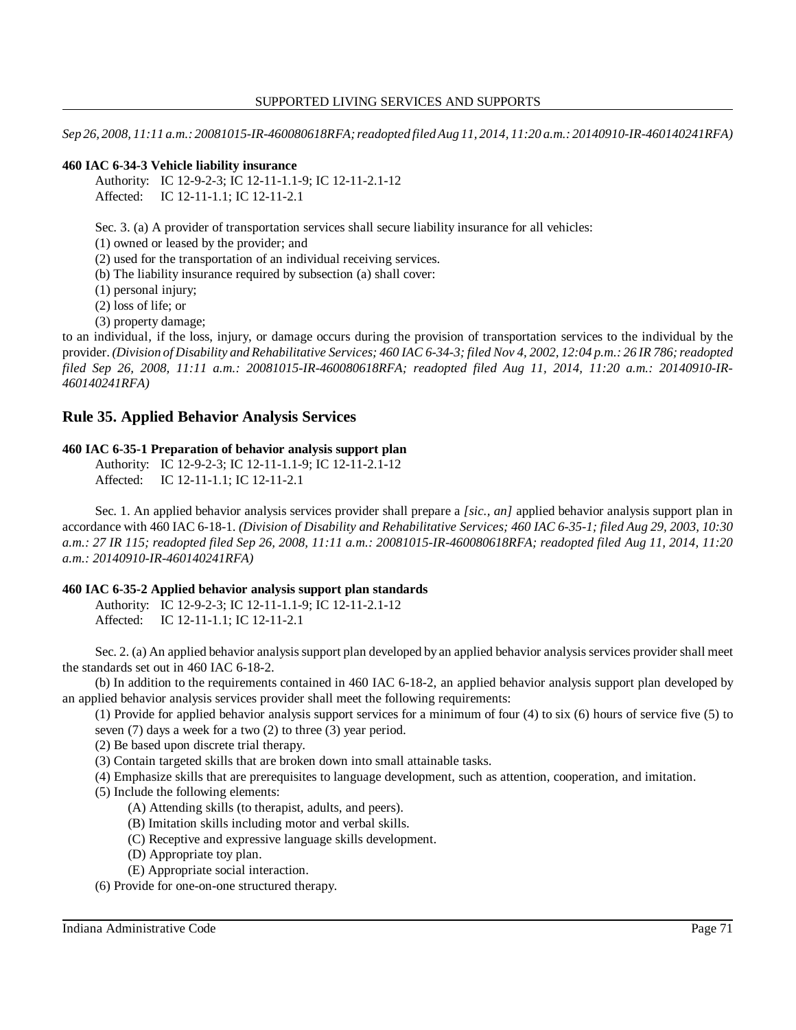*Sep 26, 2008, 11:11 a.m.: 20081015-IR-460080618RFA; readopted filed Aug 11, 2014, 11:20 a.m.: 20140910-IR-460140241RFA)*

**460 IAC 6-34-3 Vehicle liability insurance**

Authority: IC 12-9-2-3; IC 12-11-1.1-9; IC 12-11-2.1-12
Affected: IC 12-11-1.1; IC 12-11-2.1

Sec. 3. (a) A provider of transportation services shall secure liability insurance for all vehicles:

(1) owned or leased by the provider; and

(2) used for the transportation of an individual receiving services.

(b) The liability insurance required by subsection (a) shall cover:

(1) personal injury;

(2) loss of life; or

(3) property damage;

to an individual, if the loss, injury, or damage occurs during the provision of transportation services to the individual by the provider. *(Division of Disability and Rehabilitative Services; 460 IAC 6-34-3; filed Nov 4, 2002, 12:04 p.m.: 26 IR 786; readopted filed Sep 26, 2008, 11:11 a.m.: 20081015-IR-460080618RFA; readopted filed Aug 11, 2014, 11:20 a.m.: 20140910-IR-460140241RFA)*

## Rule 35. Applied Behavior Analysis Services

**460 IAC 6-35-1 Preparation of behavior analysis support plan**

Authority: IC 12-9-2-3; IC 12-11-1.1-9; IC 12-11-2.1-12
Affected: IC 12-11-1.1; IC 12-11-2.1

Sec. 1. An applied behavior analysis services provider shall prepare a *[sic., an]* applied behavior analysis support plan in accordance with 460 IAC 6-18-1. *(Division of Disability and Rehabilitative Services; 460 IAC 6-35-1; filed Aug 29, 2003, 10:30 a.m.: 27 IR 115; readopted filed Sep 26, 2008, 11:11 a.m.: 20081015-IR-460080618RFA; readopted filed Aug 11, 2014, 11:20 a.m.: 20140910-IR-460140241RFA)*

**460 IAC 6-35-2 Applied behavior analysis support plan standards**

Authority: IC 12-9-2-3; IC 12-11-1.1-9; IC 12-11-2.1-12
Affected: IC 12-11-1.1; IC 12-11-2.1

Sec. 2. (a) An applied behavior analysis support plan developed by an applied behavior analysis services provider shall meet the standards set out in 460 IAC 6-18-2.

(b) In addition to the requirements contained in 460 IAC 6-18-2, an applied behavior analysis support plan developed by an applied behavior analysis services provider shall meet the following requirements:

(1) Provide for applied behavior analysis support services for a minimum of four (4) to six (6) hours of service five (5) to seven (7) days a week for a two (2) to three (3) year period.

(2) Be based upon discrete trial therapy.

(3) Contain targeted skills that are broken down into small attainable tasks.

(4) Emphasize skills that are prerequisites to language development, such as attention, cooperation, and imitation.

(5) Include the following elements:

  (A) Attending skills (to therapist, adults, and peers).

  (B) Imitation skills including motor and verbal skills.

  (C) Receptive and expressive language skills development.

  (D) Appropriate toy plan.

  (E) Appropriate social interaction.

(6) Provide for one-on-one structured therapy.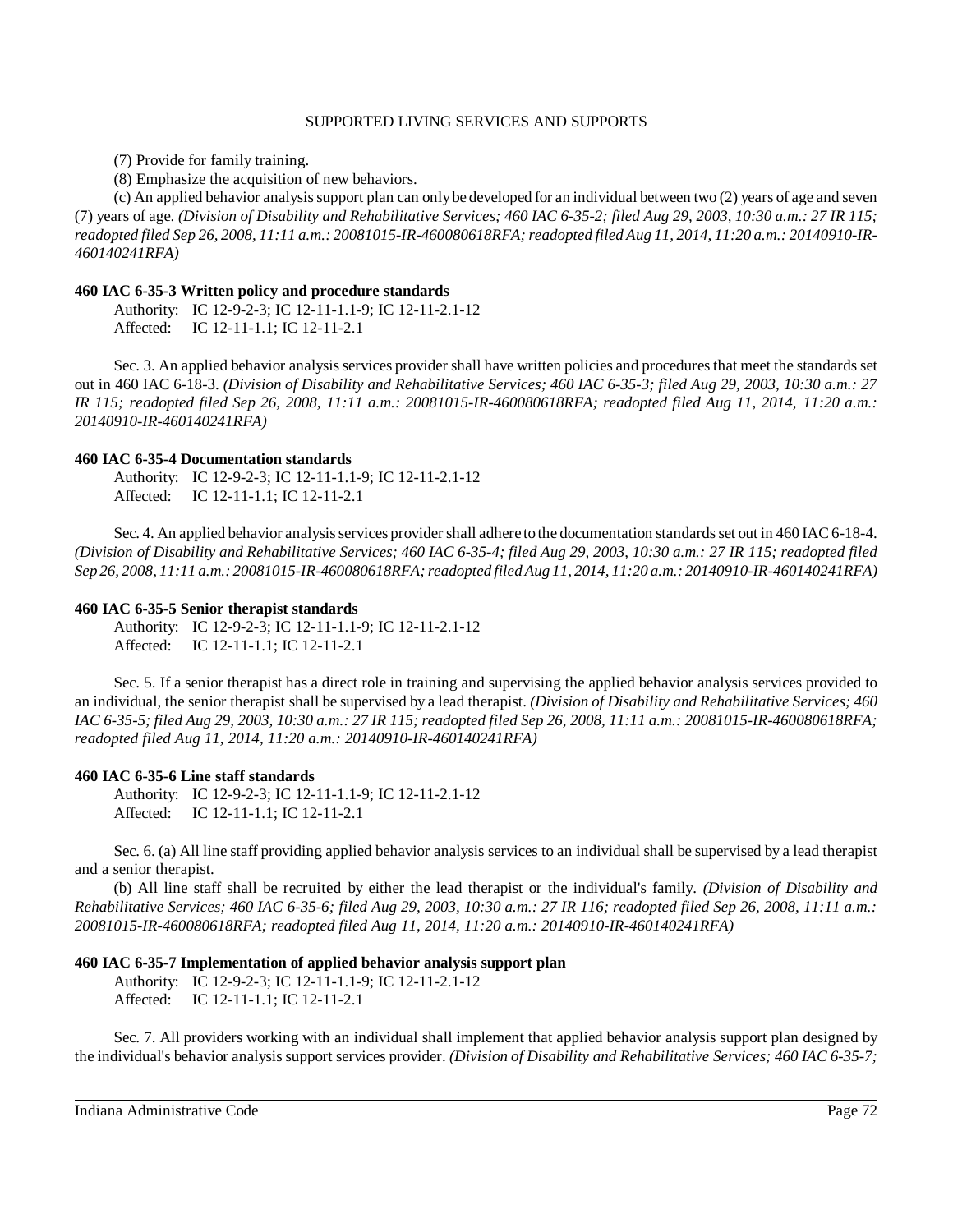(7) Provide for family training.

(8) Emphasize the acquisition of new behaviors.

(c) An applied behavior analysis support plan can only be developed for an individual between two (2) years of age and seven (7) years of age. *(Division of Disability and Rehabilitative Services; 460 IAC 6-35-2; filed Aug 29, 2003, 10:30 a.m.: 27 IR 115; readopted filed Sep 26, 2008, 11:11 a.m.: 20081015-IR-460080618RFA; readopted filed Aug 11, 2014, 11:20 a.m.: 20140910-IR-460140241RFA)*

**460 IAC 6-35-3 Written policy and procedure standards**

Authority: IC 12-9-2-3; IC 12-11-1.1-9; IC 12-11-2.1-12
Affected: IC 12-11-1.1; IC 12-11-2.1

Sec. 3. An applied behavior analysis services provider shall have written policies and procedures that meet the standards set out in 460 IAC 6-18-3. *(Division of Disability and Rehabilitative Services; 460 IAC 6-35-3; filed Aug 29, 2003, 10:30 a.m.: 27 IR 115; readopted filed Sep 26, 2008, 11:11 a.m.: 20081015-IR-460080618RFA; readopted filed Aug 11, 2014, 11:20 a.m.: 20140910-IR-460140241RFA)*

**460 IAC 6-35-4 Documentation standards**

Authority: IC 12-9-2-3; IC 12-11-1.1-9; IC 12-11-2.1-12
Affected: IC 12-11-1.1; IC 12-11-2.1

Sec. 4. An applied behavior analysis services provider shall adhere to the documentation standards set out in 460 IAC 6-18-4. *(Division of Disability and Rehabilitative Services; 460 IAC 6-35-4; filed Aug 29, 2003, 10:30 a.m.: 27 IR 115; readopted filed Sep 26, 2008, 11:11 a.m.: 20081015-IR-460080618RFA; readopted filed Aug 11, 2014, 11:20 a.m.: 20140910-IR-460140241RFA)*

**460 IAC 6-35-5 Senior therapist standards**

Authority: IC 12-9-2-3; IC 12-11-1.1-9; IC 12-11-2.1-12
Affected: IC 12-11-1.1; IC 12-11-2.1

Sec. 5. If a senior therapist has a direct role in training and supervising the applied behavior analysis services provided to an individual, the senior therapist shall be supervised by a lead therapist. *(Division of Disability and Rehabilitative Services; 460 IAC 6-35-5; filed Aug 29, 2003, 10:30 a.m.: 27 IR 115; readopted filed Sep 26, 2008, 11:11 a.m.: 20081015-IR-460080618RFA; readopted filed Aug 11, 2014, 11:20 a.m.: 20140910-IR-460140241RFA)*

**460 IAC 6-35-6 Line staff standards**

Authority: IC 12-9-2-3; IC 12-11-1.1-9; IC 12-11-2.1-12
Affected: IC 12-11-1.1; IC 12-11-2.1

Sec. 6. (a) All line staff providing applied behavior analysis services to an individual shall be supervised by a lead therapist and a senior therapist.

(b) All line staff shall be recruited by either the lead therapist or the individual's family. *(Division of Disability and Rehabilitative Services; 460 IAC 6-35-6; filed Aug 29, 2003, 10:30 a.m.: 27 IR 116; readopted filed Sep 26, 2008, 11:11 a.m.: 20081015-IR-460080618RFA; readopted filed Aug 11, 2014, 11:20 a.m.: 20140910-IR-460140241RFA)*

**460 IAC 6-35-7 Implementation of applied behavior analysis support plan**

Authority: IC 12-9-2-3; IC 12-11-1.1-9; IC 12-11-2.1-12
Affected: IC 12-11-1.1; IC 12-11-2.1

Sec. 7. All providers working with an individual shall implement that applied behavior analysis support plan designed by the individual's behavior analysis support services provider. *(Division of Disability and Rehabilitative Services; 460 IAC 6-35-7;*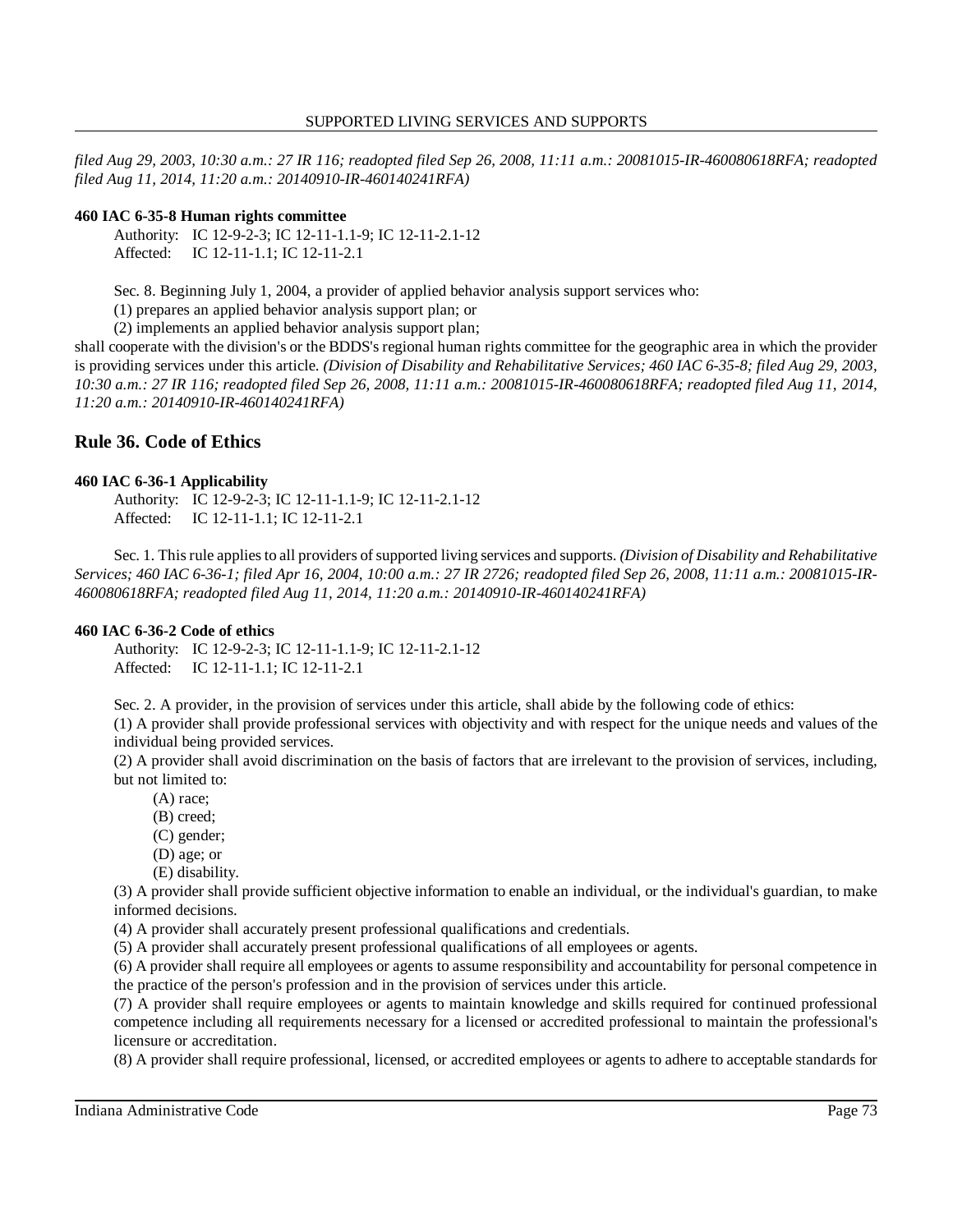*filed Aug 29, 2003, 10:30 a.m.: 27 IR 116; readopted filed Sep 26, 2008, 11:11 a.m.: 20081015-IR-460080618RFA; readopted filed Aug 11, 2014, 11:20 a.m.: 20140910-IR-460140241RFA)*

**460 IAC 6-35-8 Human rights committee**

Authority: IC 12-9-2-3; IC 12-11-1.1-9; IC 12-11-2.1-12
Affected: IC 12-11-1.1; IC 12-11-2.1

Sec. 8. Beginning July 1, 2004, a provider of applied behavior analysis support services who:
(1) prepares an applied behavior analysis support plan; or
(2) implements an applied behavior analysis support plan;
shall cooperate with the division's or the BDDS's regional human rights committee for the geographic area in which the provider is providing services under this article. *(Division of Disability and Rehabilitative Services; 460 IAC 6-35-8; filed Aug 29, 2003, 10:30 a.m.: 27 IR 116; readopted filed Sep 26, 2008, 11:11 a.m.: 20081015-IR-460080618RFA; readopted filed Aug 11, 2014, 11:20 a.m.: 20140910-IR-460140241RFA)*

## Rule 36. Code of Ethics

**460 IAC 6-36-1 Applicability**

Authority: IC 12-9-2-3; IC 12-11-1.1-9; IC 12-11-2.1-12
Affected: IC 12-11-1.1; IC 12-11-2.1

Sec. 1. This rule applies to all providers of supported living services and supports. *(Division of Disability and Rehabilitative Services; 460 IAC 6-36-1; filed Apr 16, 2004, 10:00 a.m.: 27 IR 2726; readopted filed Sep 26, 2008, 11:11 a.m.: 20081015-IR-460080618RFA; readopted filed Aug 11, 2014, 11:20 a.m.: 20140910-IR-460140241RFA)*

**460 IAC 6-36-2 Code of ethics**

Authority: IC 12-9-2-3; IC 12-11-1.1-9; IC 12-11-2.1-12
Affected: IC 12-11-1.1; IC 12-11-2.1

Sec. 2. A provider, in the provision of services under this article, shall abide by the following code of ethics:
(1) A provider shall provide professional services with objectivity and with respect for the unique needs and values of the individual being provided services.
(2) A provider shall avoid discrimination on the basis of factors that are irrelevant to the provision of services, including, but not limited to:
 (A) race;
 (B) creed;
 (C) gender;
 (D) age; or
 (E) disability.
(3) A provider shall provide sufficient objective information to enable an individual, or the individual's guardian, to make informed decisions.
(4) A provider shall accurately present professional qualifications and credentials.
(5) A provider shall accurately present professional qualifications of all employees or agents.
(6) A provider shall require all employees or agents to assume responsibility and accountability for personal competence in the practice of the person's profession and in the provision of services under this article.
(7) A provider shall require employees or agents to maintain knowledge and skills required for continued professional competence including all requirements necessary for a licensed or accredited professional to maintain the professional's licensure or accreditation.
(8) A provider shall require professional, licensed, or accredited employees or agents to adhere to acceptable standards for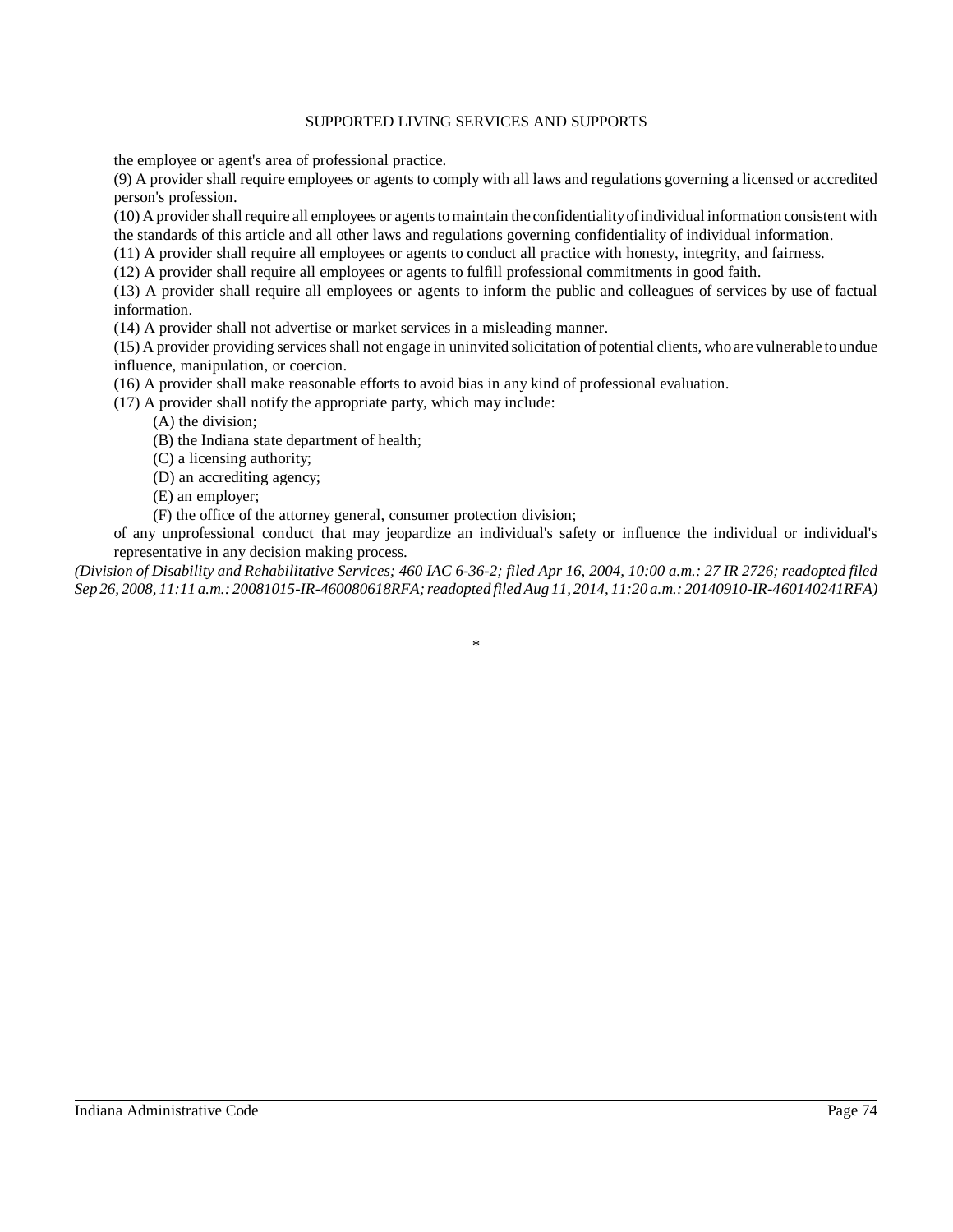the employee or agent's area of professional practice.

(9) A provider shall require employees or agents to comply with all laws and regulations governing a licensed or accredited person's profession.

(10) A provider shall require all employees or agents to maintain the confidentiality of individual information consistent with the standards of this article and all other laws and regulations governing confidentiality of individual information.

(11) A provider shall require all employees or agents to conduct all practice with honesty, integrity, and fairness.

(12) A provider shall require all employees or agents to fulfill professional commitments in good faith.

(13) A provider shall require all employees or agents to inform the public and colleagues of services by use of factual information.

(14) A provider shall not advertise or market services in a misleading manner.

(15) A provider providing services shall not engage in uninvited solicitation of potential clients, who are vulnerable to undue influence, manipulation, or coercion.

(16) A provider shall make reasonable efforts to avoid bias in any kind of professional evaluation.

(17) A provider shall notify the appropriate party, which may include:

- (A) the division;
- (B) the Indiana state department of health;
- (C) a licensing authority;
- (D) an accrediting agency;
- (E) an employer;
- (F) the office of the attorney general, consumer protection division;

of any unprofessional conduct that may jeopardize an individual's safety or influence the individual or individual's representative in any decision making process.

*(Division of Disability and Rehabilitative Services; 460 IAC 6-36-2; filed Apr 16, 2004, 10:00 a.m.: 27 IR 2726; readopted filed Sep 26, 2008, 11:11 a.m.: 20081015-IR-460080618RFA; readopted filed Aug 11, 2014, 11:20 a.m.: 20140910-IR-460140241RFA)*

*